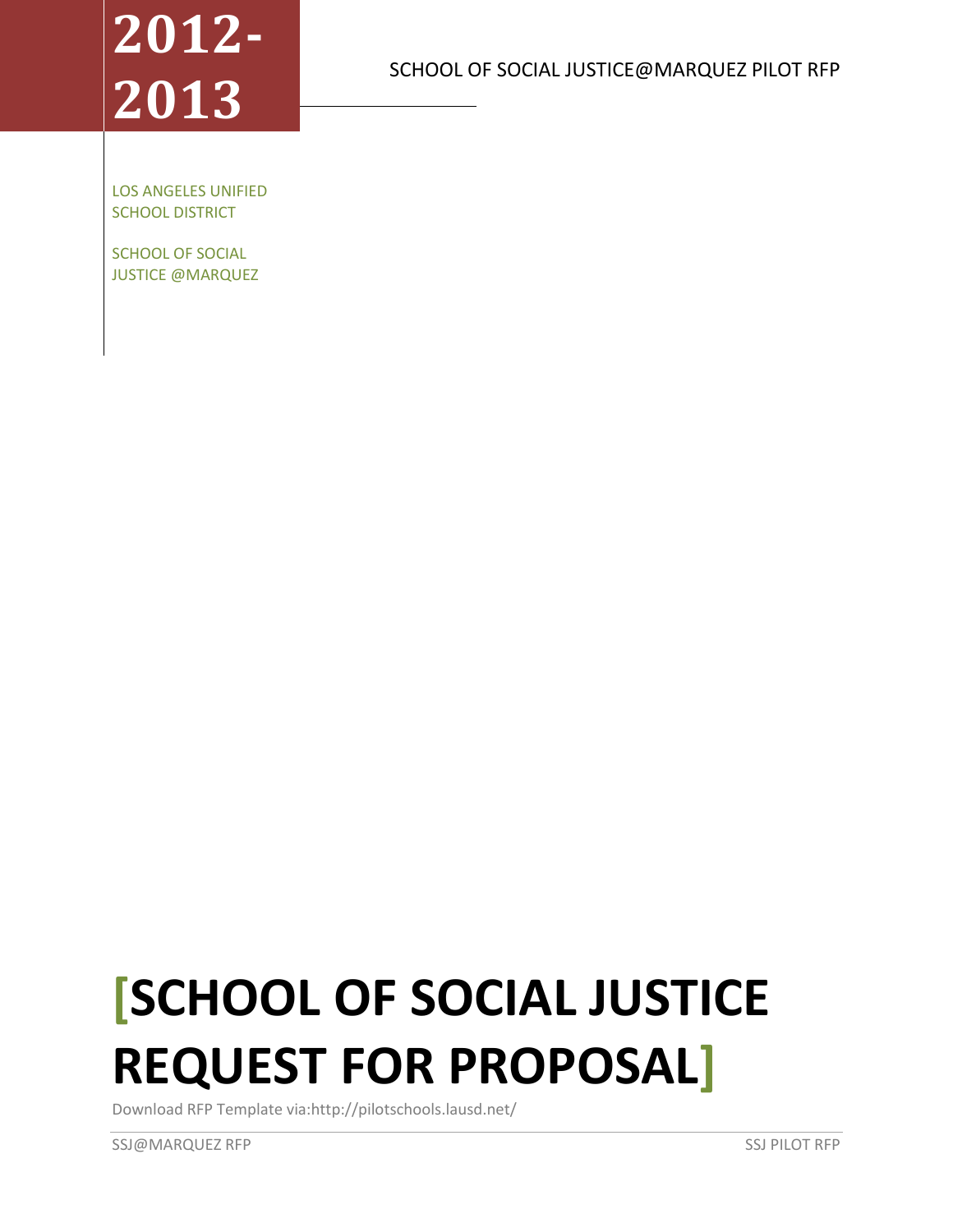**2012-2013**

SCHOOL OF SOCIAL JUSTICE@MARQUEZ PILOT RFP

LOS ANGELES UNIFIED SCHOOL DISTRICT

SCHOOL OF SOCIAL JUSTICE @MARQUEZ

# [SCHOOL OF SOCIAL JUSTICE REQUEST FOR PROPOSAL]

Download RFP Template via:http://pilotschools.lausd.net/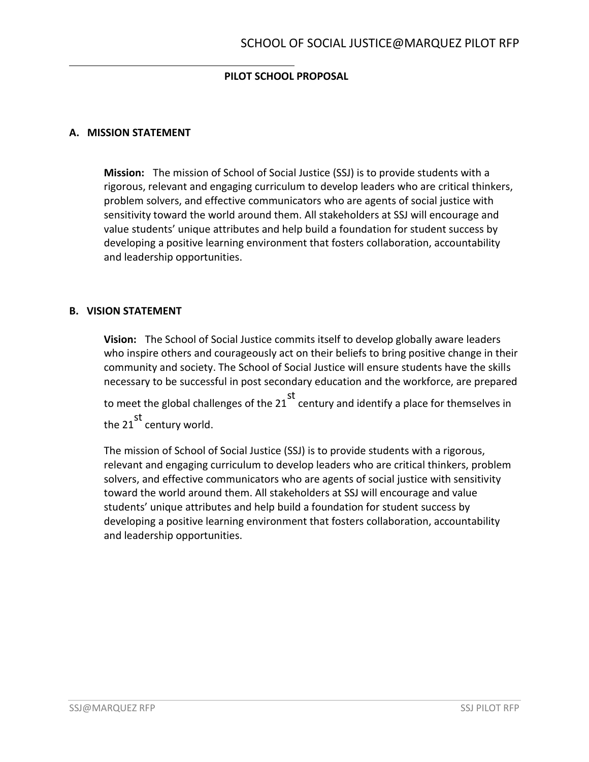**PILOT SCHOOL PROPOSAL**

## A. MISSION STATEMENT

**Mission:** The mission of School of Social Justice (SSJ) is to provide students with a rigorous, relevant and engaging curriculum to develop leaders who are critical thinkers, problem solvers, and effective communicators who are agents of social justice with sensitivity toward the world around them. All stakeholders at SSJ will encourage and value students' unique attributes and help build a foundation for student success by developing a positive learning environment that fosters collaboration, accountability and leadership opportunities.

## B. VISION STATEMENT

**Vision:** The School of Social Justice commits itself to develop globally aware leaders who inspire others and courageously act on their beliefs to bring positive change in their community and society. The School of Social Justice will ensure students have the skills necessary to be successful in post secondary education and the workforce, are prepared to meet the global challenges of the 21st century and identify a place for themselves in the 21st century world.

The mission of School of Social Justice (SSJ) is to provide students with a rigorous, relevant and engaging curriculum to develop leaders who are critical thinkers, problem solvers, and effective communicators who are agents of social justice with sensitivity toward the world around them. All stakeholders at SSJ will encourage and value students' unique attributes and help build a foundation for student success by developing a positive learning environment that fosters collaboration, accountability and leadership opportunities.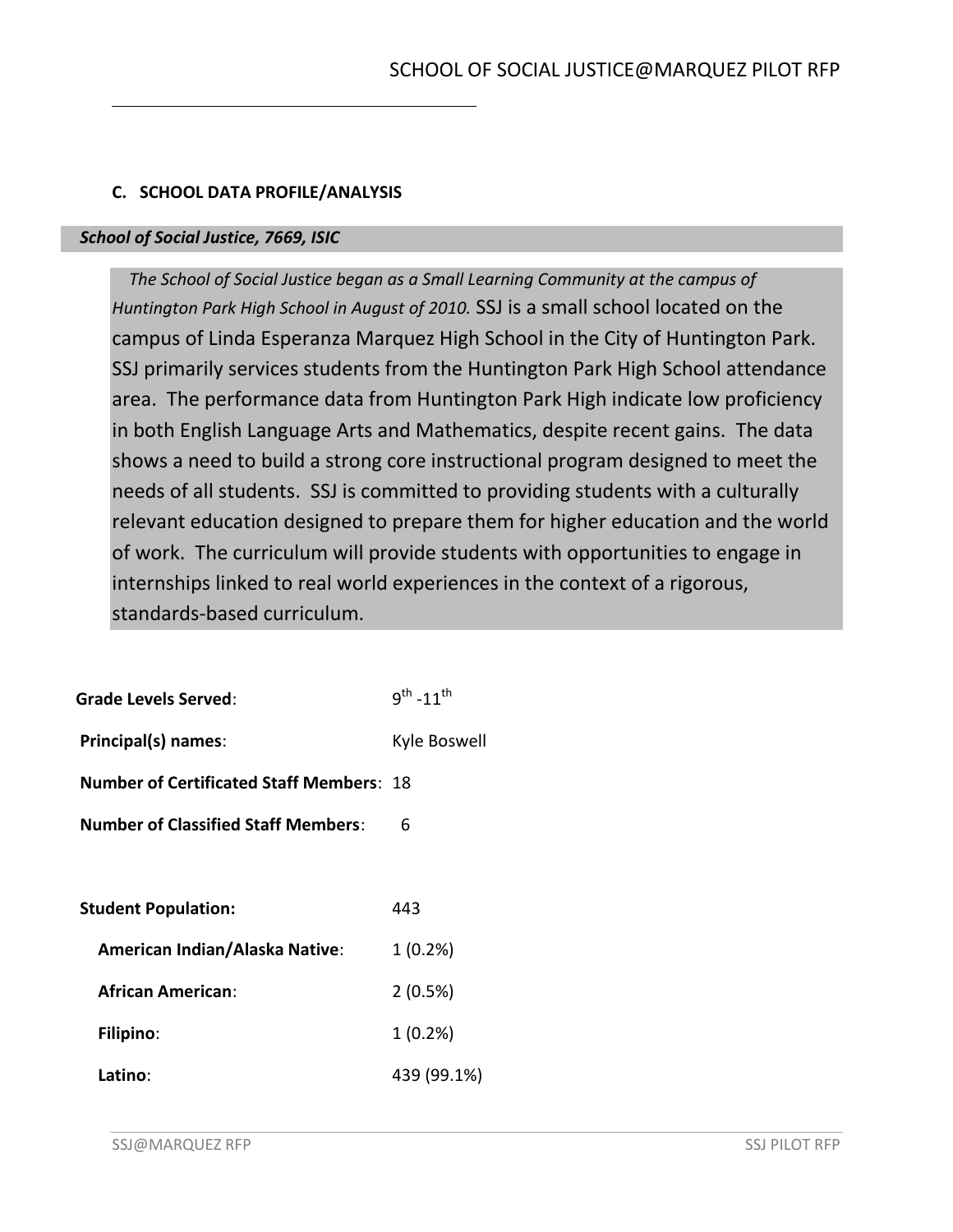### C. SCHOOL DATA PROFILE/ANALYSIS

***School of Social Justice, 7669, ISIC***

*The School of Social Justice began as a Small Learning Community at the campus of Huntington Park High School in August of 2010.* SSJ is a small school located on the campus of Linda Esperanza Marquez High School in the City of Huntington Park. SSJ primarily services students from the Huntington Park High School attendance area. The performance data from Huntington Park High indicate low proficiency in both English Language Arts and Mathematics, despite recent gains. The data shows a need to build a strong core instructional program designed to meet the needs of all students. SSJ is committed to providing students with a culturally relevant education designed to prepare them for higher education and the world of work. The curriculum will provide students with opportunities to engage in internships linked to real world experiences in the context of a rigorous, standards-based curriculum.

**Grade Levels Served**: 9th -11th

**Principal(s) names**: Kyle Boswell

**Number of Certificated Staff Members**: 18

**Number of Classified Staff Members**: 6

**Student Population:** 443

- **American Indian/Alaska Native**: 1 (0.2%)
- **African American**: 2 (0.5%)
- **Filipino**: 1 (0.2%)
- **Latino**: 439 (99.1%)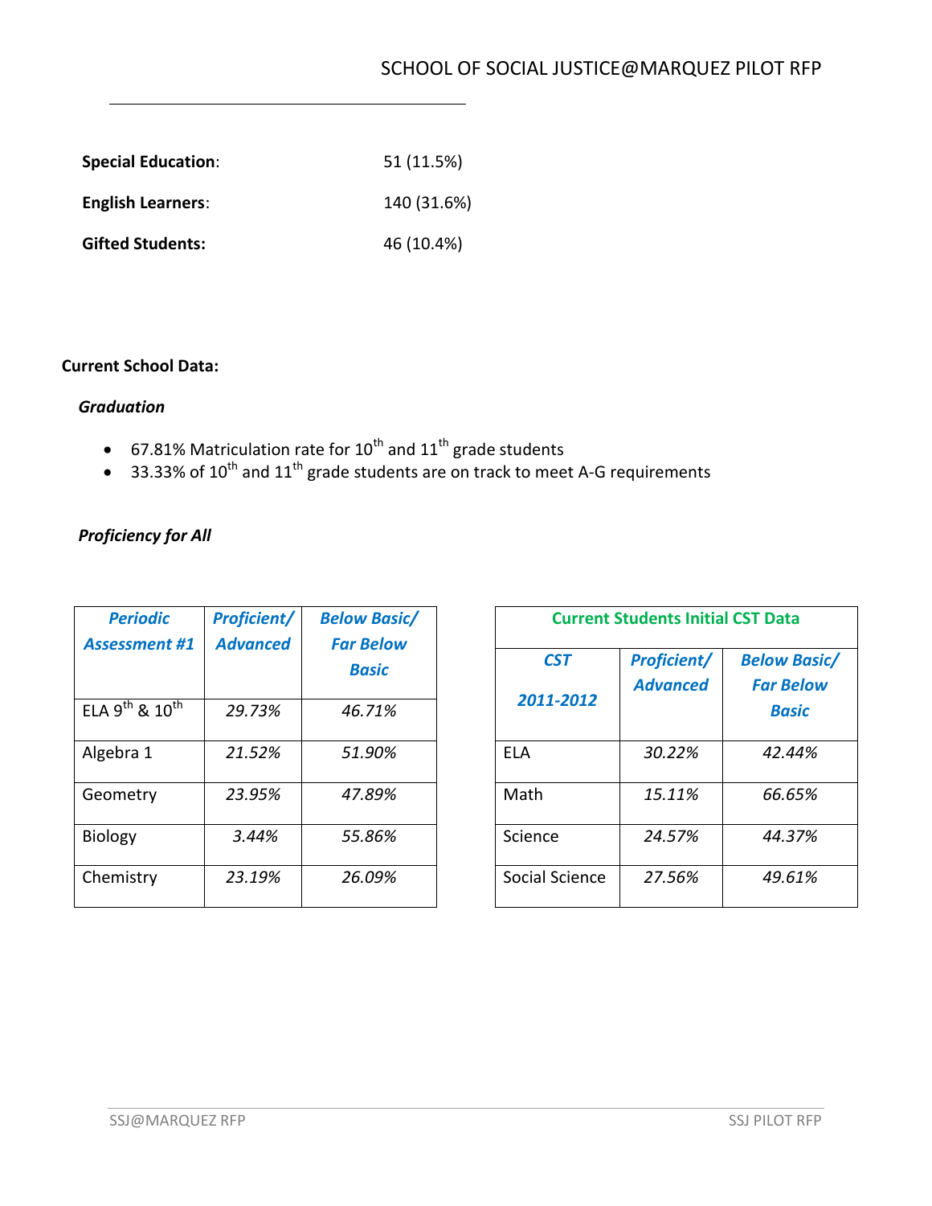**Special Education**: 51 (11.5%)

**English Learners**: 140 (31.6%)

**Gifted Students:** 46 (10.4%)

**Current School Data:**

***Graduation***

- 67.81% Matriculation rate for 10th and 11th grade students
- 33.33% of 10th and 11th grade students are on track to meet A-G requirements

***Proficiency for All***

| *Periodic Assessment #1* | *Proficient/ Advanced* | *Below Basic/ Far Below Basic* |
|---|---|---|
| ELA 9th & 10th | *29.73%* | *46.71%* |
| Algebra 1 | *21.52%* | *51.90%* |
| Geometry | *23.95%* | *47.89%* |
| Biology | *3.44%* | *55.86%* |
| Chemistry | *23.19%* | *26.09%* |

| **Current Students Initial CST Data** | | |
|---|---|---|
| *CST 2011-2012* | *Proficient/ Advanced* | *Below Basic/ Far Below Basic* |
| ELA | *30.22%* | *42.44%* |
| Math | *15.11%* | *66.65%* |
| Science | *24.57%* | *44.37%* |
| Social Science | *27.56%* | *49.61%* |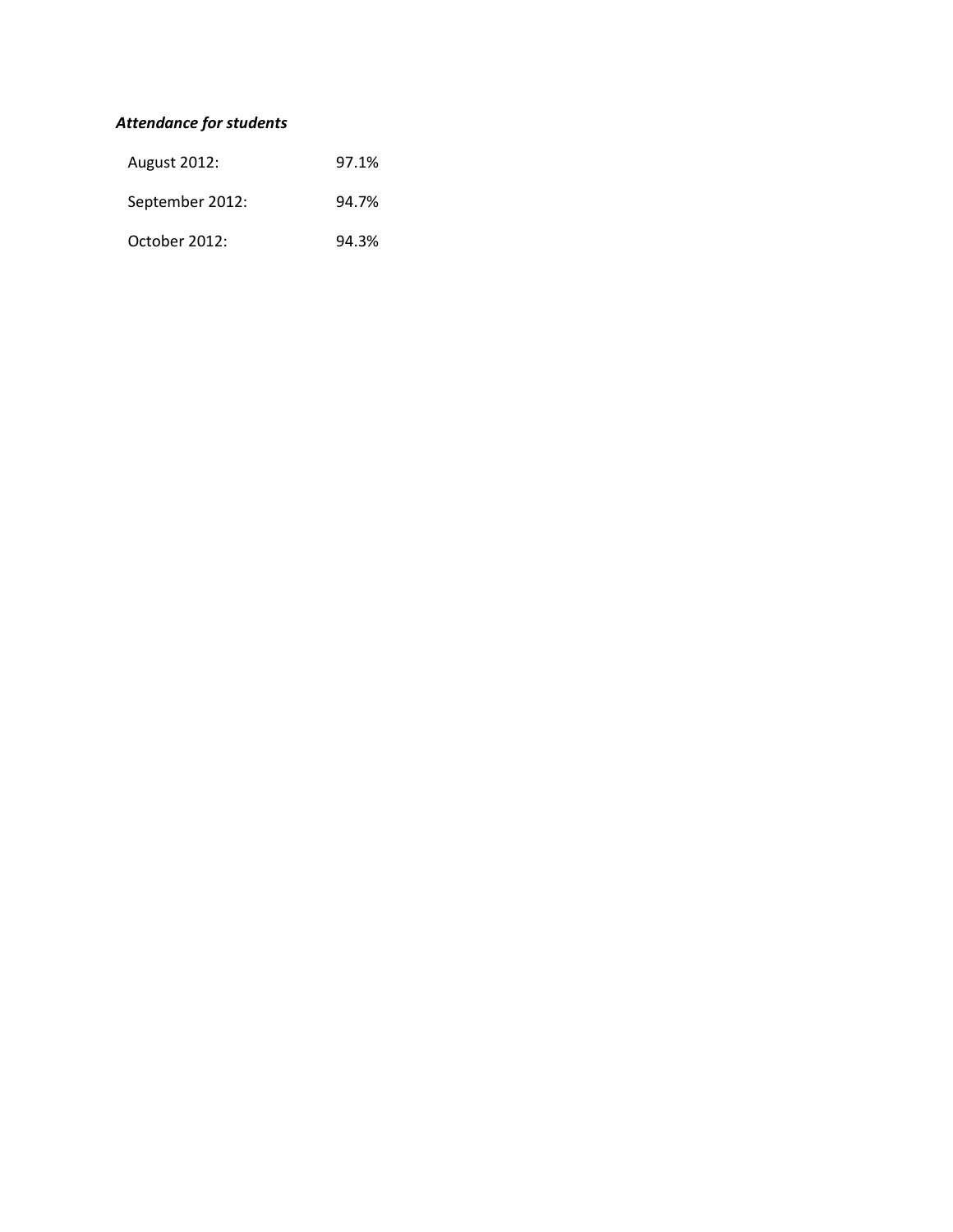***Attendance for students***

| | |
|---|---|
| August 2012: | 97.1% |
| September 2012: | 94.7% |
| October 2012: | 94.3% |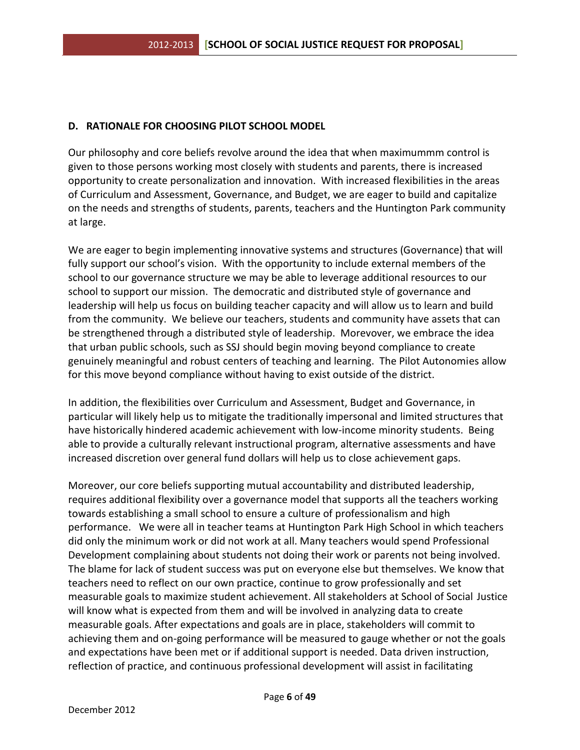## D. RATIONALE FOR CHOOSING PILOT SCHOOL MODEL

Our philosophy and core beliefs revolve around the idea that when maximummm control is given to those persons working most closely with students and parents, there is increased opportunity to create personalization and innovation. With increased flexibilities in the areas of Curriculum and Assessment, Governance, and Budget, we are eager to build and capitalize on the needs and strengths of students, parents, teachers and the Huntington Park community at large.

We are eager to begin implementing innovative systems and structures (Governance) that will fully support our school's vision. With the opportunity to include external members of the school to our governance structure we may be able to leverage additional resources to our school to support our mission. The democratic and distributed style of governance and leadership will help us focus on building teacher capacity and will allow us to learn and build from the community. We believe our teachers, students and community have assets that can be strengthened through a distributed style of leadership. Moreover, we embrace the idea that urban public schools, such as SSJ should begin moving beyond compliance to create genuinely meaningful and robust centers of teaching and learning. The Pilot Autonomies allow for this move beyond compliance without having to exist outside of the district.

In addition, the flexibilities over Curriculum and Assessment, Budget and Governance, in particular will likely help us to mitigate the traditionally impersonal and limited structures that have historically hindered academic achievement with low-income minority students. Being able to provide a culturally relevant instructional program, alternative assessments and have increased discretion over general fund dollars will help us to close achievement gaps.

Moreover, our core beliefs supporting mutual accountability and distributed leadership, requires additional flexibility over a governance model that supports all the teachers working towards establishing a small school to ensure a culture of professionalism and high performance. We were all in teacher teams at Huntington Park High School in which teachers did only the minimum work or did not work at all. Many teachers would spend Professional Development complaining about students not doing their work or parents not being involved. The blame for lack of student success was put on everyone else but themselves. We know that teachers need to reflect on our own practice, continue to grow professionally and set measurable goals to maximize student achievement. All stakeholders at School of Social Justice will know what is expected from them and will be involved in analyzing data to create measurable goals. After expectations and goals are in place, stakeholders will commit to achieving them and on-going performance will be measured to gauge whether or not the goals and expectations have been met or if additional support is needed. Data driven instruction, reflection of practice, and continuous professional development will assist in facilitating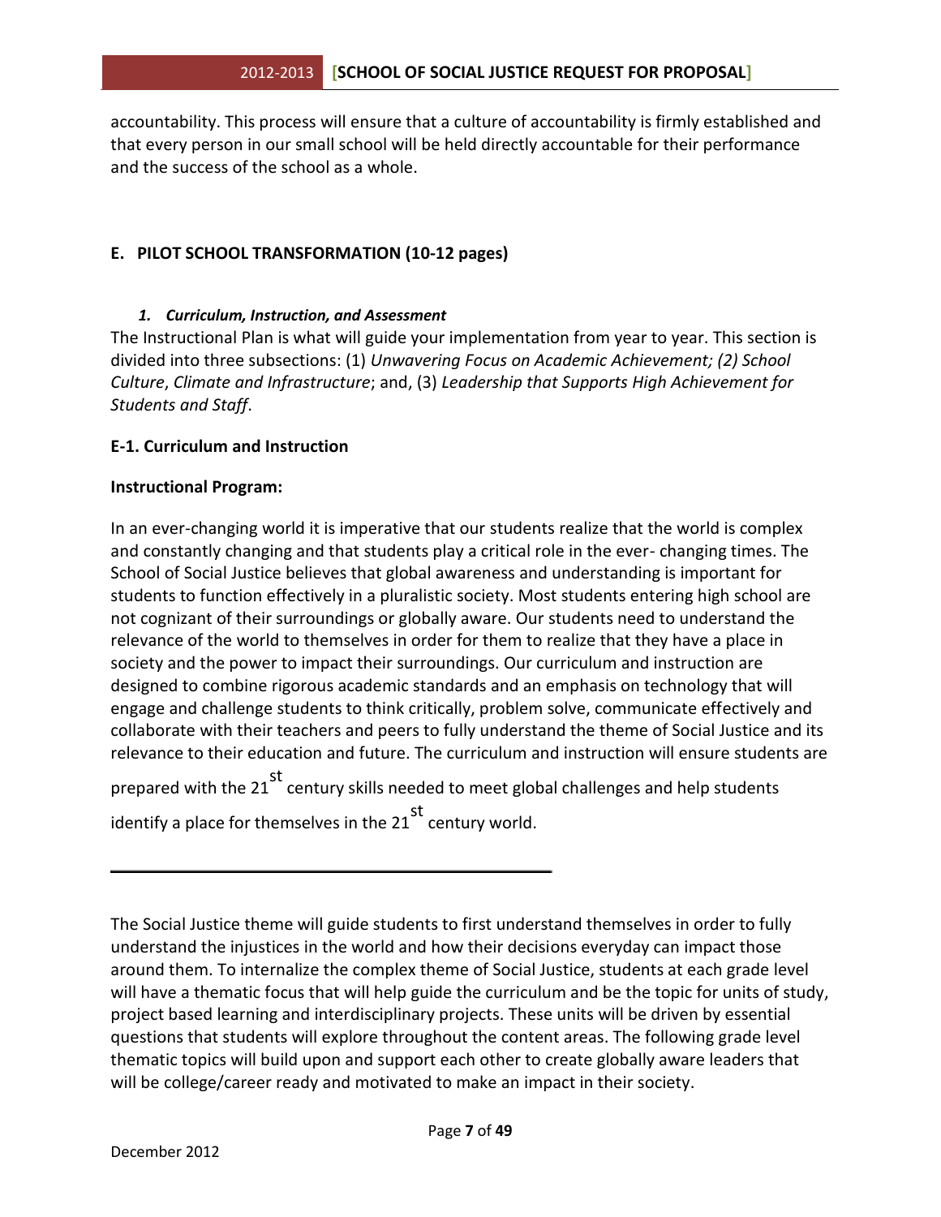accountability. This process will ensure that a culture of accountability is firmly established and that every person in our small school will be held directly accountable for their performance and the success of the school as a whole.

## E. PILOT SCHOOL TRANSFORMATION (10-12 pages)

### *1. Curriculum, Instruction, and Assessment*

The Instructional Plan is what will guide your implementation from year to year. This section is divided into three subsections: (1) *Unwavering Focus on Academic Achievement; (2) School Culture*, *Climate and Infrastructure*; and, (3) *Leadership that Supports High Achievement for Students and Staff*.

### E-1. Curriculum and Instruction

**Instructional Program:**

In an ever-changing world it is imperative that our students realize that the world is complex and constantly changing and that students play a critical role in the ever- changing times. The School of Social Justice believes that global awareness and understanding is important for students to function effectively in a pluralistic society. Most students entering high school are not cognizant of their surroundings or globally aware. Our students need to understand the relevance of the world to themselves in order for them to realize that they have a place in society and the power to impact their surroundings. Our curriculum and instruction are designed to combine rigorous academic standards and an emphasis on technology that will engage and challenge students to think critically, problem solve, communicate effectively and collaborate with their teachers and peers to fully understand the theme of Social Justice and its relevance to their education and future. The curriculum and instruction will ensure students are prepared with the 21st century skills needed to meet global challenges and help students identify a place for themselves in the 21st century world.

---

The Social Justice theme will guide students to first understand themselves in order to fully understand the injustices in the world and how their decisions everyday can impact those around them. To internalize the complex theme of Social Justice, students at each grade level will have a thematic focus that will help guide the curriculum and be the topic for units of study, project based learning and interdisciplinary projects. These units will be driven by essential questions that students will explore throughout the content areas. The following grade level thematic topics will build upon and support each other to create globally aware leaders that will be college/career ready and motivated to make an impact in their society.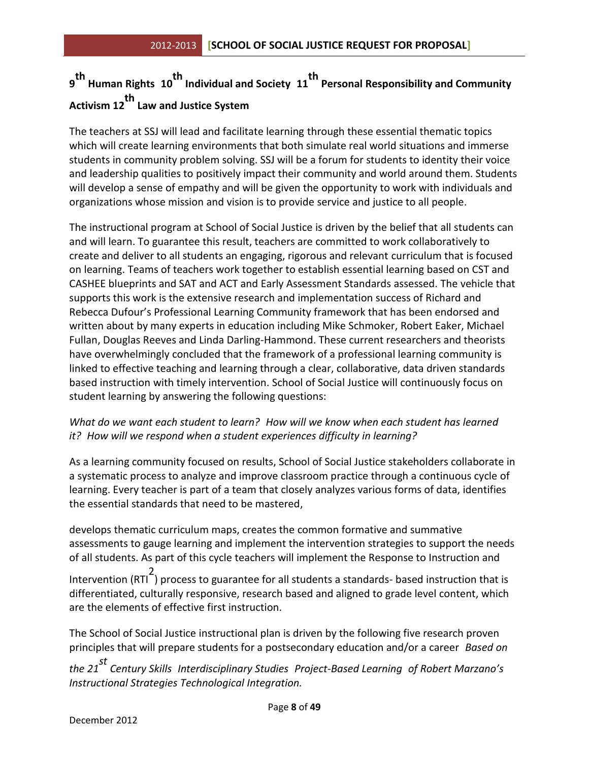**9th Human Rights 10th Individual and Society 11th Personal Responsibility and Community Activism 12th Law and Justice System**

The teachers at SSJ will lead and facilitate learning through these essential thematic topics which will create learning environments that both simulate real world situations and immerse students in community problem solving. SSJ will be a forum for students to identity their voice and leadership qualities to positively impact their community and world around them. Students will develop a sense of empathy and will be given the opportunity to work with individuals and organizations whose mission and vision is to provide service and justice to all people.

The instructional program at School of Social Justice is driven by the belief that all students can and will learn. To guarantee this result, teachers are committed to work collaboratively to create and deliver to all students an engaging, rigorous and relevant curriculum that is focused on learning. Teams of teachers work together to establish essential learning based on CST and CASHEE blueprints and SAT and ACT and Early Assessment Standards assessed. The vehicle that supports this work is the extensive research and implementation success of Richard and Rebecca Dufour's Professional Learning Community framework that has been endorsed and written about by many experts in education including Mike Schmoker, Robert Eaker, Michael Fullan, Douglas Reeves and Linda Darling-Hammond. These current researchers and theorists have overwhelmingly concluded that the framework of a professional learning community is linked to effective teaching and learning through a clear, collaborative, data driven standards based instruction with timely intervention. School of Social Justice will continuously focus on student learning by answering the following questions:

*What do we want each student to learn? How will we know when each student has learned it? How will we respond when a student experiences difficulty in learning?*

As a learning community focused on results, School of Social Justice stakeholders collaborate in a systematic process to analyze and improve classroom practice through a continuous cycle of learning. Every teacher is part of a team that closely analyzes various forms of data, identifies the essential standards that need to be mastered,

develops thematic curriculum maps, creates the common formative and summative assessments to gauge learning and implement the intervention strategies to support the needs of all students. As part of this cycle teachers will implement the Response to Instruction and Intervention (RTI[2]) process to guarantee for all students a standards- based instruction that is differentiated, culturally responsive, research based and aligned to grade level content, which are the elements of effective first instruction.

The School of Social Justice instructional plan is driven by the following five research proven principles that will prepare students for a postsecondary education and/or a career *Based on the 21st Century Skills Interdisciplinary Studies Project-Based Learning of Robert Marzano's Instructional Strategies Technological Integration.*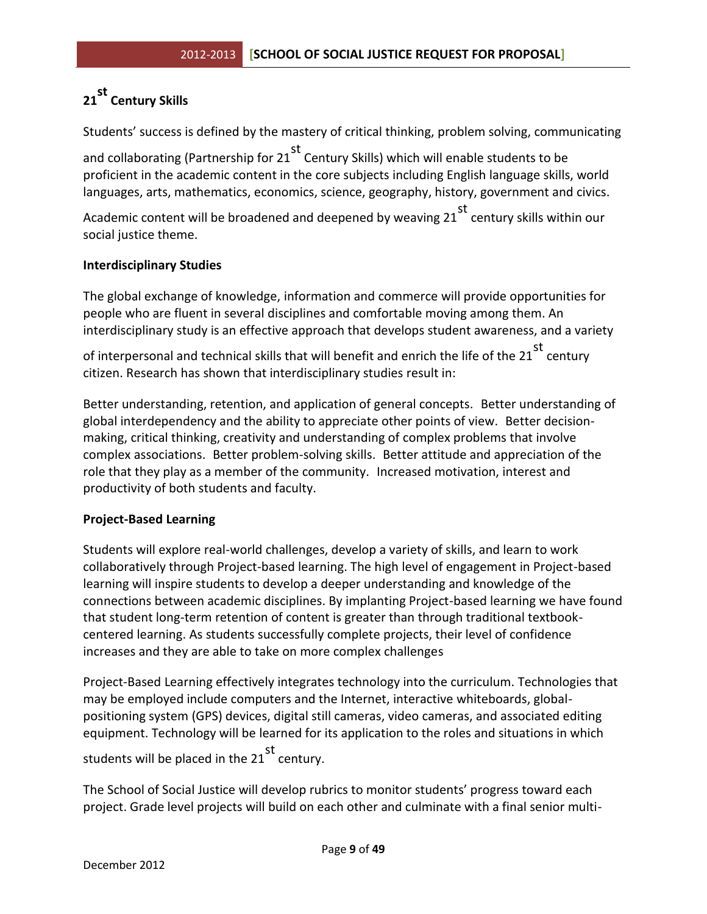## 21st Century Skills

Students' success is defined by the mastery of critical thinking, problem solving, communicating and collaborating (Partnership for 21st Century Skills) which will enable students to be proficient in the academic content in the core subjects including English language skills, world languages, arts, mathematics, economics, science, geography, history, government and civics.

Academic content will be broadened and deepened by weaving 21st century skills within our social justice theme.

**Interdisciplinary Studies**

The global exchange of knowledge, information and commerce will provide opportunities for people who are fluent in several disciplines and comfortable moving among them. An interdisciplinary study is an effective approach that develops student awareness, and a variety of interpersonal and technical skills that will benefit and enrich the life of the 21st century citizen. Research has shown that interdisciplinary studies result in:

Better understanding, retention, and application of general concepts. Better understanding of global interdependency and the ability to appreciate other points of view. Better decision-making, critical thinking, creativity and understanding of complex problems that involve complex associations. Better problem-solving skills. Better attitude and appreciation of the role that they play as a member of the community. Increased motivation, interest and productivity of both students and faculty.

**Project-Based Learning**

Students will explore real-world challenges, develop a variety of skills, and learn to work collaboratively through Project-based learning. The high level of engagement in Project-based learning will inspire students to develop a deeper understanding and knowledge of the connections between academic disciplines. By implanting Project-based learning we have found that student long-term retention of content is greater than through traditional textbook-centered learning. As students successfully complete projects, their level of confidence increases and they are able to take on more complex challenges

Project-Based Learning effectively integrates technology into the curriculum. Technologies that may be employed include computers and the Internet, interactive whiteboards, global-positioning system (GPS) devices, digital still cameras, video cameras, and associated editing equipment. Technology will be learned for its application to the roles and situations in which students will be placed in the 21st century.

The School of Social Justice will develop rubrics to monitor students' progress toward each project. Grade level projects will build on each other and culminate with a final senior multi-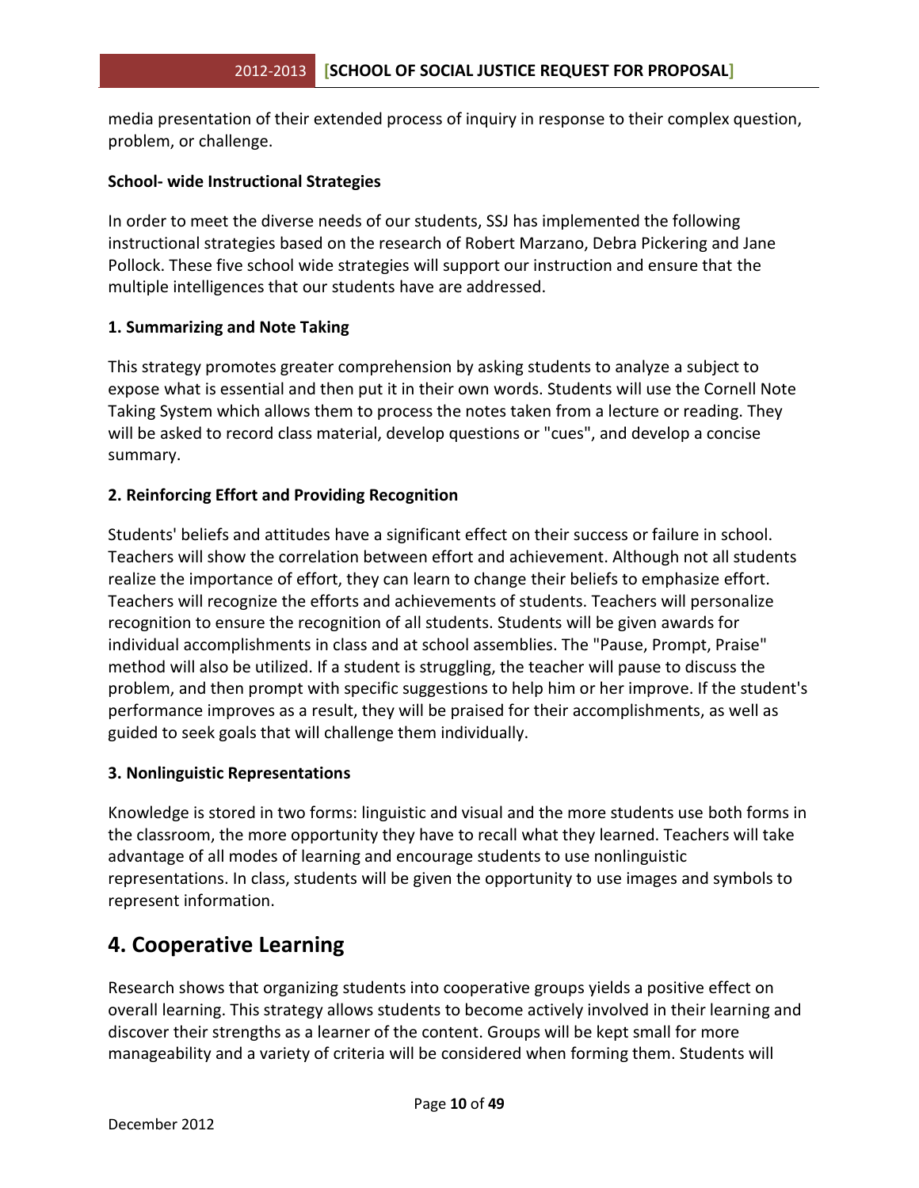media presentation of their extended process of inquiry in response to their complex question, problem, or challenge.

**School- wide Instructional Strategies**

In order to meet the diverse needs of our students, SSJ has implemented the following instructional strategies based on the research of Robert Marzano, Debra Pickering and Jane Pollock. These five school wide strategies will support our instruction and ensure that the multiple intelligences that our students have are addressed.

**1. Summarizing and Note Taking**

This strategy promotes greater comprehension by asking students to analyze a subject to expose what is essential and then put it in their own words. Students will use the Cornell Note Taking System which allows them to process the notes taken from a lecture or reading. They will be asked to record class material, develop questions or "cues", and develop a concise summary.

**2. Reinforcing Effort and Providing Recognition**

Students' beliefs and attitudes have a significant effect on their success or failure in school. Teachers will show the correlation between effort and achievement. Although not all students realize the importance of effort, they can learn to change their beliefs to emphasize effort. Teachers will recognize the efforts and achievements of students. Teachers will personalize recognition to ensure the recognition of all students. Students will be given awards for individual accomplishments in class and at school assemblies. The "Pause, Prompt, Praise" method will also be utilized. If a student is struggling, the teacher will pause to discuss the problem, and then prompt with specific suggestions to help him or her improve. If the student's performance improves as a result, they will be praised for their accomplishments, as well as guided to seek goals that will challenge them individually.

**3. Nonlinguistic Representations**

Knowledge is stored in two forms: linguistic and visual and the more students use both forms in the classroom, the more opportunity they have to recall what they learned. Teachers will take advantage of all modes of learning and encourage students to use nonlinguistic representations. In class, students will be given the opportunity to use images and symbols to represent information.

## 4. Cooperative Learning

Research shows that organizing students into cooperative groups yields a positive effect on overall learning. This strategy allows students to become actively involved in their learning and discover their strengths as a learner of the content. Groups will be kept small for more manageability and a variety of criteria will be considered when forming them. Students will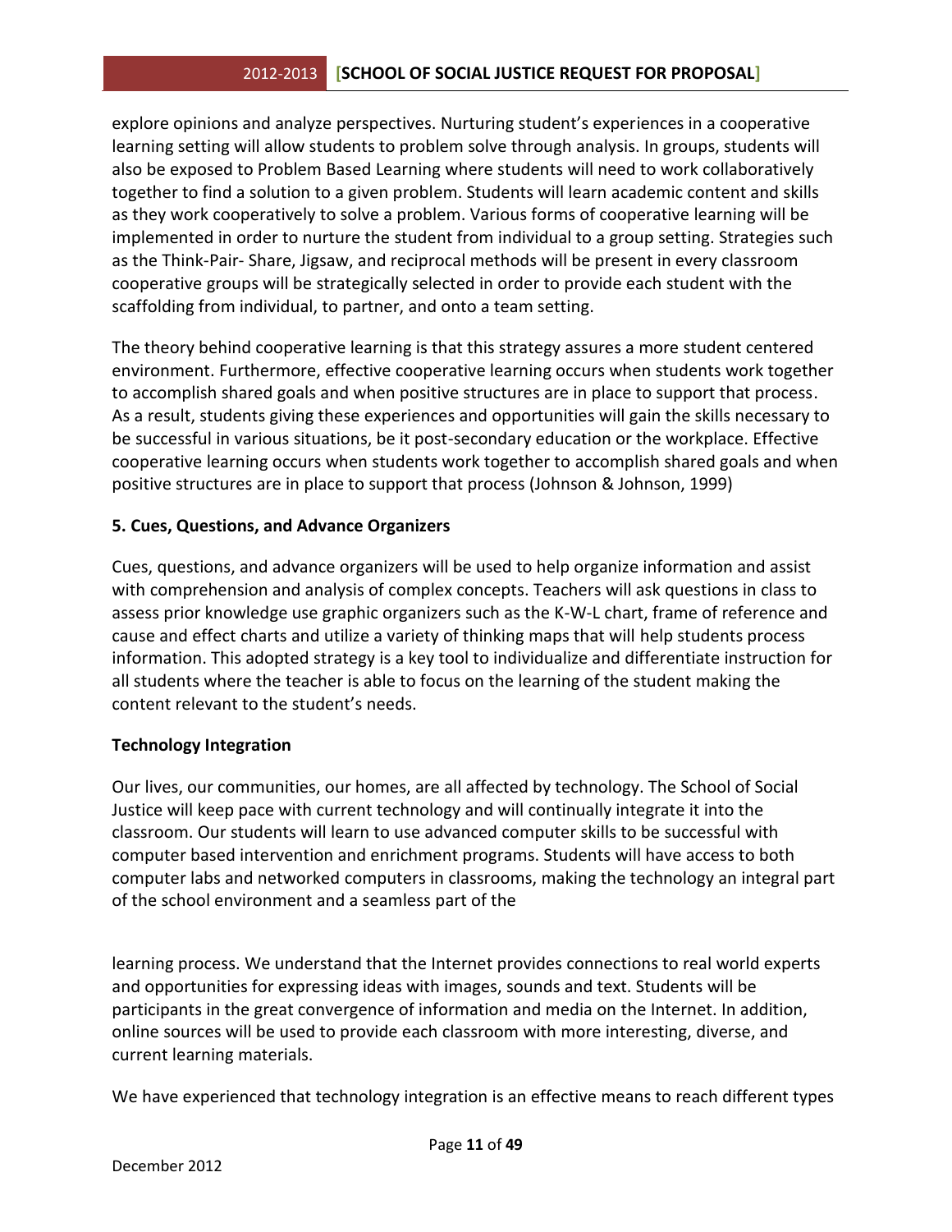explore opinions and analyze perspectives. Nurturing student's experiences in a cooperative learning setting will allow students to problem solve through analysis. In groups, students will also be exposed to Problem Based Learning where students will need to work collaboratively together to find a solution to a given problem. Students will learn academic content and skills as they work cooperatively to solve a problem. Various forms of cooperative learning will be implemented in order to nurture the student from individual to a group setting. Strategies such as the Think-Pair- Share, Jigsaw, and reciprocal methods will be present in every classroom cooperative groups will be strategically selected in order to provide each student with the scaffolding from individual, to partner, and onto a team setting.

The theory behind cooperative learning is that this strategy assures a more student centered environment. Furthermore, effective cooperative learning occurs when students work together to accomplish shared goals and when positive structures are in place to support that process. As a result, students giving these experiences and opportunities will gain the skills necessary to be successful in various situations, be it post-secondary education or the workplace. Effective cooperative learning occurs when students work together to accomplish shared goals and when positive structures are in place to support that process (Johnson & Johnson, 1999)

**5. Cues, Questions, and Advance Organizers**

Cues, questions, and advance organizers will be used to help organize information and assist with comprehension and analysis of complex concepts. Teachers will ask questions in class to assess prior knowledge use graphic organizers such as the K-W-L chart, frame of reference and cause and effect charts and utilize a variety of thinking maps that will help students process information. This adopted strategy is a key tool to individualize and differentiate instruction for all students where the teacher is able to focus on the learning of the student making the content relevant to the student's needs.

**Technology Integration**

Our lives, our communities, our homes, are all affected by technology. The School of Social Justice will keep pace with current technology and will continually integrate it into the classroom. Our students will learn to use advanced computer skills to be successful with computer based intervention and enrichment programs. Students will have access to both computer labs and networked computers in classrooms, making the technology an integral part of the school environment and a seamless part of the

learning process. We understand that the Internet provides connections to real world experts and opportunities for expressing ideas with images, sounds and text. Students will be participants in the great convergence of information and media on the Internet. In addition, online sources will be used to provide each classroom with more interesting, diverse, and current learning materials.

We have experienced that technology integration is an effective means to reach different types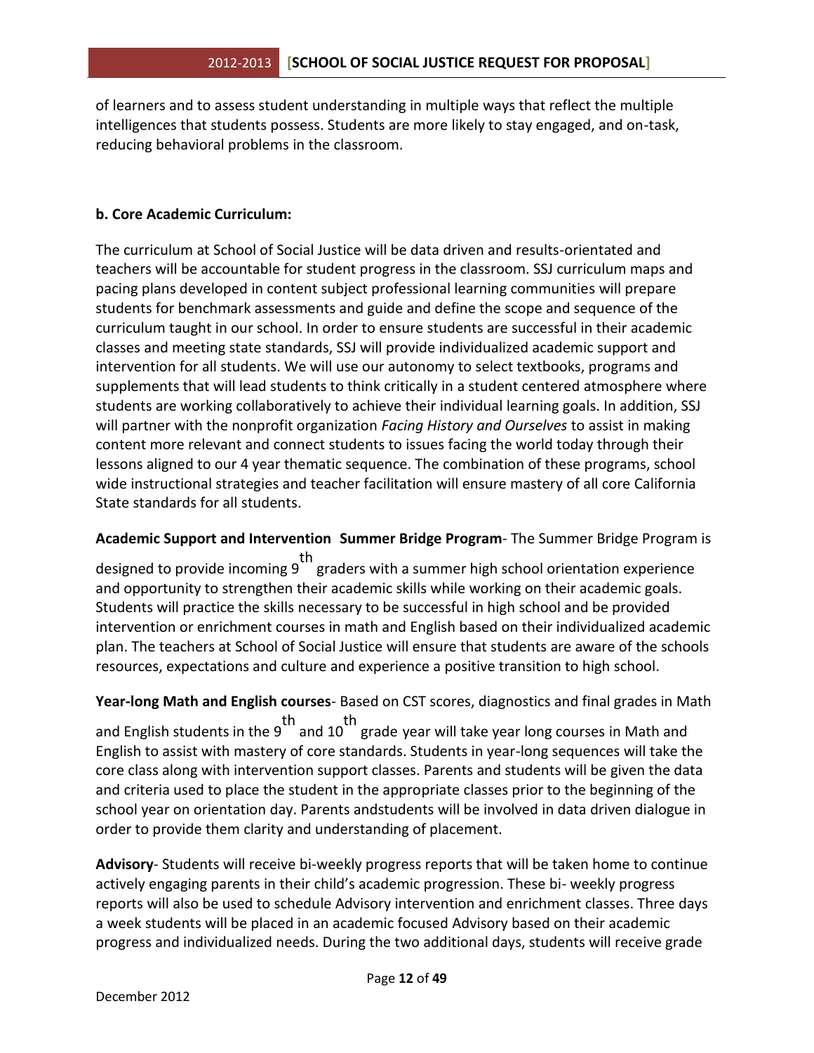of learners and to assess student understanding in multiple ways that reflect the multiple intelligences that students possess. Students are more likely to stay engaged, and on-task, reducing behavioral problems in the classroom.

**b. Core Academic Curriculum:**

The curriculum at School of Social Justice will be data driven and results-orientated and teachers will be accountable for student progress in the classroom. SSJ curriculum maps and pacing plans developed in content subject professional learning communities will prepare students for benchmark assessments and guide and define the scope and sequence of the curriculum taught in our school. In order to ensure students are successful in their academic classes and meeting state standards, SSJ will provide individualized academic support and intervention for all students. We will use our autonomy to select textbooks, programs and supplements that will lead students to think critically in a student centered atmosphere where students are working collaboratively to achieve their individual learning goals. In addition, SSJ will partner with the nonprofit organization *Facing History and Ourselves* to assist in making content more relevant and connect students to issues facing the world today through their lessons aligned to our 4 year thematic sequence. The combination of these programs, school wide instructional strategies and teacher facilitation will ensure mastery of all core California State standards for all students.

**Academic Support and Intervention Summer Bridge Program**- The Summer Bridge Program is designed to provide incoming 9th graders with a summer high school orientation experience and opportunity to strengthen their academic skills while working on their academic goals. Students will practice the skills necessary to be successful in high school and be provided intervention or enrichment courses in math and English based on their individualized academic plan. The teachers at School of Social Justice will ensure that students are aware of the schools resources, expectations and culture and experience a positive transition to high school.

**Year-long Math and English courses**- Based on CST scores, diagnostics and final grades in Math and English students in the 9th and 10th grade year will take year long courses in Math and English to assist with mastery of core standards. Students in year-long sequences will take the core class along with intervention support classes. Parents and students will be given the data and criteria used to place the student in the appropriate classes prior to the beginning of the school year on orientation day. Parents andstudents will be involved in data driven dialogue in order to provide them clarity and understanding of placement.

**Advisory**- Students will receive bi-weekly progress reports that will be taken home to continue actively engaging parents in their child's academic progression. These bi- weekly progress reports will also be used to schedule Advisory intervention and enrichment classes. Three days a week students will be placed in an academic focused Advisory based on their academic progress and individualized needs. During the two additional days, students will receive grade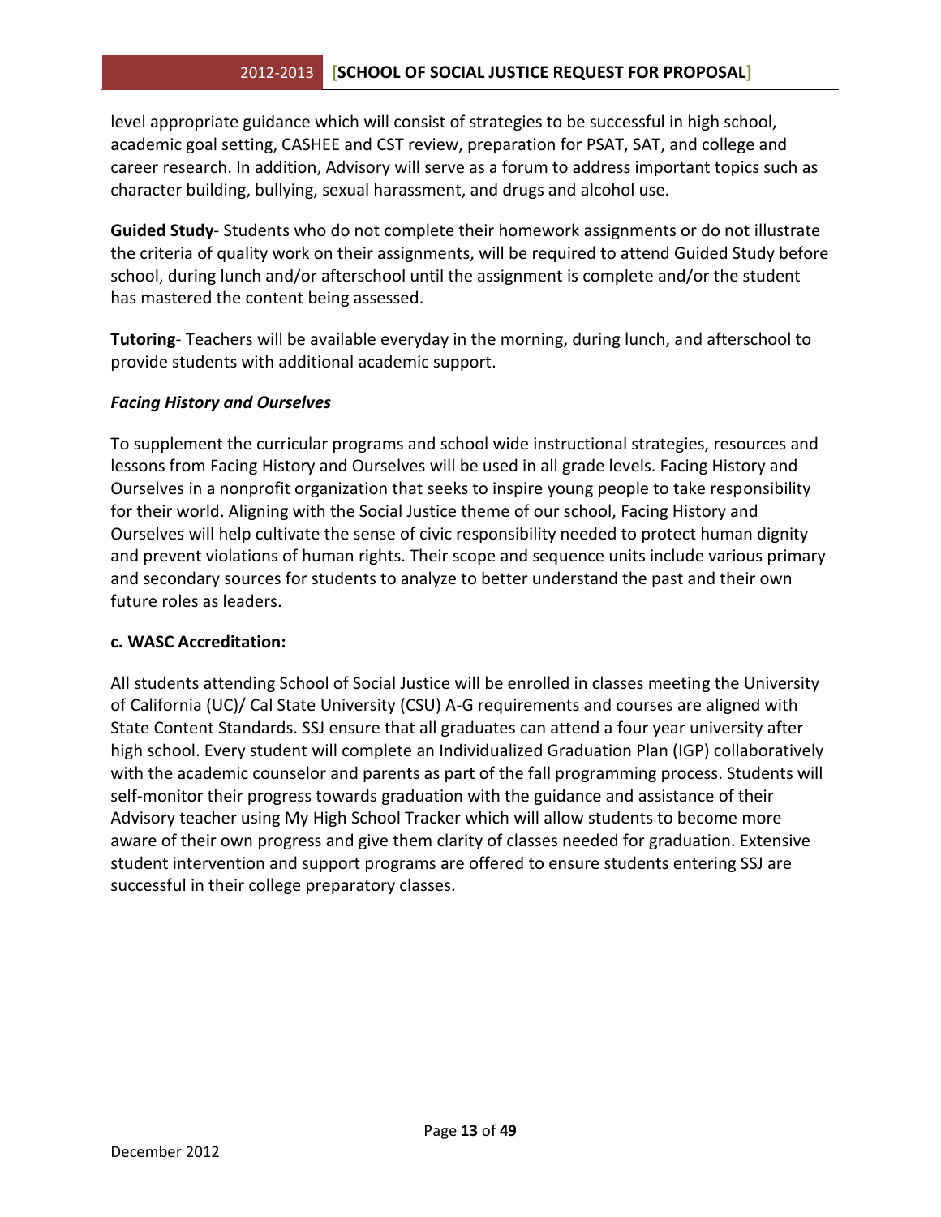level appropriate guidance which will consist of strategies to be successful in high school, academic goal setting, CASHEE and CST review, preparation for PSAT, SAT, and college and career research. In addition, Advisory will serve as a forum to address important topics such as character building, bullying, sexual harassment, and drugs and alcohol use.

**Guided Study**- Students who do not complete their homework assignments or do not illustrate the criteria of quality work on their assignments, will be required to attend Guided Study before school, during lunch and/or afterschool until the assignment is complete and/or the student has mastered the content being assessed.

**Tutoring**- Teachers will be available everyday in the morning, during lunch, and afterschool to provide students with additional academic support.

***Facing History and Ourselves***

To supplement the curricular programs and school wide instructional strategies, resources and lessons from Facing History and Ourselves will be used in all grade levels. Facing History and Ourselves in a nonprofit organization that seeks to inspire young people to take responsibility for their world. Aligning with the Social Justice theme of our school, Facing History and Ourselves will help cultivate the sense of civic responsibility needed to protect human dignity and prevent violations of human rights. Their scope and sequence units include various primary and secondary sources for students to analyze to better understand the past and their own future roles as leaders.

**c. WASC Accreditation:**

All students attending School of Social Justice will be enrolled in classes meeting the University of California (UC)/ Cal State University (CSU) A-G requirements and courses are aligned with State Content Standards. SSJ ensure that all graduates can attend a four year university after high school. Every student will complete an Individualized Graduation Plan (IGP) collaboratively with the academic counselor and parents as part of the fall programming process. Students will self-monitor their progress towards graduation with the guidance and assistance of their Advisory teacher using My High School Tracker which will allow students to become more aware of their own progress and give them clarity of classes needed for graduation. Extensive student intervention and support programs are offered to ensure students entering SSJ are successful in their college preparatory classes.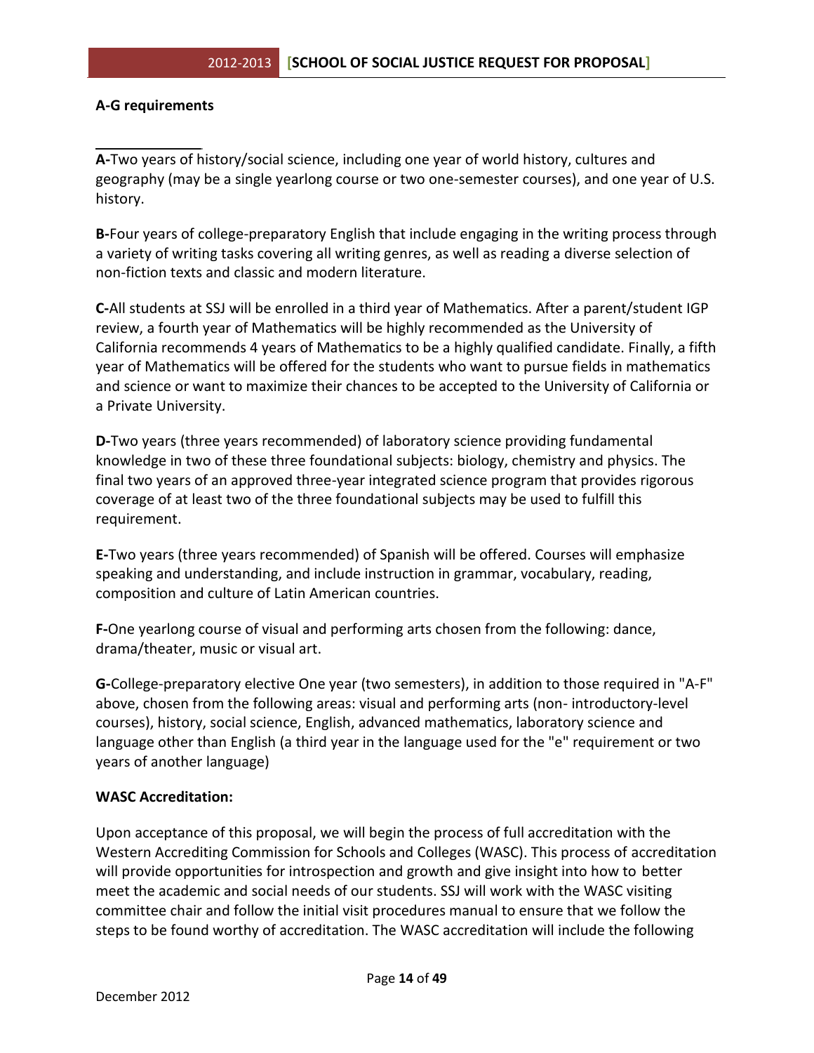**A-G requirements**

**A-**Two years of history/social science, including one year of world history, cultures and geography (may be a single yearlong course or two one-semester courses), and one year of U.S. history.

**B-**Four years of college-preparatory English that include engaging in the writing process through a variety of writing tasks covering all writing genres, as well as reading a diverse selection of non-fiction texts and classic and modern literature.

**C-**All students at SSJ will be enrolled in a third year of Mathematics. After a parent/student IGP review, a fourth year of Mathematics will be highly recommended as the University of California recommends 4 years of Mathematics to be a highly qualified candidate. Finally, a fifth year of Mathematics will be offered for the students who want to pursue fields in mathematics and science or want to maximize their chances to be accepted to the University of California or a Private University.

**D-**Two years (three years recommended) of laboratory science providing fundamental knowledge in two of these three foundational subjects: biology, chemistry and physics. The final two years of an approved three-year integrated science program that provides rigorous coverage of at least two of the three foundational subjects may be used to fulfill this requirement.

**E-**Two years (three years recommended) of Spanish will be offered. Courses will emphasize speaking and understanding, and include instruction in grammar, vocabulary, reading, composition and culture of Latin American countries.

**F-**One yearlong course of visual and performing arts chosen from the following: dance, drama/theater, music or visual art.

**G-**College-preparatory elective One year (two semesters), in addition to those required in "A-F" above, chosen from the following areas: visual and performing arts (non- introductory-level courses), history, social science, English, advanced mathematics, laboratory science and language other than English (a third year in the language used for the "e" requirement or two years of another language)

**WASC Accreditation:**

Upon acceptance of this proposal, we will begin the process of full accreditation with the Western Accrediting Commission for Schools and Colleges (WASC). This process of accreditation will provide opportunities for introspection and growth and give insight into how to better meet the academic and social needs of our students. SSJ will work with the WASC visiting committee chair and follow the initial visit procedures manual to ensure that we follow the steps to be found worthy of accreditation. The WASC accreditation will include the following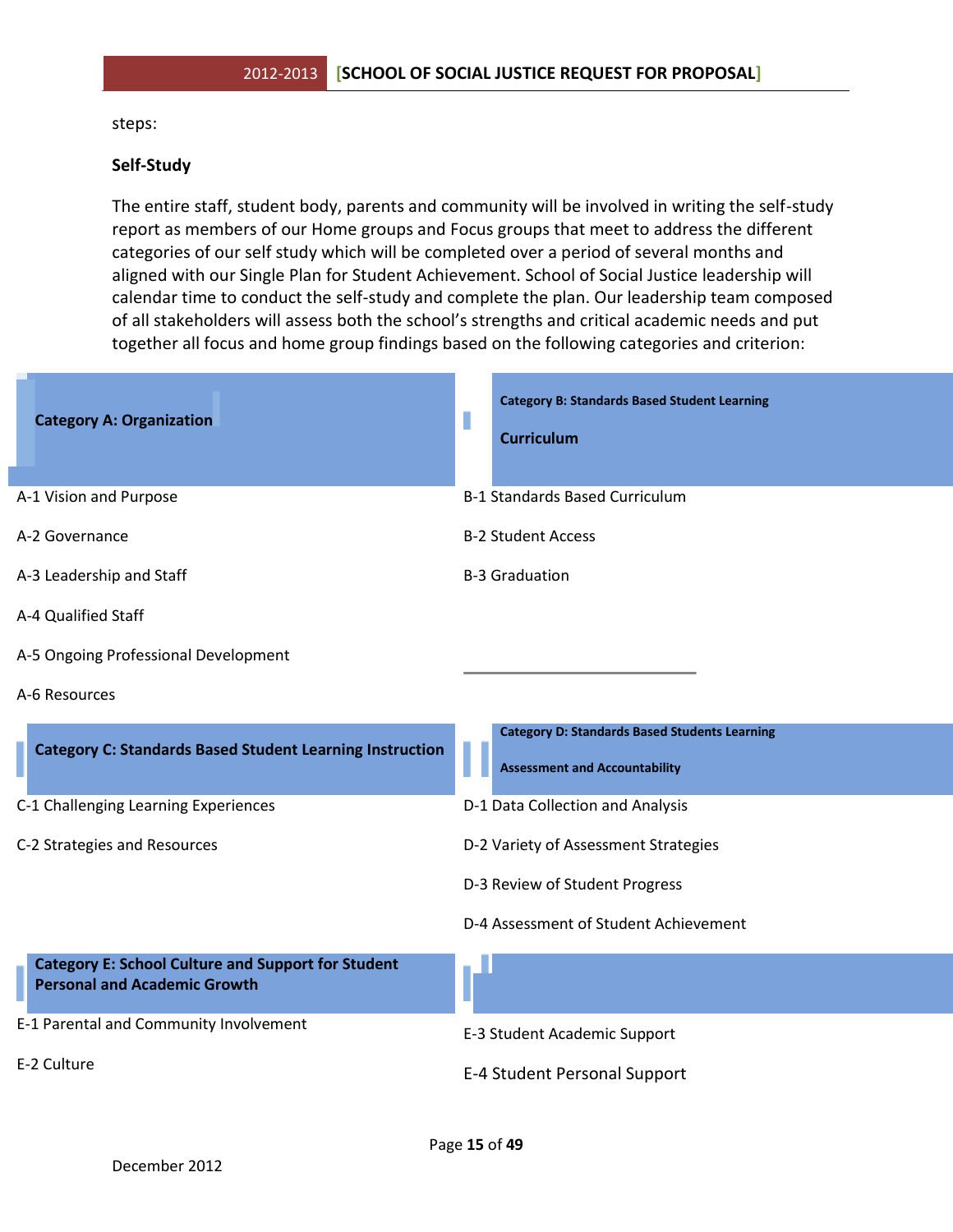steps:

**Self-Study**

The entire staff, student body, parents and community will be involved in writing the self-study report as members of our Home groups and Focus groups that meet to address the different categories of our self study which will be completed over a period of several months and aligned with our Single Plan for Student Achievement. School of Social Justice leadership will calendar time to conduct the self-study and complete the plan. Our leadership team composed of all stakeholders will assess both the school's strengths and critical academic needs and put together all focus and home group findings based on the following categories and criterion:

**Category A: Organization**

- A-1 Vision and Purpose
- A-2 Governance
- A-3 Leadership and Staff
- A-4 Qualified Staff
- A-5 Ongoing Professional Development
- A-6 Resources

**Category B: Standards Based Student Learning Curriculum**

- B-1 Standards Based Curriculum
- B-2 Student Access
- B-3 Graduation

**Category C: Standards Based Student Learning Instruction**

- C-1 Challenging Learning Experiences
- C-2 Strategies and Resources

**Category D: Standards Based Students Learning Assessment and Accountability**

- D-1 Data Collection and Analysis
- D-2 Variety of Assessment Strategies
- D-3 Review of Student Progress
- D-4 Assessment of Student Achievement

**Category E: School Culture and Support for Student Personal and Academic Growth**

- E-1 Parental and Community Involvement
- E-2 Culture
- E-3 Student Academic Support
- E-4 Student Personal Support

December 2012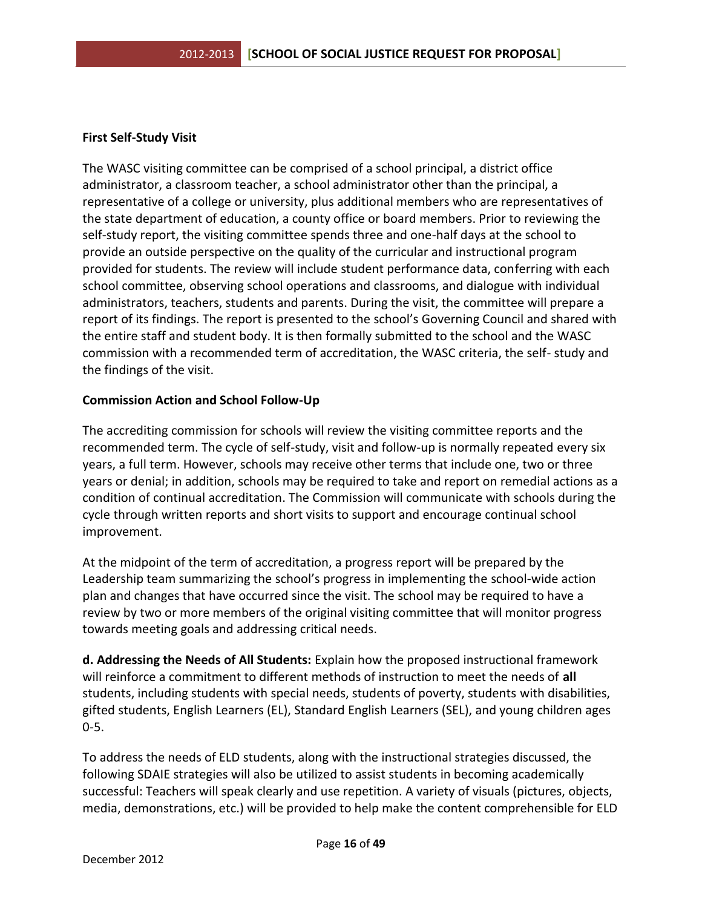**First Self-Study Visit**

The WASC visiting committee can be comprised of a school principal, a district office administrator, a classroom teacher, a school administrator other than the principal, a representative of a college or university, plus additional members who are representatives of the state department of education, a county office or board members. Prior to reviewing the self-study report, the visiting committee spends three and one-half days at the school to provide an outside perspective on the quality of the curricular and instructional program provided for students. The review will include student performance data, conferring with each school committee, observing school operations and classrooms, and dialogue with individual administrators, teachers, students and parents. During the visit, the committee will prepare a report of its findings. The report is presented to the school's Governing Council and shared with the entire staff and student body. It is then formally submitted to the school and the WASC commission with a recommended term of accreditation, the WASC criteria, the self- study and the findings of the visit.

**Commission Action and School Follow-Up**

The accrediting commission for schools will review the visiting committee reports and the recommended term. The cycle of self-study, visit and follow-up is normally repeated every six years, a full term. However, schools may receive other terms that include one, two or three years or denial; in addition, schools may be required to take and report on remedial actions as a condition of continual accreditation. The Commission will communicate with schools during the cycle through written reports and short visits to support and encourage continual school improvement.

At the midpoint of the term of accreditation, a progress report will be prepared by the Leadership team summarizing the school's progress in implementing the school-wide action plan and changes that have occurred since the visit. The school may be required to have a review by two or more members of the original visiting committee that will monitor progress towards meeting goals and addressing critical needs.

**d. Addressing the Needs of All Students:** Explain how the proposed instructional framework will reinforce a commitment to different methods of instruction to meet the needs of **all** students, including students with special needs, students of poverty, students with disabilities, gifted students, English Learners (EL), Standard English Learners (SEL), and young children ages 0-5.

To address the needs of ELD students, along with the instructional strategies discussed, the following SDAIE strategies will also be utilized to assist students in becoming academically successful: Teachers will speak clearly and use repetition. A variety of visuals (pictures, objects, media, demonstrations, etc.) will be provided to help make the content comprehensible for ELD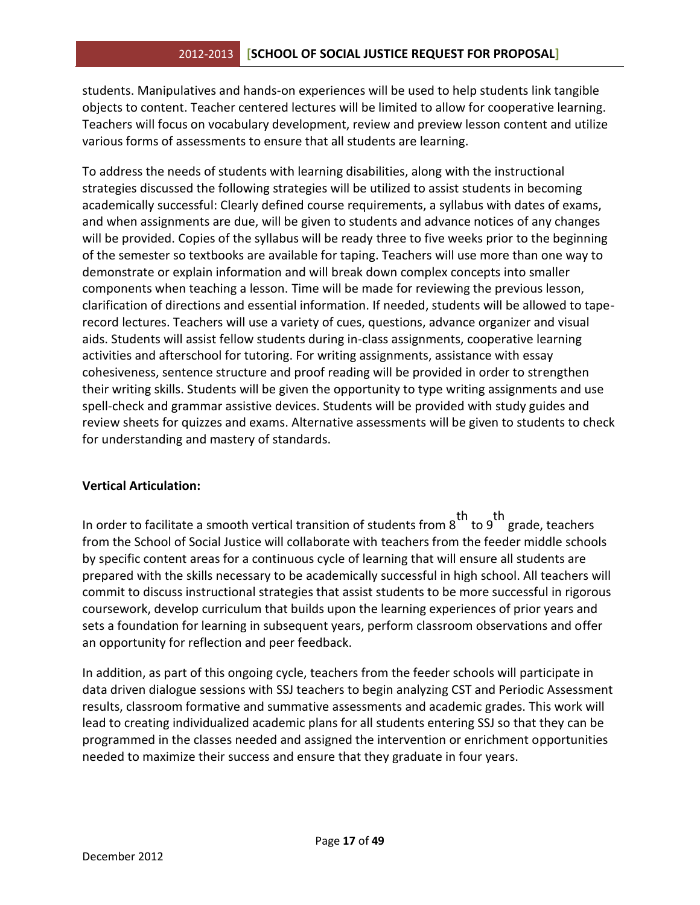students. Manipulatives and hands-on experiences will be used to help students link tangible objects to content. Teacher centered lectures will be limited to allow for cooperative learning. Teachers will focus on vocabulary development, review and preview lesson content and utilize various forms of assessments to ensure that all students are learning.

To address the needs of students with learning disabilities, along with the instructional strategies discussed the following strategies will be utilized to assist students in becoming academically successful: Clearly defined course requirements, a syllabus with dates of exams, and when assignments are due, will be given to students and advance notices of any changes will be provided. Copies of the syllabus will be ready three to five weeks prior to the beginning of the semester so textbooks are available for taping. Teachers will use more than one way to demonstrate or explain information and will break down complex concepts into smaller components when teaching a lesson. Time will be made for reviewing the previous lesson, clarification of directions and essential information. If needed, students will be allowed to tape-record lectures. Teachers will use a variety of cues, questions, advance organizer and visual aids. Students will assist fellow students during in-class assignments, cooperative learning activities and afterschool for tutoring. For writing assignments, assistance with essay cohesiveness, sentence structure and proof reading will be provided in order to strengthen their writing skills. Students will be given the opportunity to type writing assignments and use spell-check and grammar assistive devices. Students will be provided with study guides and review sheets for quizzes and exams. Alternative assessments will be given to students to check for understanding and mastery of standards.

**Vertical Articulation:**

In order to facilitate a smooth vertical transition of students from 8th to 9th grade, teachers from the School of Social Justice will collaborate with teachers from the feeder middle schools by specific content areas for a continuous cycle of learning that will ensure all students are prepared with the skills necessary to be academically successful in high school. All teachers will commit to discuss instructional strategies that assist students to be more successful in rigorous coursework, develop curriculum that builds upon the learning experiences of prior years and sets a foundation for learning in subsequent years, perform classroom observations and offer an opportunity for reflection and peer feedback.

In addition, as part of this ongoing cycle, teachers from the feeder schools will participate in data driven dialogue sessions with SSJ teachers to begin analyzing CST and Periodic Assessment results, classroom formative and summative assessments and academic grades. This work will lead to creating individualized academic plans for all students entering SSJ so that they can be programmed in the classes needed and assigned the intervention or enrichment opportunities needed to maximize their success and ensure that they graduate in four years.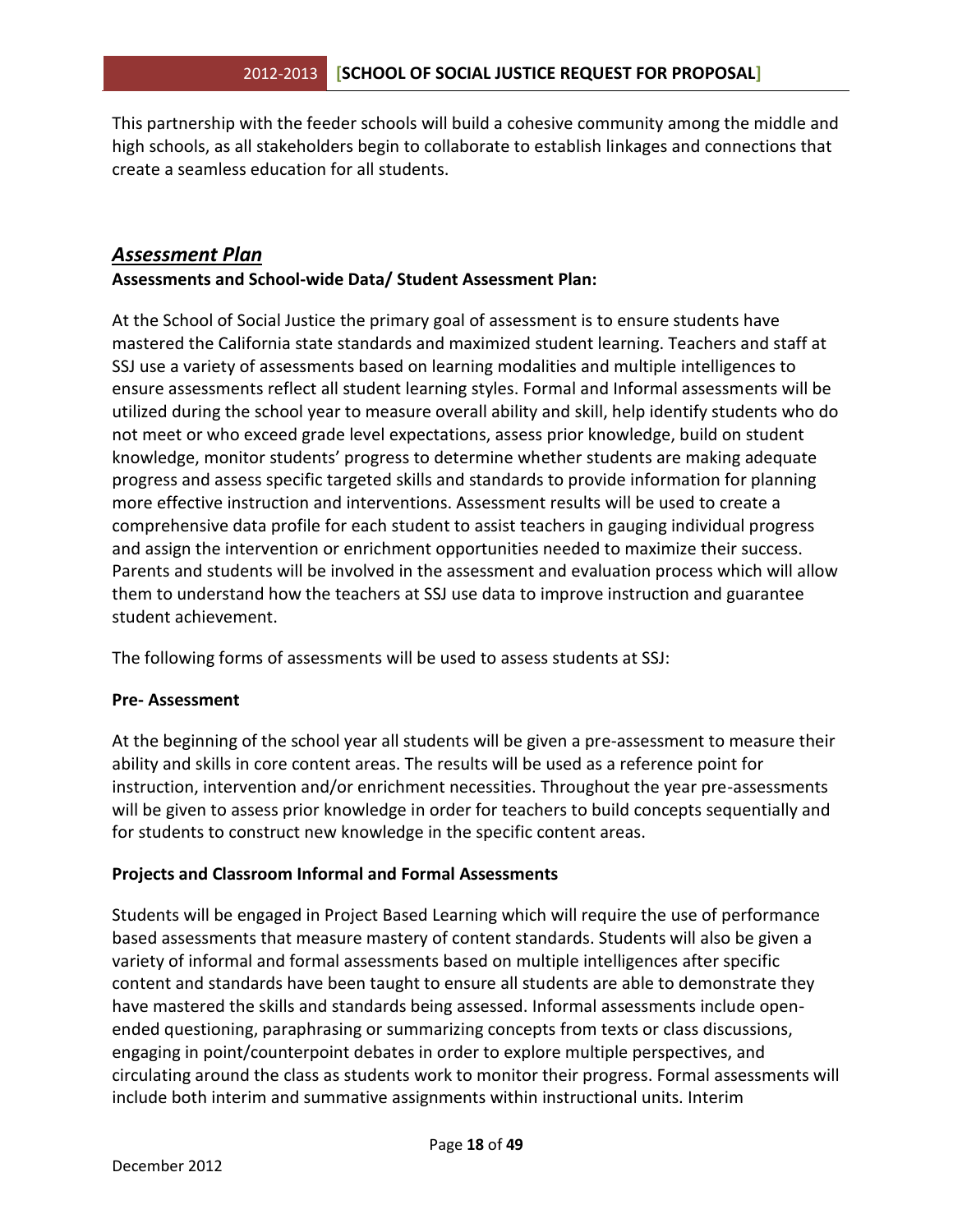This partnership with the feeder schools will build a cohesive community among the middle and high schools, as all stakeholders begin to collaborate to establish linkages and connections that create a seamless education for all students.

## *Assessment Plan*

**Assessments and School-wide Data/ Student Assessment Plan:**

At the School of Social Justice the primary goal of assessment is to ensure students have mastered the California state standards and maximized student learning. Teachers and staff at SSJ use a variety of assessments based on learning modalities and multiple intelligences to ensure assessments reflect all student learning styles. Formal and Informal assessments will be utilized during the school year to measure overall ability and skill, help identify students who do not meet or who exceed grade level expectations, assess prior knowledge, build on student knowledge, monitor students' progress to determine whether students are making adequate progress and assess specific targeted skills and standards to provide information for planning more effective instruction and interventions. Assessment results will be used to create a comprehensive data profile for each student to assist teachers in gauging individual progress and assign the intervention or enrichment opportunities needed to maximize their success. Parents and students will be involved in the assessment and evaluation process which will allow them to understand how the teachers at SSJ use data to improve instruction and guarantee student achievement.

The following forms of assessments will be used to assess students at SSJ:

**Pre- Assessment**

At the beginning of the school year all students will be given a pre-assessment to measure their ability and skills in core content areas. The results will be used as a reference point for instruction, intervention and/or enrichment necessities. Throughout the year pre-assessments will be given to assess prior knowledge in order for teachers to build concepts sequentially and for students to construct new knowledge in the specific content areas.

**Projects and Classroom Informal and Formal Assessments**

Students will be engaged in Project Based Learning which will require the use of performance based assessments that measure mastery of content standards. Students will also be given a variety of informal and formal assessments based on multiple intelligences after specific content and standards have been taught to ensure all students are able to demonstrate they have mastered the skills and standards being assessed. Informal assessments include open-ended questioning, paraphrasing or summarizing concepts from texts or class discussions, engaging in point/counterpoint debates in order to explore multiple perspectives, and circulating around the class as students work to monitor their progress. Formal assessments will include both interim and summative assignments within instructional units. Interim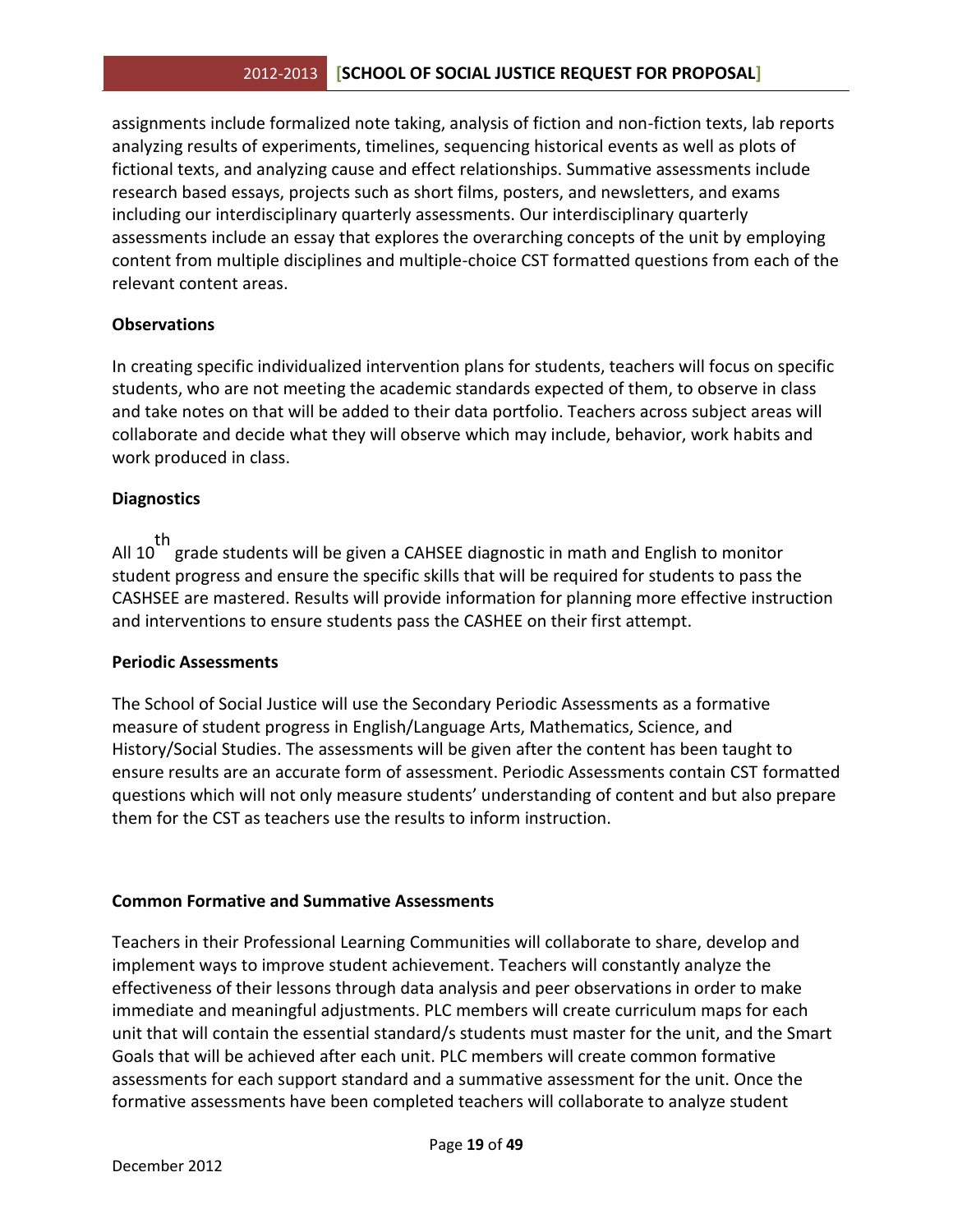assignments include formalized note taking, analysis of fiction and non-fiction texts, lab reports analyzing results of experiments, timelines, sequencing historical events as well as plots of fictional texts, and analyzing cause and effect relationships. Summative assessments include research based essays, projects such as short films, posters, and newsletters, and exams including our interdisciplinary quarterly assessments. Our interdisciplinary quarterly assessments include an essay that explores the overarching concepts of the unit by employing content from multiple disciplines and multiple-choice CST formatted questions from each of the relevant content areas.

**Observations**

In creating specific individualized intervention plans for students, teachers will focus on specific students, who are not meeting the academic standards expected of them, to observe in class and take notes on that will be added to their data portfolio. Teachers across subject areas will collaborate and decide what they will observe which may include, behavior, work habits and work produced in class.

**Diagnostics**

All 10th grade students will be given a CAHSEE diagnostic in math and English to monitor student progress and ensure the specific skills that will be required for students to pass the CASHSEE are mastered. Results will provide information for planning more effective instruction and interventions to ensure students pass the CASHEE on their first attempt.

**Periodic Assessments**

The School of Social Justice will use the Secondary Periodic Assessments as a formative measure of student progress in English/Language Arts, Mathematics, Science, and History/Social Studies. The assessments will be given after the content has been taught to ensure results are an accurate form of assessment. Periodic Assessments contain CST formatted questions which will not only measure students' understanding of content and but also prepare them for the CST as teachers use the results to inform instruction.

**Common Formative and Summative Assessments**

Teachers in their Professional Learning Communities will collaborate to share, develop and implement ways to improve student achievement. Teachers will constantly analyze the effectiveness of their lessons through data analysis and peer observations in order to make immediate and meaningful adjustments. PLC members will create curriculum maps for each unit that will contain the essential standard/s students must master for the unit, and the Smart Goals that will be achieved after each unit. PLC members will create common formative assessments for each support standard and a summative assessment for the unit. Once the formative assessments have been completed teachers will collaborate to analyze student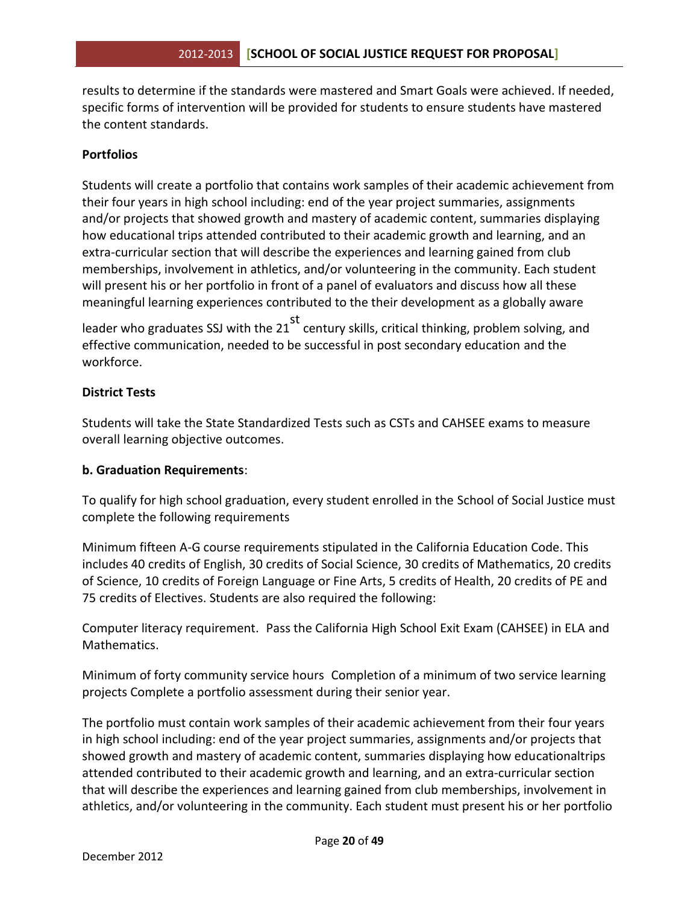results to determine if the standards were mastered and Smart Goals were achieved. If needed, specific forms of intervention will be provided for students to ensure students have mastered the content standards.

**Portfolios**

Students will create a portfolio that contains work samples of their academic achievement from their four years in high school including: end of the year project summaries, assignments and/or projects that showed growth and mastery of academic content, summaries displaying how educational trips attended contributed to their academic growth and learning, and an extra-curricular section that will describe the experiences and learning gained from club memberships, involvement in athletics, and/or volunteering in the community. Each student will present his or her portfolio in front of a panel of evaluators and discuss how all these meaningful learning experiences contributed to the their development as a globally aware leader who graduates SSJ with the 21st century skills, critical thinking, problem solving, and effective communication, needed to be successful in post secondary education and the workforce.

**District Tests**

Students will take the State Standardized Tests such as CSTs and CAHSEE exams to measure overall learning objective outcomes.

**b. Graduation Requirements**:

To qualify for high school graduation, every student enrolled in the School of Social Justice must complete the following requirements

Minimum fifteen A-G course requirements stipulated in the California Education Code. This includes 40 credits of English, 30 credits of Social Science, 30 credits of Mathematics, 20 credits of Science, 10 credits of Foreign Language or Fine Arts, 5 credits of Health, 20 credits of PE and 75 credits of Electives. Students are also required the following:

Computer literacy requirement. Pass the California High School Exit Exam (CAHSEE) in ELA and Mathematics.

Minimum of forty community service hours Completion of a minimum of two service learning projects Complete a portfolio assessment during their senior year.

The portfolio must contain work samples of their academic achievement from their four years in high school including: end of the year project summaries, assignments and/or projects that showed growth and mastery of academic content, summaries displaying how educationaltrips attended contributed to their academic growth and learning, and an extra-curricular section that will describe the experiences and learning gained from club memberships, involvement in athletics, and/or volunteering in the community. Each student must present his or her portfolio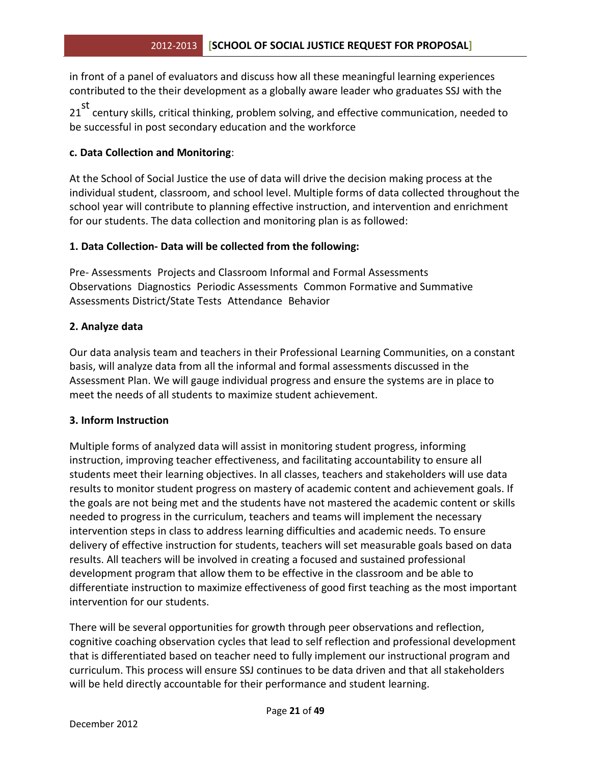in front of a panel of evaluators and discuss how all these meaningful learning experiences contributed to the their development as a globally aware leader who graduates SSJ with the 21st century skills, critical thinking, problem solving, and effective communication, needed to be successful in post secondary education and the workforce

**c. Data Collection and Monitoring**:

At the School of Social Justice the use of data will drive the decision making process at the individual student, classroom, and school level. Multiple forms of data collected throughout the school year will contribute to planning effective instruction, and intervention and enrichment for our students. The data collection and monitoring plan is as followed:

**1. Data Collection- Data will be collected from the following:**

Pre- Assessments  Projects and Classroom Informal and Formal Assessments Observations  Diagnostics  Periodic Assessments  Common Formative and Summative Assessments District/State Tests  Attendance  Behavior

**2. Analyze data**

Our data analysis team and teachers in their Professional Learning Communities, on a constant basis, will analyze data from all the informal and formal assessments discussed in the Assessment Plan. We will gauge individual progress and ensure the systems are in place to meet the needs of all students to maximize student achievement.

**3. Inform Instruction**

Multiple forms of analyzed data will assist in monitoring student progress, informing instruction, improving teacher effectiveness, and facilitating accountability to ensure all students meet their learning objectives. In all classes, teachers and stakeholders will use data results to monitor student progress on mastery of academic content and achievement goals. If the goals are not being met and the students have not mastered the academic content or skills needed to progress in the curriculum, teachers and teams will implement the necessary intervention steps in class to address learning difficulties and academic needs. To ensure delivery of effective instruction for students, teachers will set measurable goals based on data results. All teachers will be involved in creating a focused and sustained professional development program that allow them to be effective in the classroom and be able to differentiate instruction to maximize effectiveness of good first teaching as the most important intervention for our students.

There will be several opportunities for growth through peer observations and reflection, cognitive coaching observation cycles that lead to self reflection and professional development that is differentiated based on teacher need to fully implement our instructional program and curriculum. This process will ensure SSJ continues to be data driven and that all stakeholders will be held directly accountable for their performance and student learning.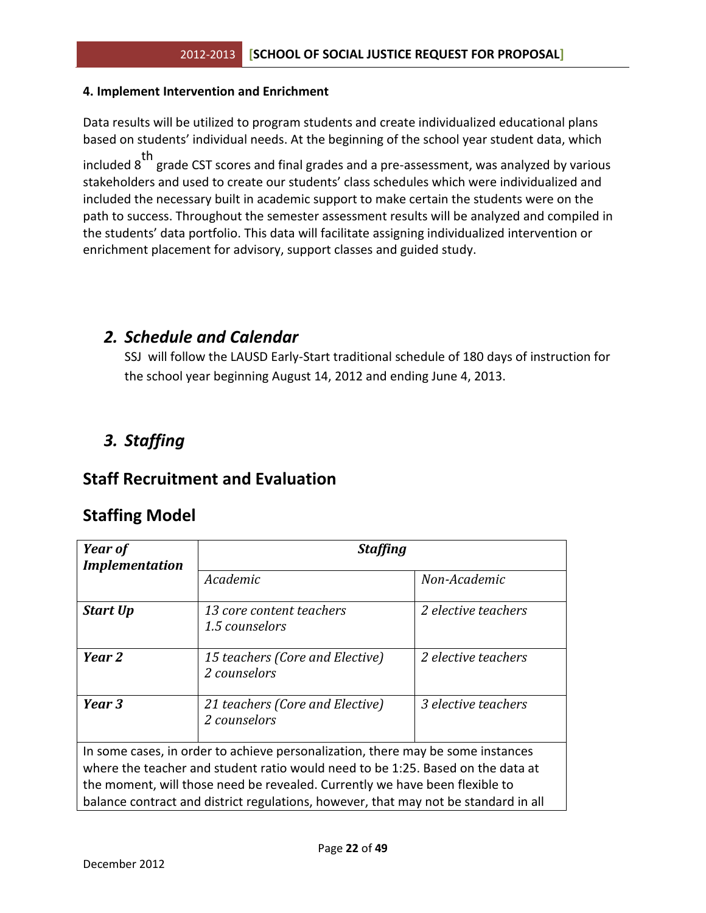**4. Implement Intervention and Enrichment**

Data results will be utilized to program students and create individualized educational plans based on students' individual needs. At the beginning of the school year student data, which included 8th grade CST scores and final grades and a pre-assessment, was analyzed by various stakeholders and used to create our students' class schedules which were individualized and included the necessary built in academic support to make certain the students were on the path to success. Throughout the semester assessment results will be analyzed and compiled in the students' data portfolio. This data will facilitate assigning individualized intervention or enrichment placement for advisory, support classes and guided study.

## *2. Schedule and Calendar*

SSJ will follow the LAUSD Early-Start traditional schedule of 180 days of instruction for the school year beginning August 14, 2012 and ending June 4, 2013.

## *3. Staffing*

## Staff Recruitment and Evaluation

## Staffing Model

| ***Year of Implementation*** | ***Staffing*** | |
|---|---|---|
| | *Academic* | *Non-Academic* |
| ***Start Up*** | *13 core content teachers*<br>*1.5 counselors* | *2 elective teachers* |
| ***Year 2*** | *15 teachers (Core and Elective)*<br>*2 counselors* | *2 elective teachers* |
| ***Year 3*** | *21 teachers (Core and Elective)*<br>*2 counselors* | *3 elective teachers* |
| In some cases, in order to achieve personalization, there may be some instances where the teacher and student ratio would need to be 1:25. Based on the data at the moment, will those need be revealed. Currently we have been flexible to balance contract and district regulations, however, that may not be standard in all | | |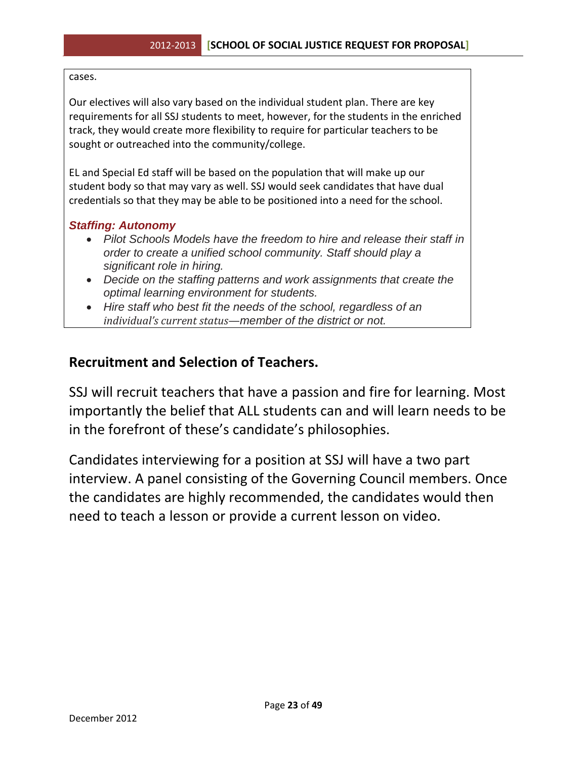cases.

Our electives will also vary based on the individual student plan. There are key requirements for all SSJ students to meet, however, for the students in the enriched track, they would create more flexibility to require for particular teachers to be sought or outreached into the community/college.

EL and Special Ed staff will be based on the population that will make up our student body so that may vary as well. SSJ would seek candidates that have dual credentials so that they may be able to be positioned into a need for the school.

***Staffing: Autonomy***

- *Pilot Schools Models have the freedom to hire and release their staff in order to create a unified school community. Staff should play a significant role in hiring.*
- *Decide on the staffing patterns and work assignments that create the optimal learning environment for students.*
- *Hire staff who best fit the needs of the school, regardless of an individual's current status—member of the district or not.*

## Recruitment and Selection of Teachers.

SSJ will recruit teachers that have a passion and fire for learning. Most importantly the belief that ALL students can and will learn needs to be in the forefront of these's candidate's philosophies.

Candidates interviewing for a position at SSJ will have a two part interview. A panel consisting of the Governing Council members. Once the candidates are highly recommended, the candidates would then need to teach a lesson or provide a current lesson on video.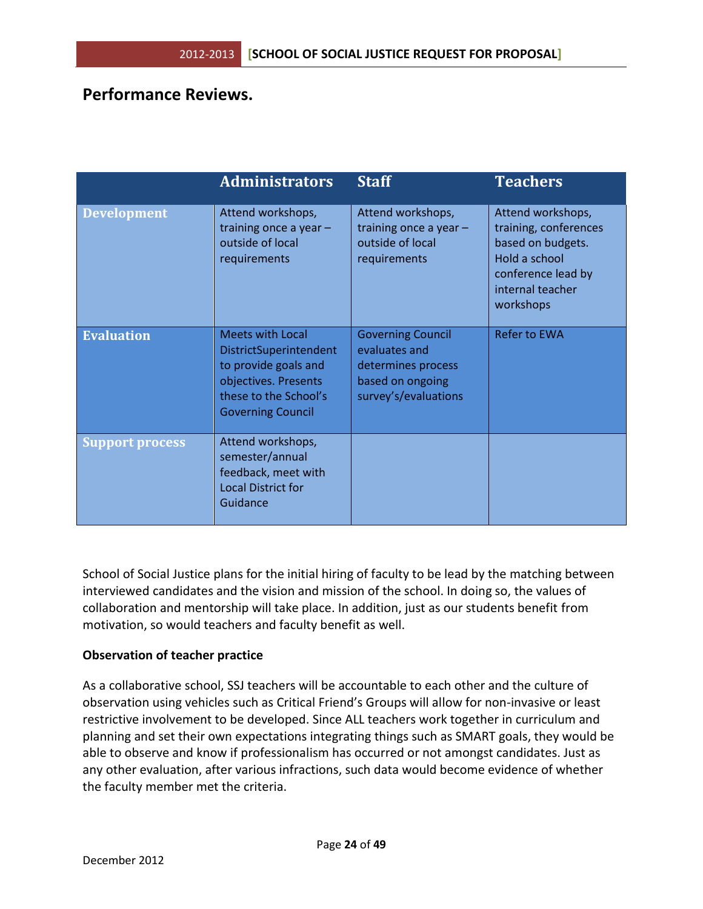## Performance Reviews.

| | Administrators | Staff | Teachers |
|---|---|---|---|
| **Development** | Attend workshops, training once a year – outside of local requirements | Attend workshops, training once a year – outside of local requirements | Attend workshops, training, conferences based on budgets. Hold a school conference lead by internal teacher workshops |
| **Evaluation** | Meets with Local DistrictSuperintendent to provide goals and objectives. Presents these to the School's Governing Council | Governing Council evaluates and determines process based on ongoing survey's/evaluations | Refer to EWA |
| **Support process** | Attend workshops, semester/annual feedback, meet with Local District for Guidance | | |

School of Social Justice plans for the initial hiring of faculty to be lead by the matching between interviewed candidates and the vision and mission of the school. In doing so, the values of collaboration and mentorship will take place. In addition, just as our students benefit from motivation, so would teachers and faculty benefit as well.

**Observation of teacher practice**

As a collaborative school, SSJ teachers will be accountable to each other and the culture of observation using vehicles such as Critical Friend's Groups will allow for non-invasive or least restrictive involvement to be developed. Since ALL teachers work together in curriculum and planning and set their own expectations integrating things such as SMART goals, they would be able to observe and know if professionalism has occurred or not amongst candidates. Just as any other evaluation, after various infractions, such data would become evidence of whether the faculty member met the criteria.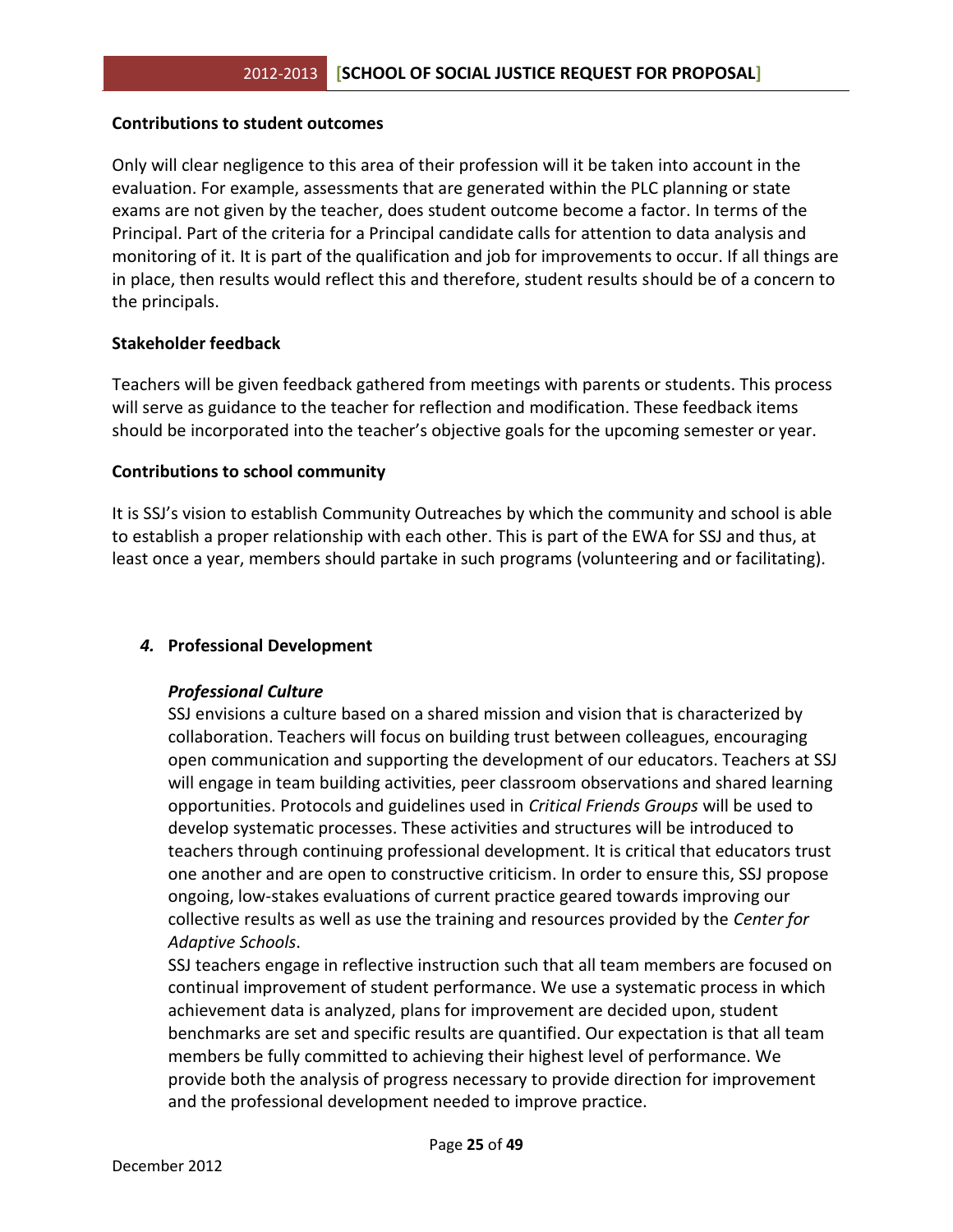**Contributions to student outcomes**

Only will clear negligence to this area of their profession will it be taken into account in the evaluation. For example, assessments that are generated within the PLC planning or state exams are not given by the teacher, does student outcome become a factor. In terms of the Principal. Part of the criteria for a Principal candidate calls for attention to data analysis and monitoring of it. It is part of the qualification and job for improvements to occur. If all things are in place, then results would reflect this and therefore, student results should be of a concern to the principals.

**Stakeholder feedback**

Teachers will be given feedback gathered from meetings with parents or students. This process will serve as guidance to the teacher for reflection and modification. These feedback items should be incorporated into the teacher's objective goals for the upcoming semester or year.

**Contributions to school community**

It is SSJ's vision to establish Community Outreaches by which the community and school is able to establish a proper relationship with each other. This is part of the EWA for SSJ and thus, at least once a year, members should partake in such programs (volunteering and or facilitating).

***4.*** **Professional Development**

***Professional Culture***

SSJ envisions a culture based on a shared mission and vision that is characterized by collaboration. Teachers will focus on building trust between colleagues, encouraging open communication and supporting the development of our educators. Teachers at SSJ will engage in team building activities, peer classroom observations and shared learning opportunities. Protocols and guidelines used in *Critical Friends Groups* will be used to develop systematic processes. These activities and structures will be introduced to teachers through continuing professional development. It is critical that educators trust one another and are open to constructive criticism. In order to ensure this, SSJ propose ongoing, low-stakes evaluations of current practice geared towards improving our collective results as well as use the training and resources provided by the *Center for Adaptive Schools*.

SSJ teachers engage in reflective instruction such that all team members are focused on continual improvement of student performance. We use a systematic process in which achievement data is analyzed, plans for improvement are decided upon, student benchmarks are set and specific results are quantified. Our expectation is that all team members be fully committed to achieving their highest level of performance. We provide both the analysis of progress necessary to provide direction for improvement and the professional development needed to improve practice.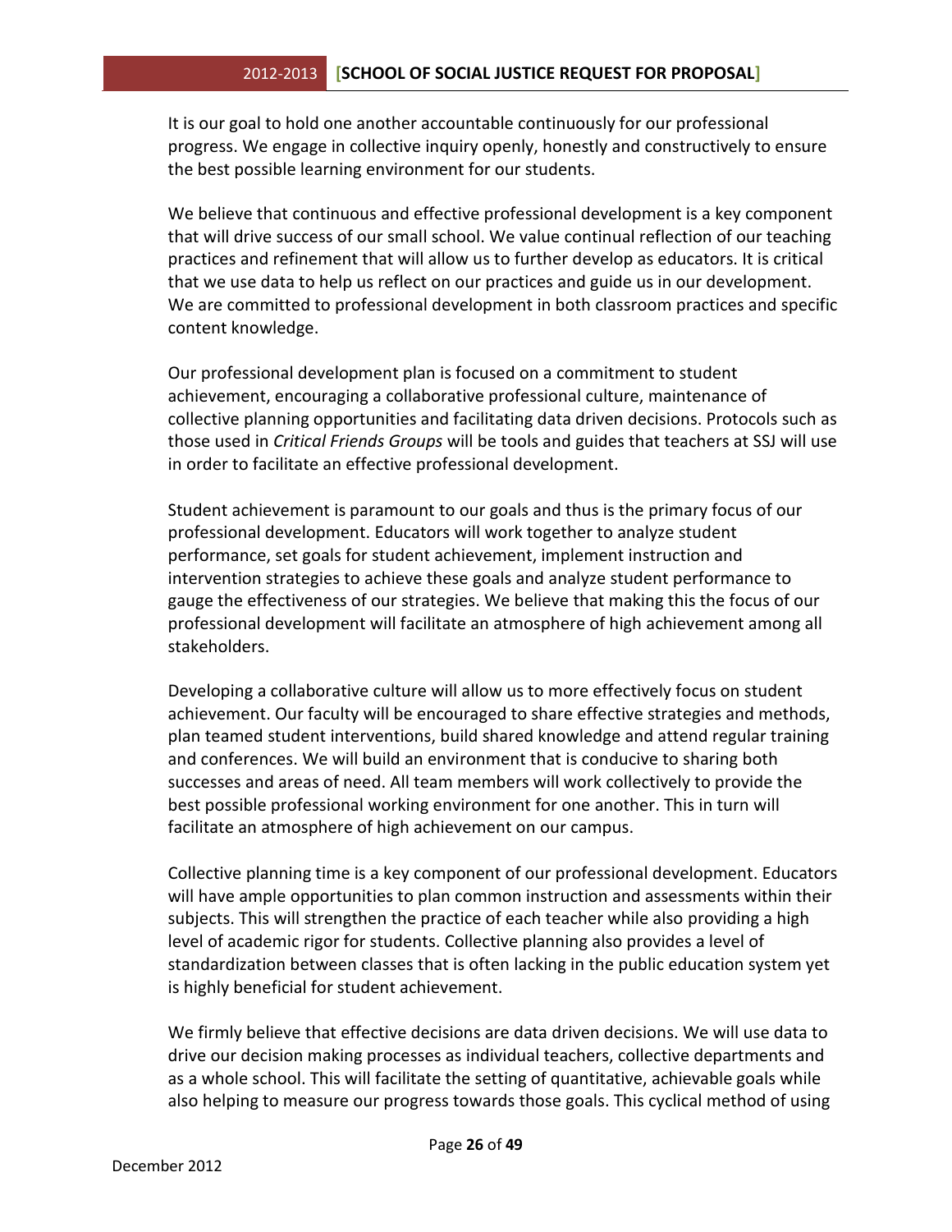It is our goal to hold one another accountable continuously for our professional progress. We engage in collective inquiry openly, honestly and constructively to ensure the best possible learning environment for our students.

We believe that continuous and effective professional development is a key component that will drive success of our small school. We value continual reflection of our teaching practices and refinement that will allow us to further develop as educators. It is critical that we use data to help us reflect on our practices and guide us in our development. We are committed to professional development in both classroom practices and specific content knowledge.

Our professional development plan is focused on a commitment to student achievement, encouraging a collaborative professional culture, maintenance of collective planning opportunities and facilitating data driven decisions. Protocols such as those used in *Critical Friends Groups* will be tools and guides that teachers at SSJ will use in order to facilitate an effective professional development.

Student achievement is paramount to our goals and thus is the primary focus of our professional development. Educators will work together to analyze student performance, set goals for student achievement, implement instruction and intervention strategies to achieve these goals and analyze student performance to gauge the effectiveness of our strategies. We believe that making this the focus of our professional development will facilitate an atmosphere of high achievement among all stakeholders.

Developing a collaborative culture will allow us to more effectively focus on student achievement. Our faculty will be encouraged to share effective strategies and methods, plan teamed student interventions, build shared knowledge and attend regular training and conferences. We will build an environment that is conducive to sharing both successes and areas of need. All team members will work collectively to provide the best possible professional working environment for one another. This in turn will facilitate an atmosphere of high achievement on our campus.

Collective planning time is a key component of our professional development. Educators will have ample opportunities to plan common instruction and assessments within their subjects. This will strengthen the practice of each teacher while also providing a high level of academic rigor for students. Collective planning also provides a level of standardization between classes that is often lacking in the public education system yet is highly beneficial for student achievement.

We firmly believe that effective decisions are data driven decisions. We will use data to drive our decision making processes as individual teachers, collective departments and as a whole school. This will facilitate the setting of quantitative, achievable goals while also helping to measure our progress towards those goals. This cyclical method of using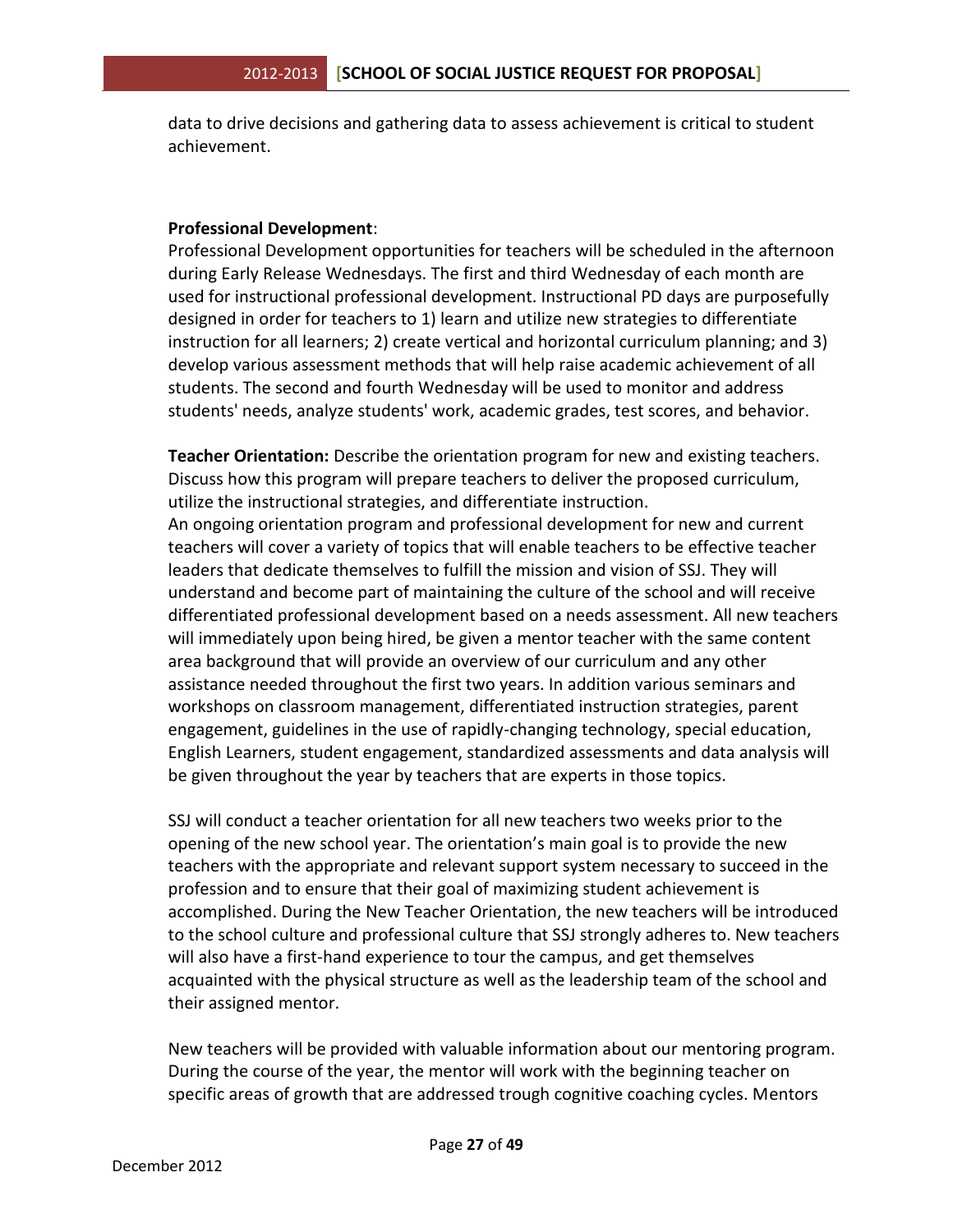data to drive decisions and gathering data to assess achievement is critical to student achievement.

**Professional Development**:
Professional Development opportunities for teachers will be scheduled in the afternoon during Early Release Wednesdays. The first and third Wednesday of each month are used for instructional professional development. Instructional PD days are purposefully designed in order for teachers to 1) learn and utilize new strategies to differentiate instruction for all learners; 2) create vertical and horizontal curriculum planning; and 3) develop various assessment methods that will help raise academic achievement of all students. The second and fourth Wednesday will be used to monitor and address students' needs, analyze students' work, academic grades, test scores, and behavior.

**Teacher Orientation:** Describe the orientation program for new and existing teachers. Discuss how this program will prepare teachers to deliver the proposed curriculum, utilize the instructional strategies, and differentiate instruction.
An ongoing orientation program and professional development for new and current teachers will cover a variety of topics that will enable teachers to be effective teacher leaders that dedicate themselves to fulfill the mission and vision of SSJ. They will understand and become part of maintaining the culture of the school and will receive differentiated professional development based on a needs assessment. All new teachers will immediately upon being hired, be given a mentor teacher with the same content area background that will provide an overview of our curriculum and any other assistance needed throughout the first two years. In addition various seminars and workshops on classroom management, differentiated instruction strategies, parent engagement, guidelines in the use of rapidly-changing technology, special education, English Learners, student engagement, standardized assessments and data analysis will be given throughout the year by teachers that are experts in those topics.

SSJ will conduct a teacher orientation for all new teachers two weeks prior to the opening of the new school year. The orientation's main goal is to provide the new teachers with the appropriate and relevant support system necessary to succeed in the profession and to ensure that their goal of maximizing student achievement is accomplished. During the New Teacher Orientation, the new teachers will be introduced to the school culture and professional culture that SSJ strongly adheres to. New teachers will also have a first-hand experience to tour the campus, and get themselves acquainted with the physical structure as well as the leadership team of the school and their assigned mentor.

New teachers will be provided with valuable information about our mentoring program. During the course of the year, the mentor will work with the beginning teacher on specific areas of growth that are addressed trough cognitive coaching cycles. Mentors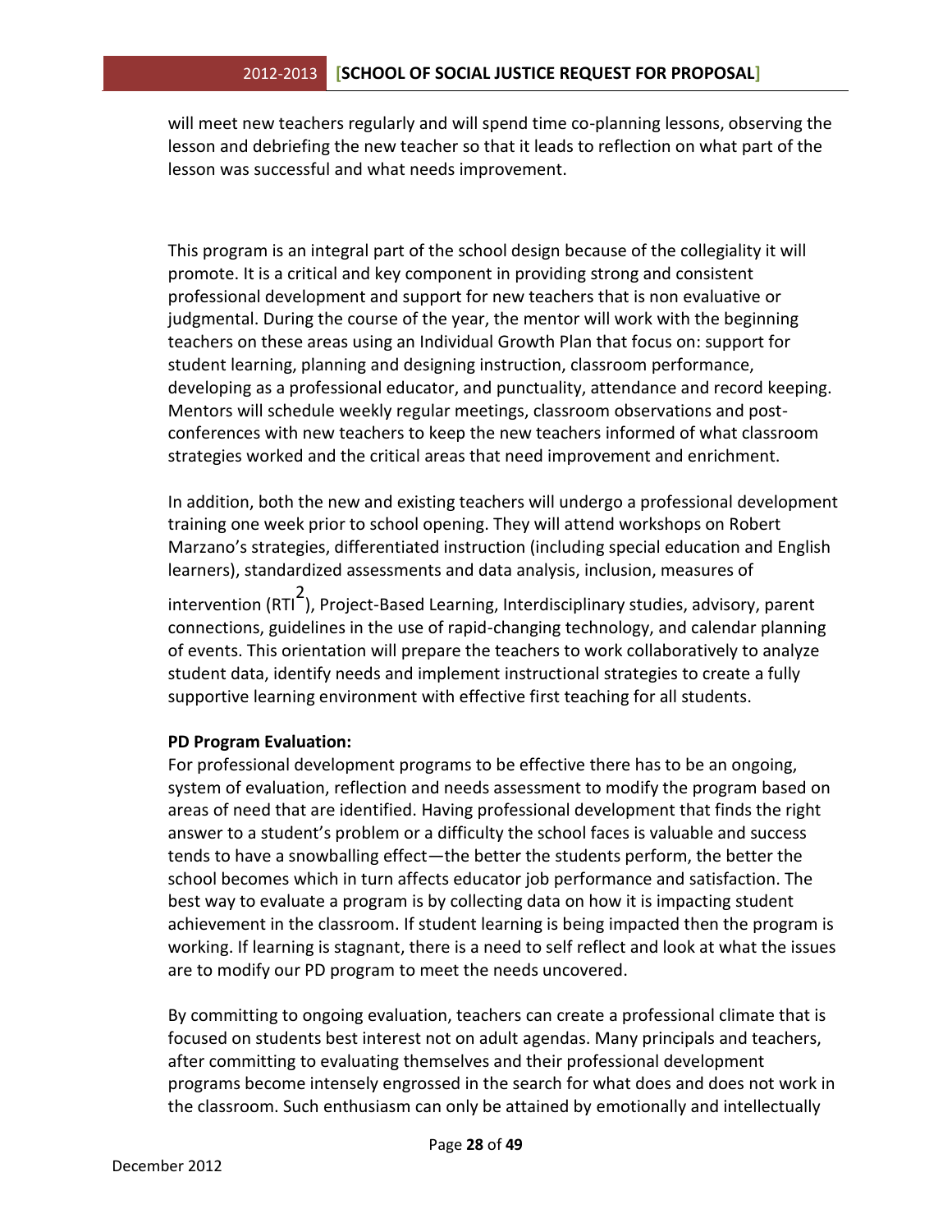will meet new teachers regularly and will spend time co-planning lessons, observing the lesson and debriefing the new teacher so that it leads to reflection on what part of the lesson was successful and what needs improvement.

This program is an integral part of the school design because of the collegiality it will promote. It is a critical and key component in providing strong and consistent professional development and support for new teachers that is non evaluative or judgmental. During the course of the year, the mentor will work with the beginning teachers on these areas using an Individual Growth Plan that focus on: support for student learning, planning and designing instruction, classroom performance, developing as a professional educator, and punctuality, attendance and record keeping. Mentors will schedule weekly regular meetings, classroom observations and post-conferences with new teachers to keep the new teachers informed of what classroom strategies worked and the critical areas that need improvement and enrichment.

In addition, both the new and existing teachers will undergo a professional development training one week prior to school opening. They will attend workshops on Robert Marzano's strategies, differentiated instruction (including special education and English learners), standardized assessments and data analysis, inclusion, measures of intervention (RTI[2]), Project-Based Learning, Interdisciplinary studies, advisory, parent connections, guidelines in the use of rapid-changing technology, and calendar planning of events. This orientation will prepare the teachers to work collaboratively to analyze student data, identify needs and implement instructional strategies to create a fully supportive learning environment with effective first teaching for all students.

**PD Program Evaluation:**

For professional development programs to be effective there has to be an ongoing, system of evaluation, reflection and needs assessment to modify the program based on areas of need that are identified. Having professional development that finds the right answer to a student's problem or a difficulty the school faces is valuable and success tends to have a snowballing effect—the better the students perform, the better the school becomes which in turn affects educator job performance and satisfaction. The best way to evaluate a program is by collecting data on how it is impacting student achievement in the classroom. If student learning is being impacted then the program is working. If learning is stagnant, there is a need to self reflect and look at what the issues are to modify our PD program to meet the needs uncovered.

By committing to ongoing evaluation, teachers can create a professional climate that is focused on students best interest not on adult agendas. Many principals and teachers, after committing to evaluating themselves and their professional development programs become intensely engrossed in the search for what does and does not work in the classroom. Such enthusiasm can only be attained by emotionally and intellectually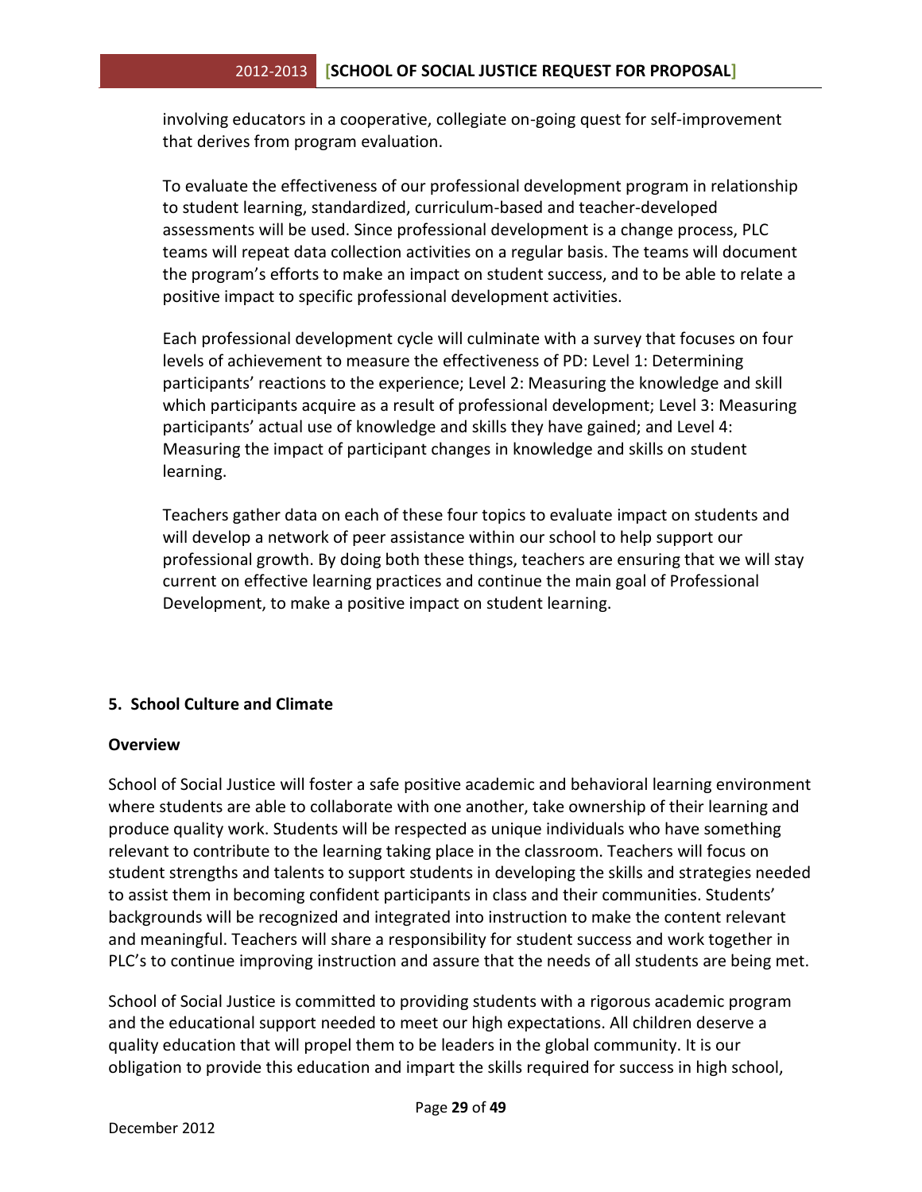involving educators in a cooperative, collegiate on-going quest for self-improvement that derives from program evaluation.

To evaluate the effectiveness of our professional development program in relationship to student learning, standardized, curriculum-based and teacher-developed assessments will be used. Since professional development is a change process, PLC teams will repeat data collection activities on a regular basis. The teams will document the program's efforts to make an impact on student success, and to be able to relate a positive impact to specific professional development activities.

Each professional development cycle will culminate with a survey that focuses on four levels of achievement to measure the effectiveness of PD: Level 1: Determining participants' reactions to the experience; Level 2: Measuring the knowledge and skill which participants acquire as a result of professional development; Level 3: Measuring participants' actual use of knowledge and skills they have gained; and Level 4: Measuring the impact of participant changes in knowledge and skills on student learning.

Teachers gather data on each of these four topics to evaluate impact on students and will develop a network of peer assistance within our school to help support our professional growth. By doing both these things, teachers are ensuring that we will stay current on effective learning practices and continue the main goal of Professional Development, to make a positive impact on student learning.

## 5. School Culture and Climate

### Overview

School of Social Justice will foster a safe positive academic and behavioral learning environment where students are able to collaborate with one another, take ownership of their learning and produce quality work. Students will be respected as unique individuals who have something relevant to contribute to the learning taking place in the classroom. Teachers will focus on student strengths and talents to support students in developing the skills and strategies needed to assist them in becoming confident participants in class and their communities. Students' backgrounds will be recognized and integrated into instruction to make the content relevant and meaningful. Teachers will share a responsibility for student success and work together in PLC's to continue improving instruction and assure that the needs of all students are being met.

School of Social Justice is committed to providing students with a rigorous academic program and the educational support needed to meet our high expectations. All children deserve a quality education that will propel them to be leaders in the global community. It is our obligation to provide this education and impart the skills required for success in high school,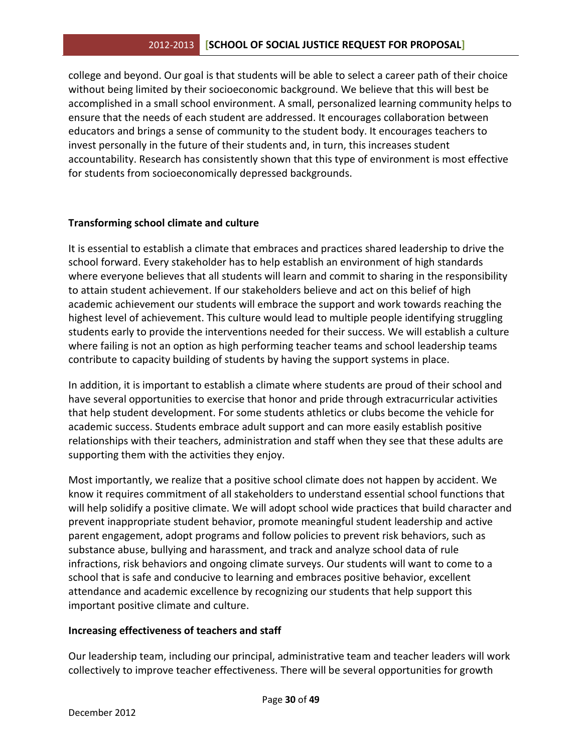college and beyond. Our goal is that students will be able to select a career path of their choice without being limited by their socioeconomic background. We believe that this will best be accomplished in a small school environment. A small, personalized learning community helps to ensure that the needs of each student are addressed. It encourages collaboration between educators and brings a sense of community to the student body. It encourages teachers to invest personally in the future of their students and, in turn, this increases student accountability. Research has consistently shown that this type of environment is most effective for students from socioeconomically depressed backgrounds.

**Transforming school climate and culture**

It is essential to establish a climate that embraces and practices shared leadership to drive the school forward. Every stakeholder has to help establish an environment of high standards where everyone believes that all students will learn and commit to sharing in the responsibility to attain student achievement. If our stakeholders believe and act on this belief of high academic achievement our students will embrace the support and work towards reaching the highest level of achievement. This culture would lead to multiple people identifying struggling students early to provide the interventions needed for their success. We will establish a culture where failing is not an option as high performing teacher teams and school leadership teams contribute to capacity building of students by having the support systems in place.

In addition, it is important to establish a climate where students are proud of their school and have several opportunities to exercise that honor and pride through extracurricular activities that help student development. For some students athletics or clubs become the vehicle for academic success. Students embrace adult support and can more easily establish positive relationships with their teachers, administration and staff when they see that these adults are supporting them with the activities they enjoy.

Most importantly, we realize that a positive school climate does not happen by accident. We know it requires commitment of all stakeholders to understand essential school functions that will help solidify a positive climate. We will adopt school wide practices that build character and prevent inappropriate student behavior, promote meaningful student leadership and active parent engagement, adopt programs and follow policies to prevent risk behaviors, such as substance abuse, bullying and harassment, and track and analyze school data of rule infractions, risk behaviors and ongoing climate surveys. Our students will want to come to a school that is safe and conducive to learning and embraces positive behavior, excellent attendance and academic excellence by recognizing our students that help support this important positive climate and culture.

**Increasing effectiveness of teachers and staff**

Our leadership team, including our principal, administrative team and teacher leaders will work collectively to improve teacher effectiveness. There will be several opportunities for growth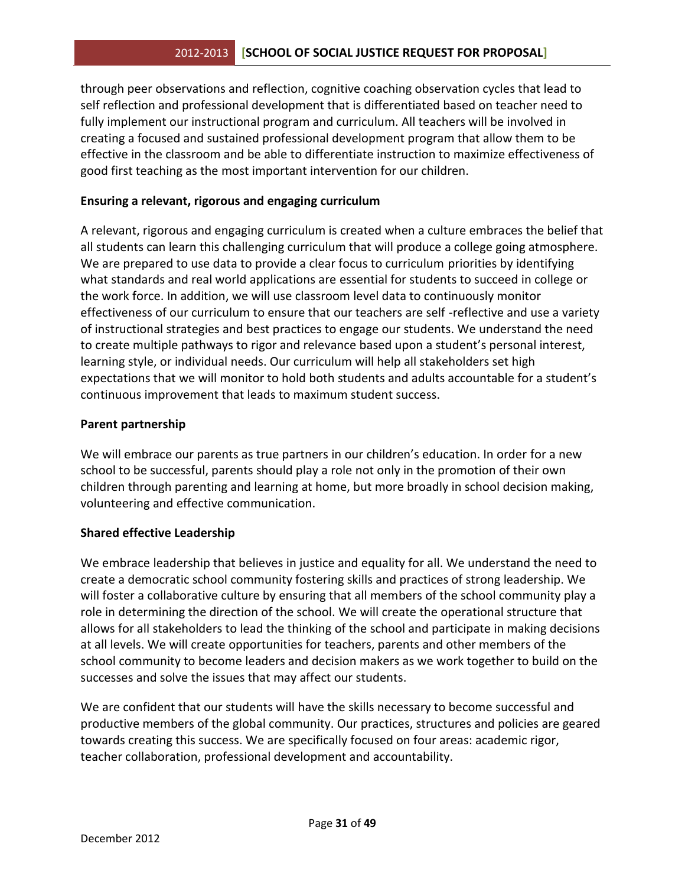through peer observations and reflection, cognitive coaching observation cycles that lead to self reflection and professional development that is differentiated based on teacher need to fully implement our instructional program and curriculum. All teachers will be involved in creating a focused and sustained professional development program that allow them to be effective in the classroom and be able to differentiate instruction to maximize effectiveness of good first teaching as the most important intervention for our children.

**Ensuring a relevant, rigorous and engaging curriculum**

A relevant, rigorous and engaging curriculum is created when a culture embraces the belief that all students can learn this challenging curriculum that will produce a college going atmosphere. We are prepared to use data to provide a clear focus to curriculum priorities by identifying what standards and real world applications are essential for students to succeed in college or the work force. In addition, we will use classroom level data to continuously monitor effectiveness of our curriculum to ensure that our teachers are self -reflective and use a variety of instructional strategies and best practices to engage our students. We understand the need to create multiple pathways to rigor and relevance based upon a student's personal interest, learning style, or individual needs. Our curriculum will help all stakeholders set high expectations that we will monitor to hold both students and adults accountable for a student's continuous improvement that leads to maximum student success.

**Parent partnership**

We will embrace our parents as true partners in our children's education. In order for a new school to be successful, parents should play a role not only in the promotion of their own children through parenting and learning at home, but more broadly in school decision making, volunteering and effective communication.

**Shared effective Leadership**

We embrace leadership that believes in justice and equality for all. We understand the need to create a democratic school community fostering skills and practices of strong leadership. We will foster a collaborative culture by ensuring that all members of the school community play a role in determining the direction of the school. We will create the operational structure that allows for all stakeholders to lead the thinking of the school and participate in making decisions at all levels. We will create opportunities for teachers, parents and other members of the school community to become leaders and decision makers as we work together to build on the successes and solve the issues that may affect our students.

We are confident that our students will have the skills necessary to become successful and productive members of the global community. Our practices, structures and policies are geared towards creating this success. We are specifically focused on four areas: academic rigor, teacher collaboration, professional development and accountability.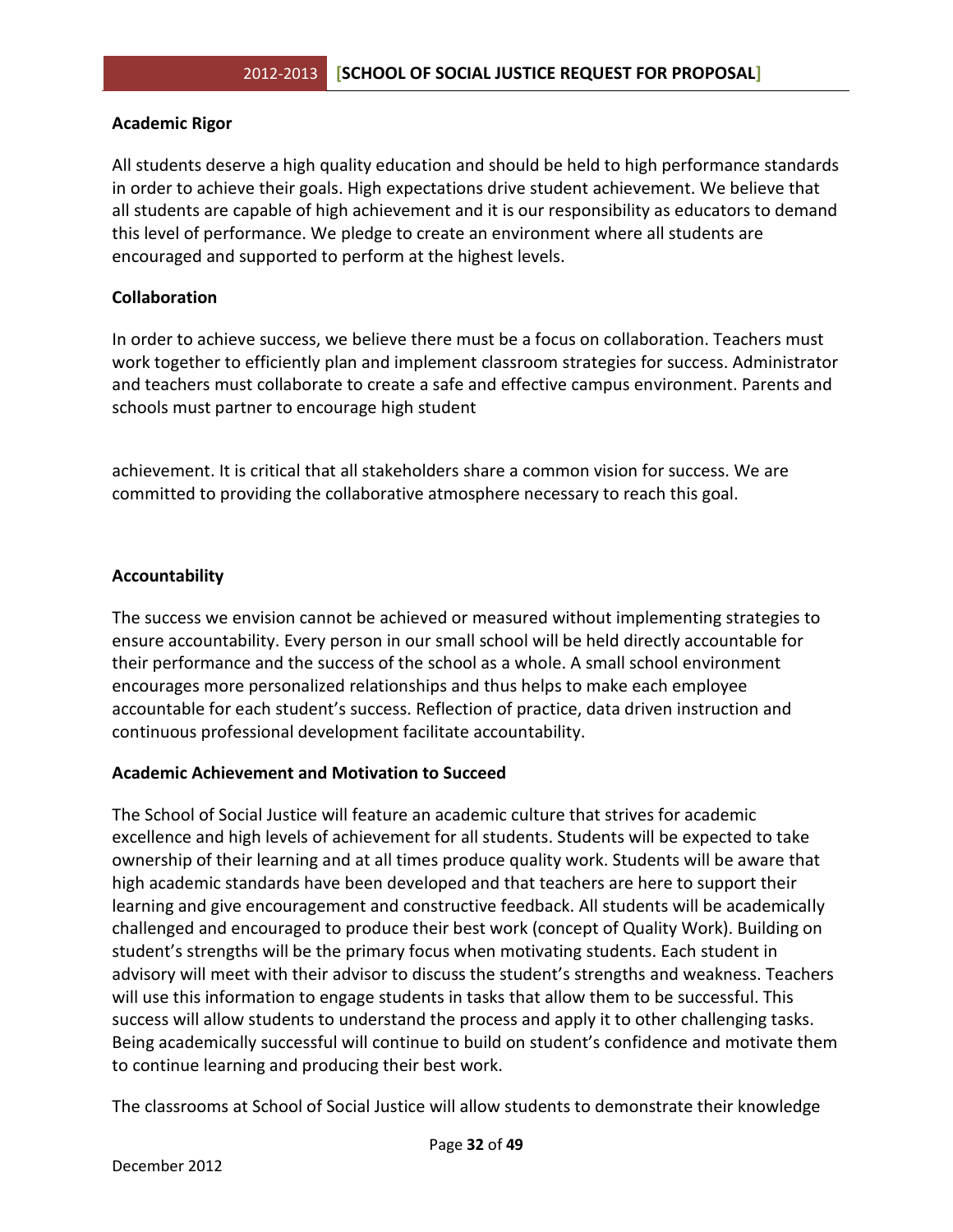**Academic Rigor**

All students deserve a high quality education and should be held to high performance standards in order to achieve their goals. High expectations drive student achievement. We believe that all students are capable of high achievement and it is our responsibility as educators to demand this level of performance. We pledge to create an environment where all students are encouraged and supported to perform at the highest levels.

**Collaboration**

In order to achieve success, we believe there must be a focus on collaboration. Teachers must work together to efficiently plan and implement classroom strategies for success. Administrator and teachers must collaborate to create a safe and effective campus environment. Parents and schools must partner to encourage high student achievement. It is critical that all stakeholders share a common vision for success. We are committed to providing the collaborative atmosphere necessary to reach this goal.

**Accountability**

The success we envision cannot be achieved or measured without implementing strategies to ensure accountability. Every person in our small school will be held directly accountable for their performance and the success of the school as a whole. A small school environment encourages more personalized relationships and thus helps to make each employee accountable for each student's success. Reflection of practice, data driven instruction and continuous professional development facilitate accountability.

**Academic Achievement and Motivation to Succeed**

The School of Social Justice will feature an academic culture that strives for academic excellence and high levels of achievement for all students. Students will be expected to take ownership of their learning and at all times produce quality work. Students will be aware that high academic standards have been developed and that teachers are here to support their learning and give encouragement and constructive feedback. All students will be academically challenged and encouraged to produce their best work (concept of Quality Work). Building on student's strengths will be the primary focus when motivating students. Each student in advisory will meet with their advisor to discuss the student's strengths and weakness. Teachers will use this information to engage students in tasks that allow them to be successful. This success will allow students to understand the process and apply it to other challenging tasks. Being academically successful will continue to build on student's confidence and motivate them to continue learning and producing their best work.

The classrooms at School of Social Justice will allow students to demonstrate their knowledge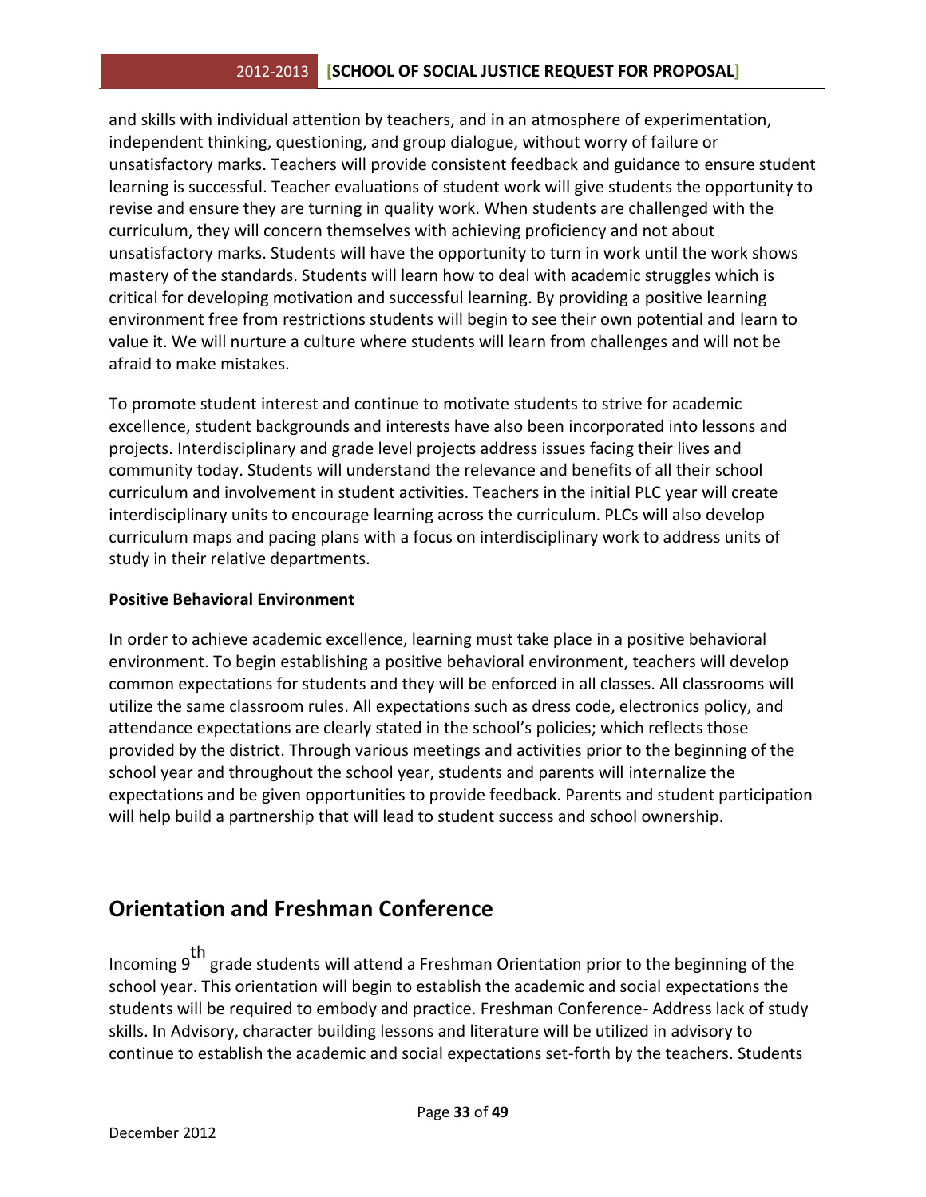and skills with individual attention by teachers, and in an atmosphere of experimentation, independent thinking, questioning, and group dialogue, without worry of failure or unsatisfactory marks. Teachers will provide consistent feedback and guidance to ensure student learning is successful. Teacher evaluations of student work will give students the opportunity to revise and ensure they are turning in quality work. When students are challenged with the curriculum, they will concern themselves with achieving proficiency and not about unsatisfactory marks. Students will have the opportunity to turn in work until the work shows mastery of the standards. Students will learn how to deal with academic struggles which is critical for developing motivation and successful learning. By providing a positive learning environment free from restrictions students will begin to see their own potential and learn to value it. We will nurture a culture where students will learn from challenges and will not be afraid to make mistakes.

To promote student interest and continue to motivate students to strive for academic excellence, student backgrounds and interests have also been incorporated into lessons and projects. Interdisciplinary and grade level projects address issues facing their lives and community today. Students will understand the relevance and benefits of all their school curriculum and involvement in student activities. Teachers in the initial PLC year will create interdisciplinary units to encourage learning across the curriculum. PLCs will also develop curriculum maps and pacing plans with a focus on interdisciplinary work to address units of study in their relative departments.

**Positive Behavioral Environment**

In order to achieve academic excellence, learning must take place in a positive behavioral environment. To begin establishing a positive behavioral environment, teachers will develop common expectations for students and they will be enforced in all classes. All classrooms will utilize the same classroom rules. All expectations such as dress code, electronics policy, and attendance expectations are clearly stated in the school's policies; which reflects those provided by the district. Through various meetings and activities prior to the beginning of the school year and throughout the school year, students and parents will internalize the expectations and be given opportunities to provide feedback. Parents and student participation will help build a partnership that will lead to student success and school ownership.

## Orientation and Freshman Conference

Incoming 9th grade students will attend a Freshman Orientation prior to the beginning of the school year. This orientation will begin to establish the academic and social expectations the students will be required to embody and practice. Freshman Conference- Address lack of study skills. In Advisory, character building lessons and literature will be utilized in advisory to continue to establish the academic and social expectations set-forth by the teachers. Students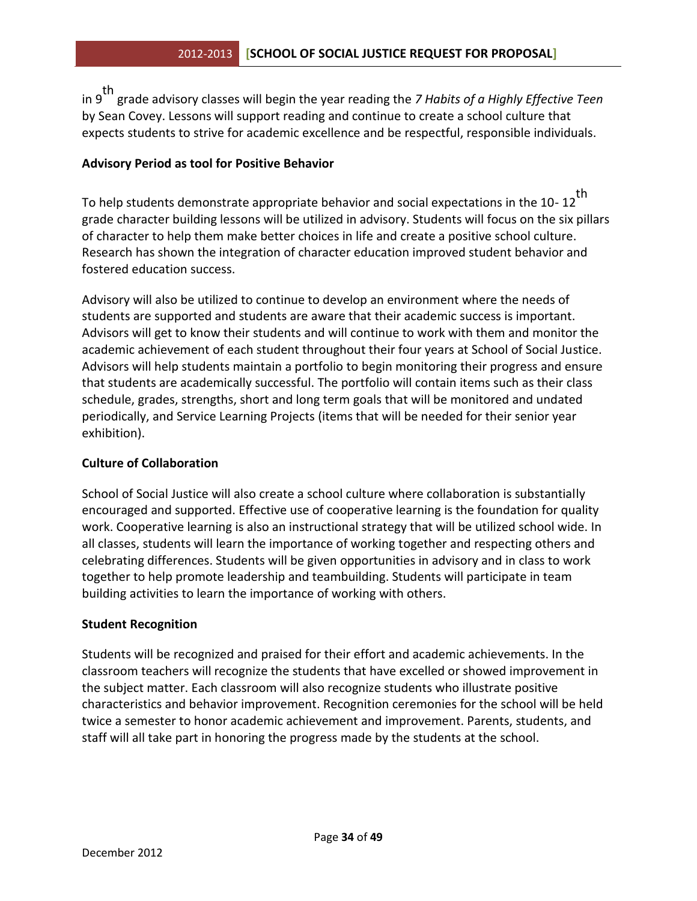in 9th grade advisory classes will begin the year reading the *7 Habits of a Highly Effective Teen* by Sean Covey. Lessons will support reading and continue to create a school culture that expects students to strive for academic excellence and be respectful, responsible individuals.

**Advisory Period as tool for Positive Behavior**

To help students demonstrate appropriate behavior and social expectations in the 10- 12th grade character building lessons will be utilized in advisory. Students will focus on the six pillars of character to help them make better choices in life and create a positive school culture. Research has shown the integration of character education improved student behavior and fostered education success.

Advisory will also be utilized to continue to develop an environment where the needs of students are supported and students are aware that their academic success is important. Advisors will get to know their students and will continue to work with them and monitor the academic achievement of each student throughout their four years at School of Social Justice. Advisors will help students maintain a portfolio to begin monitoring their progress and ensure that students are academically successful. The portfolio will contain items such as their class schedule, grades, strengths, short and long term goals that will be monitored and undated periodically, and Service Learning Projects (items that will be needed for their senior year exhibition).

**Culture of Collaboration**

School of Social Justice will also create a school culture where collaboration is substantially encouraged and supported. Effective use of cooperative learning is the foundation for quality work. Cooperative learning is also an instructional strategy that will be utilized school wide. In all classes, students will learn the importance of working together and respecting others and celebrating differences. Students will be given opportunities in advisory and in class to work together to help promote leadership and teambuilding. Students will participate in team building activities to learn the importance of working with others.

**Student Recognition**

Students will be recognized and praised for their effort and academic achievements. In the classroom teachers will recognize the students that have excelled or showed improvement in the subject matter. Each classroom will also recognize students who illustrate positive characteristics and behavior improvement. Recognition ceremonies for the school will be held twice a semester to honor academic achievement and improvement. Parents, students, and staff will all take part in honoring the progress made by the students at the school.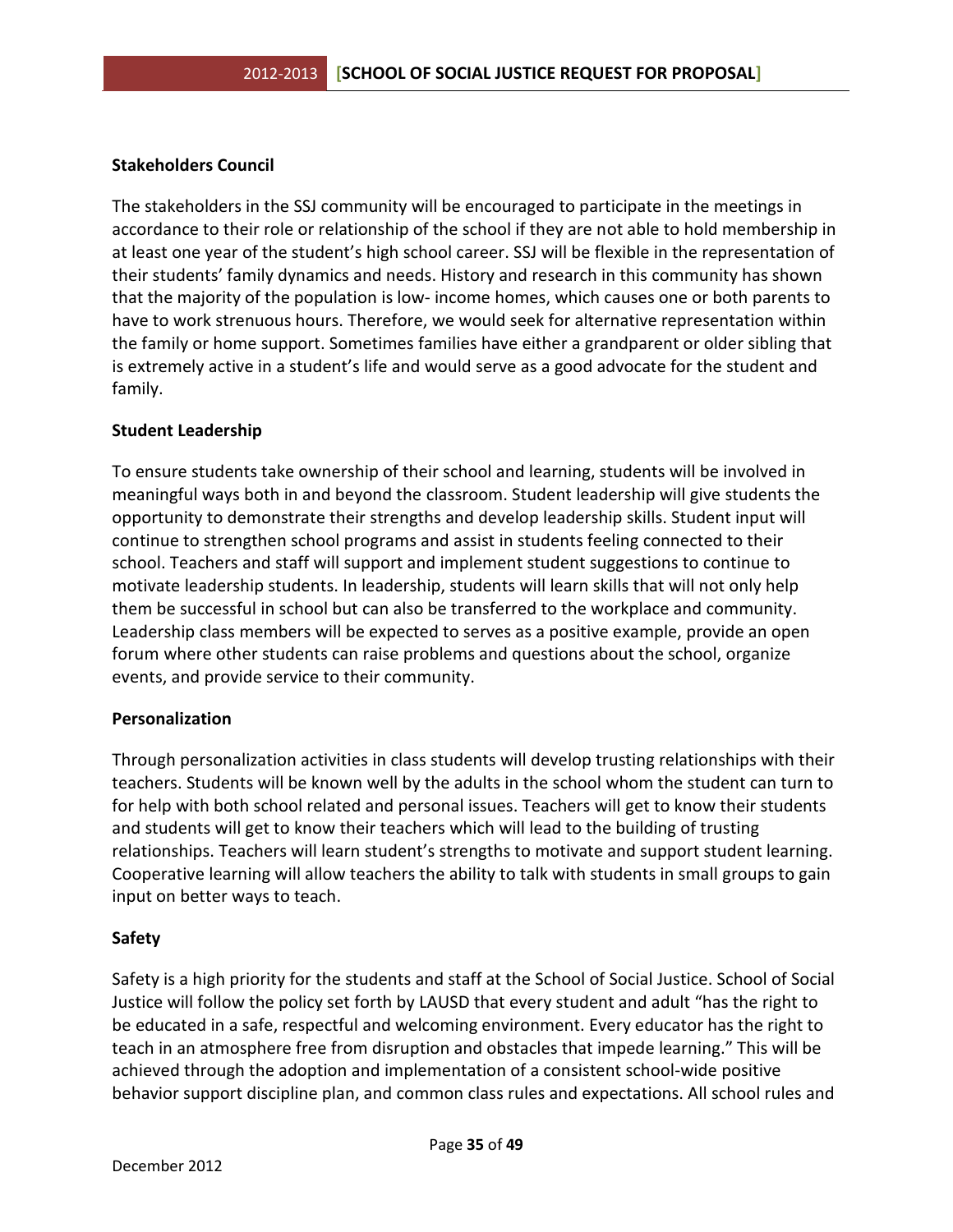**Stakeholders Council**

The stakeholders in the SSJ community will be encouraged to participate in the meetings in accordance to their role or relationship of the school if they are not able to hold membership in at least one year of the student's high school career. SSJ will be flexible in the representation of their students' family dynamics and needs. History and research in this community has shown that the majority of the population is low- income homes, which causes one or both parents to have to work strenuous hours. Therefore, we would seek for alternative representation within the family or home support. Sometimes families have either a grandparent or older sibling that is extremely active in a student's life and would serve as a good advocate for the student and family.

**Student Leadership**

To ensure students take ownership of their school and learning, students will be involved in meaningful ways both in and beyond the classroom. Student leadership will give students the opportunity to demonstrate their strengths and develop leadership skills. Student input will continue to strengthen school programs and assist in students feeling connected to their school. Teachers and staff will support and implement student suggestions to continue to motivate leadership students. In leadership, students will learn skills that will not only help them be successful in school but can also be transferred to the workplace and community. Leadership class members will be expected to serves as a positive example, provide an open forum where other students can raise problems and questions about the school, organize events, and provide service to their community.

**Personalization**

Through personalization activities in class students will develop trusting relationships with their teachers. Students will be known well by the adults in the school whom the student can turn to for help with both school related and personal issues. Teachers will get to know their students and students will get to know their teachers which will lead to the building of trusting relationships. Teachers will learn student's strengths to motivate and support student learning. Cooperative learning will allow teachers the ability to talk with students in small groups to gain input on better ways to teach.

**Safety**

Safety is a high priority for the students and staff at the School of Social Justice. School of Social Justice will follow the policy set forth by LAUSD that every student and adult "has the right to be educated in a safe, respectful and welcoming environment. Every educator has the right to teach in an atmosphere free from disruption and obstacles that impede learning." This will be achieved through the adoption and implementation of a consistent school-wide positive behavior support discipline plan, and common class rules and expectations. All school rules and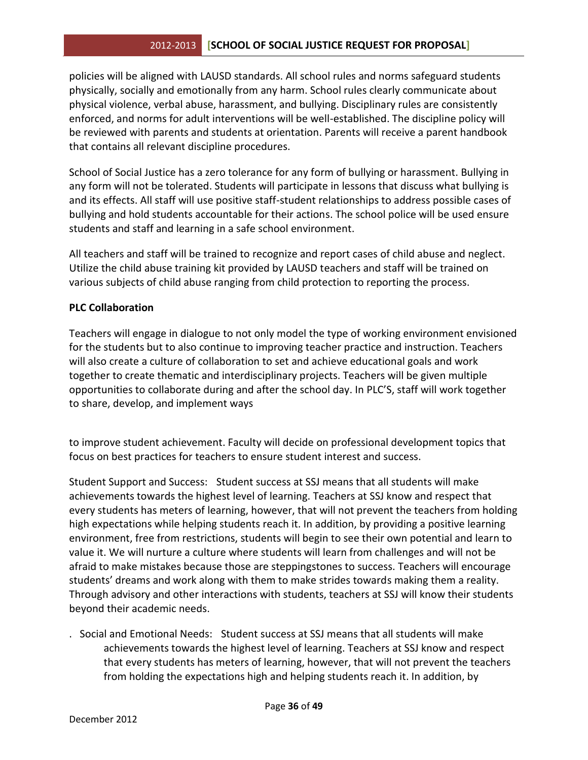policies will be aligned with LAUSD standards. All school rules and norms safeguard students physically, socially and emotionally from any harm. School rules clearly communicate about physical violence, verbal abuse, harassment, and bullying. Disciplinary rules are consistently enforced, and norms for adult interventions will be well-established. The discipline policy will be reviewed with parents and students at orientation. Parents will receive a parent handbook that contains all relevant discipline procedures.

School of Social Justice has a zero tolerance for any form of bullying or harassment. Bullying in any form will not be tolerated. Students will participate in lessons that discuss what bullying is and its effects. All staff will use positive staff-student relationships to address possible cases of bullying and hold students accountable for their actions. The school police will be used ensure students and staff and learning in a safe school environment.

All teachers and staff will be trained to recognize and report cases of child abuse and neglect. Utilize the child abuse training kit provided by LAUSD teachers and staff will be trained on various subjects of child abuse ranging from child protection to reporting the process.

**PLC Collaboration**

Teachers will engage in dialogue to not only model the type of working environment envisioned for the students but to also continue to improving teacher practice and instruction. Teachers will also create a culture of collaboration to set and achieve educational goals and work together to create thematic and interdisciplinary projects. Teachers will be given multiple opportunities to collaborate during and after the school day. In PLC'S, staff will work together to share, develop, and implement ways

to improve student achievement. Faculty will decide on professional development topics that focus on best practices for teachers to ensure student interest and success.

Student Support and Success: Student success at SSJ means that all students will make achievements towards the highest level of learning. Teachers at SSJ know and respect that every students has meters of learning, however, that will not prevent the teachers from holding high expectations while helping students reach it. In addition, by providing a positive learning environment, free from restrictions, students will begin to see their own potential and learn to value it. We will nurture a culture where students will learn from challenges and will not be afraid to make mistakes because those are steppingstones to success. Teachers will encourage students' dreams and work along with them to make strides towards making them a reality. Through advisory and other interactions with students, teachers at SSJ will know their students beyond their academic needs.

. Social and Emotional Needs: Student success at SSJ means that all students will make achievements towards the highest level of learning. Teachers at SSJ know and respect that every students has meters of learning, however, that will not prevent the teachers from holding the expectations high and helping students reach it. In addition, by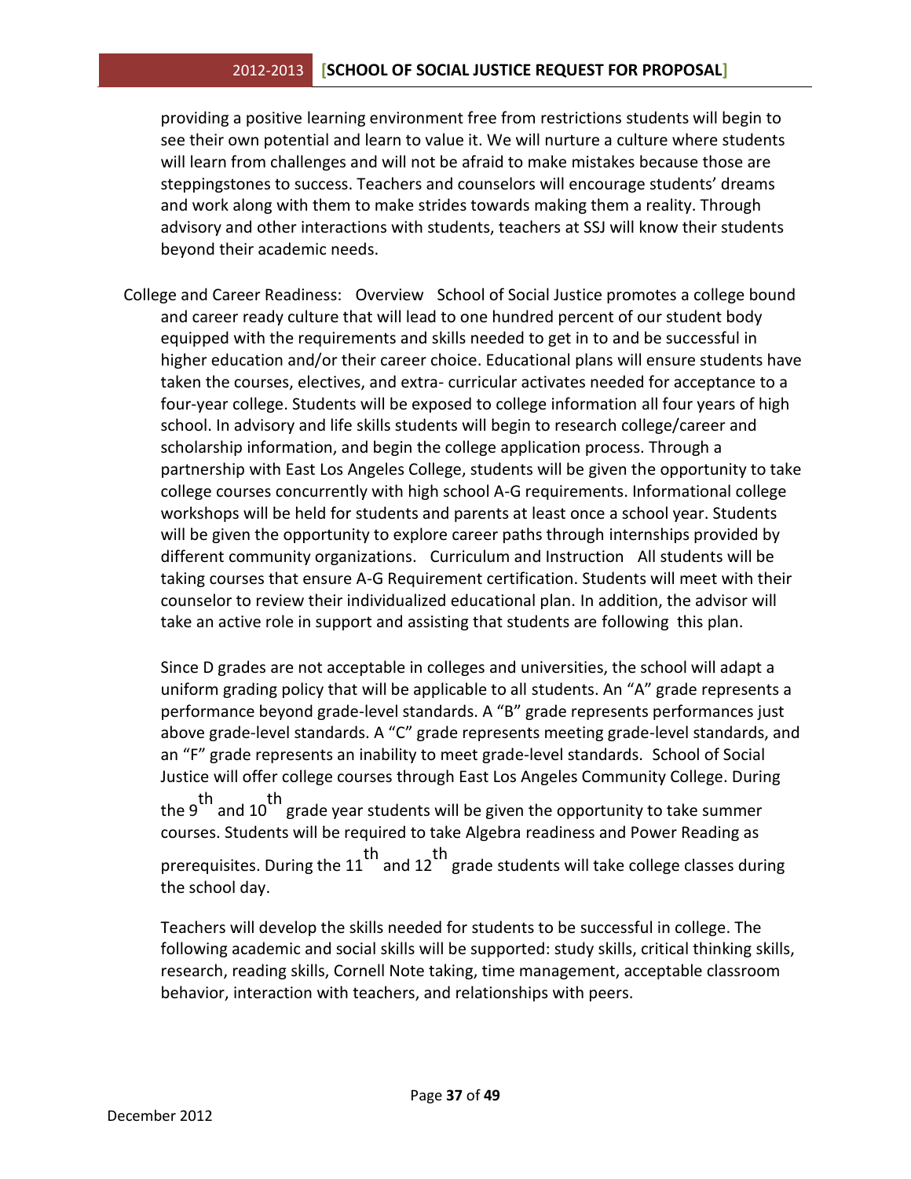providing a positive learning environment free from restrictions students will begin to see their own potential and learn to value it. We will nurture a culture where students will learn from challenges and will not be afraid to make mistakes because those are steppingstones to success. Teachers and counselors will encourage students' dreams and work along with them to make strides towards making them a reality. Through advisory and other interactions with students, teachers at SSJ will know their students beyond their academic needs.

College and Career Readiness: Overview School of Social Justice promotes a college bound and career ready culture that will lead to one hundred percent of our student body equipped with the requirements and skills needed to get in to and be successful in higher education and/or their career choice. Educational plans will ensure students have taken the courses, electives, and extra- curricular activates needed for acceptance to a four-year college. Students will be exposed to college information all four years of high school. In advisory and life skills students will begin to research college/career and scholarship information, and begin the college application process. Through a partnership with East Los Angeles College, students will be given the opportunity to take college courses concurrently with high school A-G requirements. Informational college workshops will be held for students and parents at least once a school year. Students will be given the opportunity to explore career paths through internships provided by different community organizations. Curriculum and Instruction All students will be taking courses that ensure A-G Requirement certification. Students will meet with their counselor to review their individualized educational plan. In addition, the advisor will take an active role in support and assisting that students are following this plan.

Since D grades are not acceptable in colleges and universities, the school will adapt a uniform grading policy that will be applicable to all students. An "A" grade represents a performance beyond grade-level standards. A "B" grade represents performances just above grade-level standards. A "C" grade represents meeting grade-level standards, and an "F" grade represents an inability to meet grade-level standards. School of Social Justice will offer college courses through East Los Angeles Community College. During the 9th and 10th grade year students will be given the opportunity to take summer courses. Students will be required to take Algebra readiness and Power Reading as prerequisites. During the 11th and 12th grade students will take college classes during the school day.

Teachers will develop the skills needed for students to be successful in college. The following academic and social skills will be supported: study skills, critical thinking skills, research, reading skills, Cornell Note taking, time management, acceptable classroom behavior, interaction with teachers, and relationships with peers.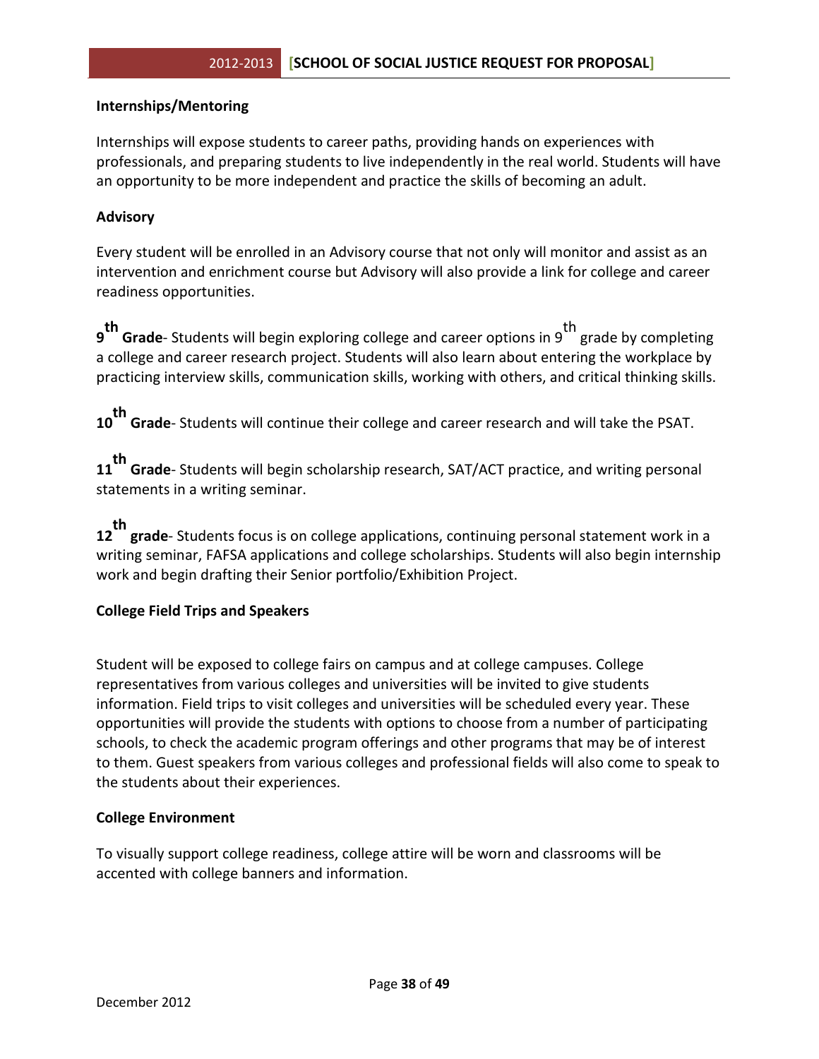**Internships/Mentoring**

Internships will expose students to career paths, providing hands on experiences with professionals, and preparing students to live independently in the real world. Students will have an opportunity to be more independent and practice the skills of becoming an adult.

**Advisory**

Every student will be enrolled in an Advisory course that not only will monitor and assist as an intervention and enrichment course but Advisory will also provide a link for college and career readiness opportunities.

**9th Grade**- Students will begin exploring college and career options in 9th grade by completing a college and career research project. Students will also learn about entering the workplace by practicing interview skills, communication skills, working with others, and critical thinking skills.

**10th Grade**- Students will continue their college and career research and will take the PSAT.

**11th Grade**- Students will begin scholarship research, SAT/ACT practice, and writing personal statements in a writing seminar.

**12th grade**- Students focus is on college applications, continuing personal statement work in a writing seminar, FAFSA applications and college scholarships. Students will also begin internship work and begin drafting their Senior portfolio/Exhibition Project.

**College Field Trips and Speakers**

Student will be exposed to college fairs on campus and at college campuses. College representatives from various colleges and universities will be invited to give students information. Field trips to visit colleges and universities will be scheduled every year. These opportunities will provide the students with options to choose from a number of participating schools, to check the academic program offerings and other programs that may be of interest to them. Guest speakers from various colleges and professional fields will also come to speak to the students about their experiences.

**College Environment**

To visually support college readiness, college attire will be worn and classrooms will be accented with college banners and information.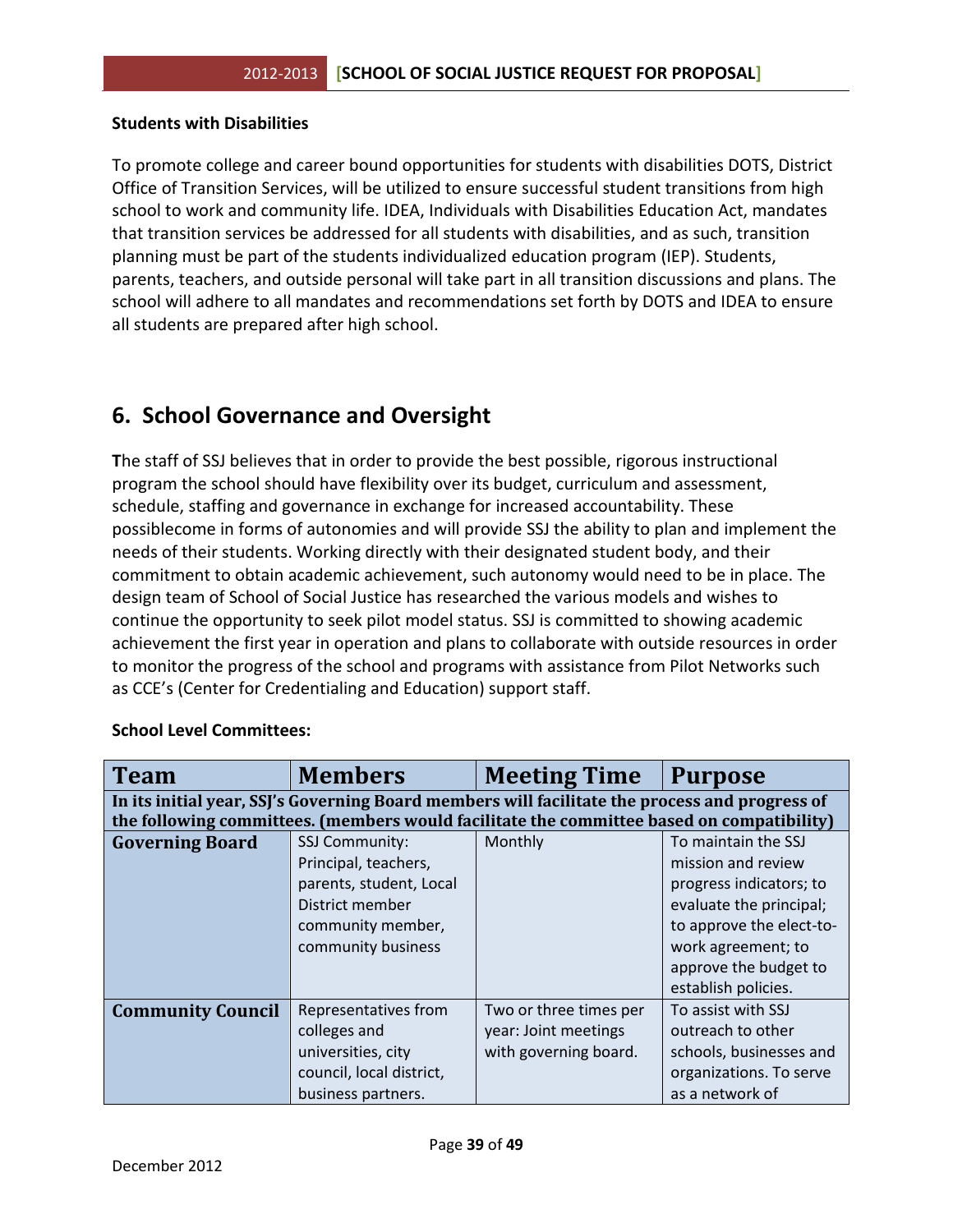**Students with Disabilities**

To promote college and career bound opportunities for students with disabilities DOTS, District Office of Transition Services, will be utilized to ensure successful student transitions from high school to work and community life. IDEA, Individuals with Disabilities Education Act, mandates that transition services be addressed for all students with disabilities, and as such, transition planning must be part of the students individualized education program (IEP). Students, parents, teachers, and outside personal will take part in all transition discussions and plans. The school will adhere to all mandates and recommendations set forth by DOTS and IDEA to ensure all students are prepared after high school.

## 6. School Governance and Oversight

**T**he staff of SSJ believes that in order to provide the best possible, rigorous instructional program the school should have flexibility over its budget, curriculum and assessment, schedule, staffing and governance in exchange for increased accountability. These possiblecome in forms of autonomies and will provide SSJ the ability to plan and implement the needs of their students. Working directly with their designated student body, and their commitment to obtain academic achievement, such autonomy would need to be in place. The design team of School of Social Justice has researched the various models and wishes to continue the opportunity to seek pilot model status. SSJ is committed to showing academic achievement the first year in operation and plans to collaborate with outside resources in order to monitor the progress of the school and programs with assistance from Pilot Networks such as CCE's (Center for Credentialing and Education) support staff.

**School Level Committees:**

| Team | Members | Meeting Time | Purpose |
|---|---|---|---|
| **In its initial year, SSJ's Governing Board members will facilitate the process and progress of the following committees. (members would facilitate the committee based on compatibility)** | | | |
| **Governing Board** | SSJ Community: Principal, teachers, parents, student, Local District member community member, community business | Monthly | To maintain the SSJ mission and review progress indicators; to evaluate the principal; to approve the elect-to-work agreement; to approve the budget to establish policies. |
| **Community Council** | Representatives from colleges and universities, city council, local district, business partners. | Two or three times per year: Joint meetings with governing board. | To assist with SSJ outreach to other schools, businesses and organizations. To serve as a network of |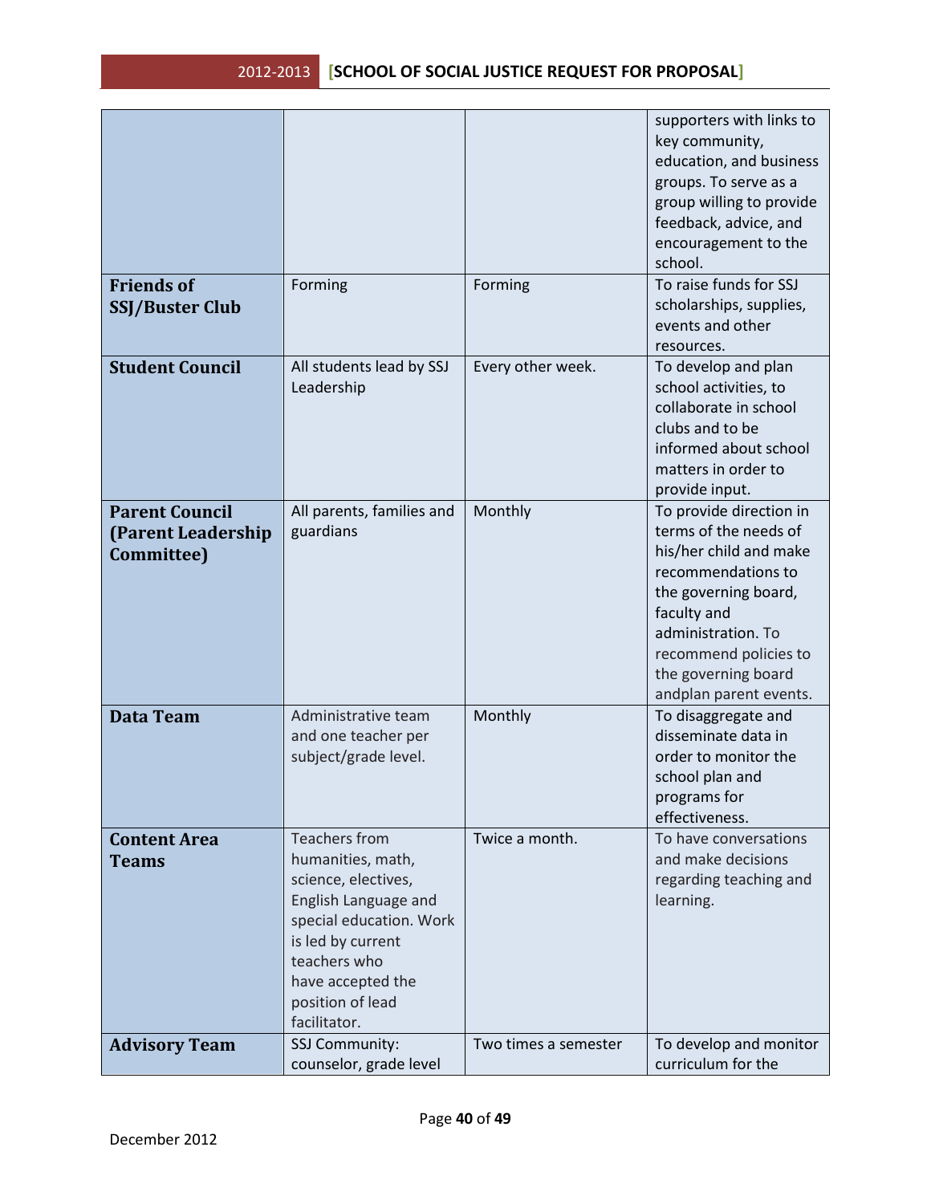| | | | |
|---|---|---|---|
| | | | supporters with links to key community, education, and business groups. To serve as a group willing to provide feedback, advice, and encouragement to the school. |
| **Friends of SSJ/Buster Club** | Forming | Forming | To raise funds for SSJ scholarships, supplies, events and other resources. |
| **Student Council** | All students lead by SSJ Leadership | Every other week. | To develop and plan school activities, to collaborate in school clubs and to be informed about school matters in order to provide input. |
| **Parent Council (Parent Leadership Committee)** | All parents, families and guardians | Monthly | To provide direction in terms of the needs of his/her child and make recommendations to the governing board, faculty and administration. To recommend policies to the governing board andplan parent events. |
| **Data Team** | Administrative team and one teacher per subject/grade level. | Monthly | To disaggregate and disseminate data in order to monitor the school plan and programs for effectiveness. |
| **Content Area Teams** | Teachers from humanities, math, science, electives, English Language and special education. Work is led by current teachers who have accepted the position of lead facilitator. | Twice a month. | To have conversations and make decisions regarding teaching and learning. |
| **Advisory Team** | SSJ Community: counselor, grade level | Two times a semester | To develop and monitor curriculum for the |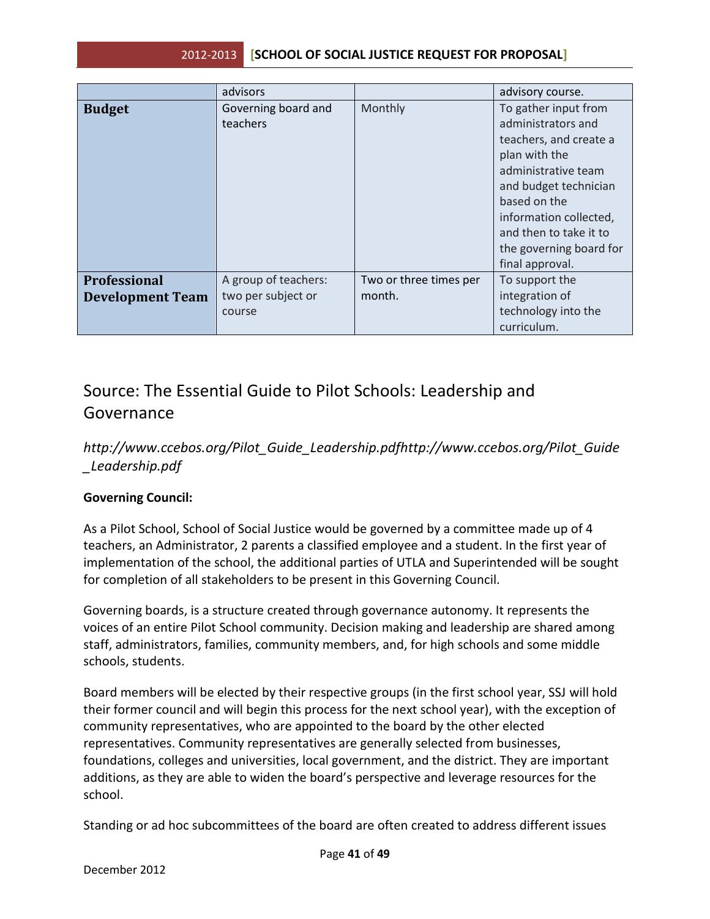| | | | |
|---|---|---|---|
| | advisors | | advisory course. |
| **Budget** | Governing board and teachers | Monthly | To gather input from administrators and teachers, and create a plan with the administrative team and budget technician based on the information collected, and then to take it to the governing board for final approval. |
| **Professional Development Team** | A group of teachers: two per subject or course | Two or three times per month. | To support the integration of technology into the curriculum. |

## Source: The Essential Guide to Pilot Schools: Leadership and Governance

*http://www.ccebos.org/Pilot_Guide_Leadership.pdfhttp://www.ccebos.org/Pilot_Guide_Leadership.pdf*

**Governing Council:**

As a Pilot School, School of Social Justice would be governed by a committee made up of 4 teachers, an Administrator, 2 parents a classified employee and a student. In the first year of implementation of the school, the additional parties of UTLA and Superintended will be sought for completion of all stakeholders to be present in this Governing Council.

Governing boards, is a structure created through governance autonomy. It represents the voices of an entire Pilot School community. Decision making and leadership are shared among staff, administrators, families, community members, and, for high schools and some middle schools, students.

Board members will be elected by their respective groups (in the first school year, SSJ will hold their former council and will begin this process for the next school year), with the exception of community representatives, who are appointed to the board by the other elected representatives. Community representatives are generally selected from businesses, foundations, colleges and universities, local government, and the district. They are important additions, as they are able to widen the board's perspective and leverage resources for the school.

Standing or ad hoc subcommittees of the board are often created to address different issues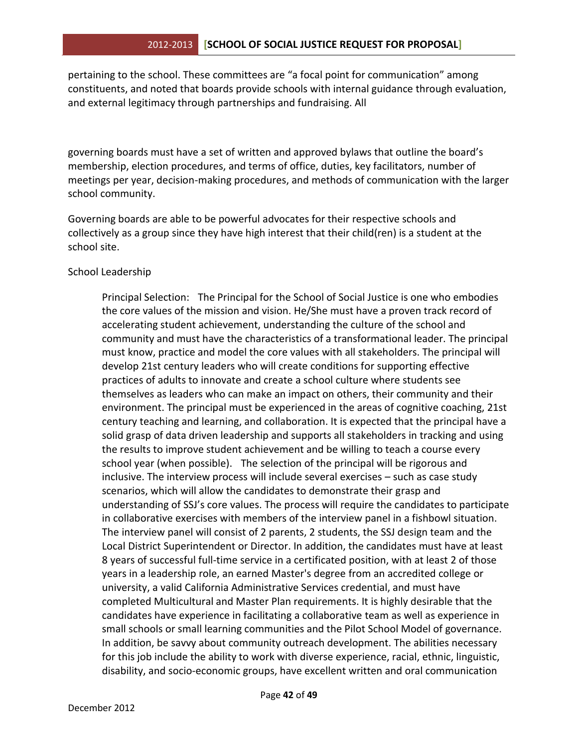pertaining to the school. These committees are "a focal point for communication" among constituents, and noted that boards provide schools with internal guidance through evaluation, and external legitimacy through partnerships and fundraising. All

governing boards must have a set of written and approved bylaws that outline the board's membership, election procedures, and terms of office, duties, key facilitators, number of meetings per year, decision-making procedures, and methods of communication with the larger school community.

Governing boards are able to be powerful advocates for their respective schools and collectively as a group since they have high interest that their child(ren) is a student at the school site.

School Leadership

> Principal Selection: The Principal for the School of Social Justice is one who embodies the core values of the mission and vision. He/She must have a proven track record of accelerating student achievement, understanding the culture of the school and community and must have the characteristics of a transformational leader. The principal must know, practice and model the core values with all stakeholders. The principal will develop 21st century leaders who will create conditions for supporting effective practices of adults to innovate and create a school culture where students see themselves as leaders who can make an impact on others, their community and their environment. The principal must be experienced in the areas of cognitive coaching, 21st century teaching and learning, and collaboration. It is expected that the principal have a solid grasp of data driven leadership and supports all stakeholders in tracking and using the results to improve student achievement and be willing to teach a course every school year (when possible). The selection of the principal will be rigorous and inclusive. The interview process will include several exercises – such as case study scenarios, which will allow the candidates to demonstrate their grasp and understanding of SSJ's core values. The process will require the candidates to participate in collaborative exercises with members of the interview panel in a fishbowl situation. The interview panel will consist of 2 parents, 2 students, the SSJ design team and the Local District Superintendent or Director. In addition, the candidates must have at least 8 years of successful full-time service in a certificated position, with at least 2 of those years in a leadership role, an earned Master's degree from an accredited college or university, a valid California Administrative Services credential, and must have completed Multicultural and Master Plan requirements. It is highly desirable that the candidates have experience in facilitating a collaborative team as well as experience in small schools or small learning communities and the Pilot School Model of governance. In addition, be savvy about community outreach development. The abilities necessary for this job include the ability to work with diverse experience, racial, ethnic, linguistic, disability, and socio-economic groups, have excellent written and oral communication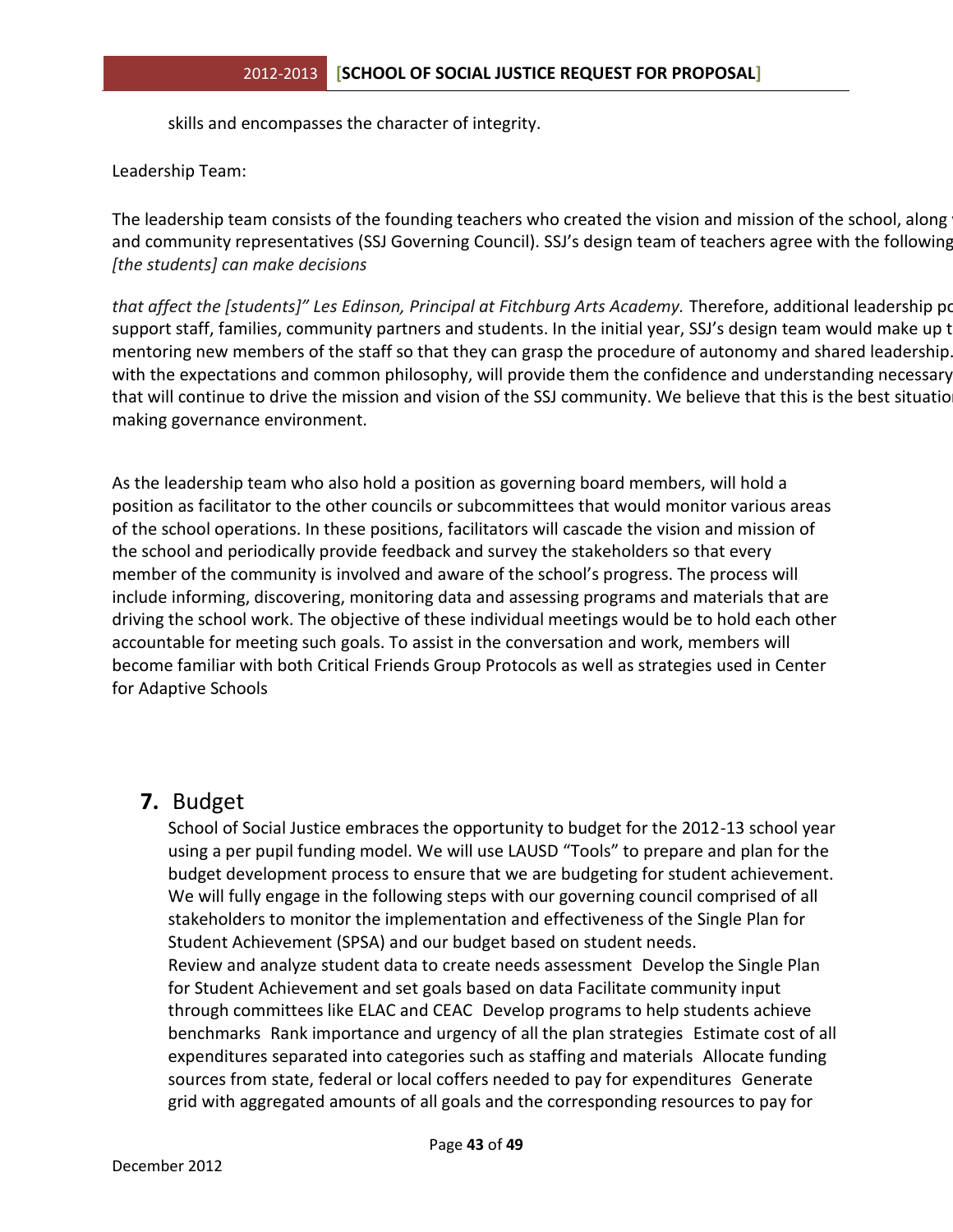skills and encompasses the character of integrity.

Leadership Team:

The leadership team consists of the founding teachers who created the vision and mission of the school, along and community representatives (SSJ Governing Council). SSJ's design team of teachers agree with the following *[the students] can make decisions*

*that affect the [students]" Les Edinson, Principal at Fitchburg Arts Academy.* Therefore, additional leadership po support staff, families, community partners and students. In the initial year, SSJ's design team would make up t mentoring new members of the staff so that they can grasp the procedure of autonomy and shared leadership. with the expectations and common philosophy, will provide them the confidence and understanding necessary that will continue to drive the mission and vision of the SSJ community. We believe that this is the best situatio making governance environment.

As the leadership team who also hold a position as governing board members, will hold a position as facilitator to the other councils or subcommittees that would monitor various areas of the school operations. In these positions, facilitators will cascade the vision and mission of the school and periodically provide feedback and survey the stakeholders so that every member of the community is involved and aware of the school's progress. The process will include informing, discovering, monitoring data and assessing programs and materials that are driving the school work. The objective of these individual meetings would be to hold each other accountable for meeting such goals. To assist in the conversation and work, members will become familiar with both Critical Friends Group Protocols as well as strategies used in Center for Adaptive Schools

## 7. Budget

School of Social Justice embraces the opportunity to budget for the 2012-13 school year using a per pupil funding model. We will use LAUSD "Tools" to prepare and plan for the budget development process to ensure that we are budgeting for student achievement. We will fully engage in the following steps with our governing council comprised of all stakeholders to monitor the implementation and effectiveness of the Single Plan for Student Achievement (SPSA) and our budget based on student needs.

Review and analyze student data to create needs assessment  Develop the Single Plan for Student Achievement and set goals based on data Facilitate community input through committees like ELAC and CEAC  Develop programs to help students achieve benchmarks  Rank importance and urgency of all the plan strategies  Estimate cost of all expenditures separated into categories such as staffing and materials  Allocate funding sources from state, federal or local coffers needed to pay for expenditures  Generate grid with aggregated amounts of all goals and the corresponding resources to pay for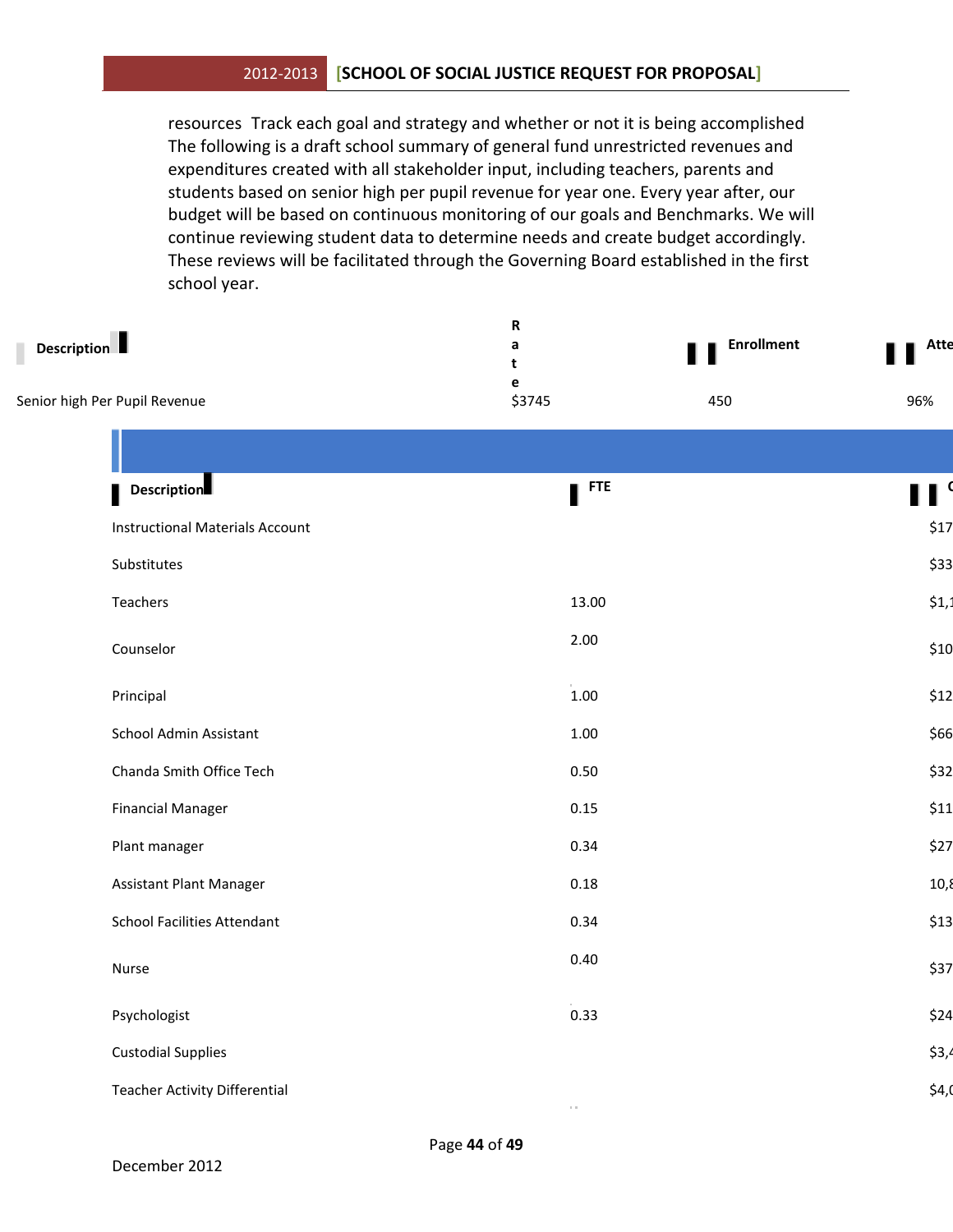resources Track each goal and strategy and whether or not it is being accomplished The following is a draft school summary of general fund unrestricted revenues and expenditures created with all stakeholder input, including teachers, parents and students based on senior high per pupil revenue for year one. Every year after, our budget will be based on continuous monitoring of our goals and Benchmarks. We will continue reviewing student data to determine needs and create budget accordingly. These reviews will be facilitated through the Governing Board established in the first school year.

| Description | Rate | Enrollment | Atte |
|---|---|---|---|
| Senior high Per Pupil Revenue | $3745 | 450 | 96% |

| Description | FTE | C |
|---|---|---|
| Instructional Materials Account | | $17 |
| Substitutes | | $33 |
| Teachers | 13.00 | $1,1 |
| Counselor | 2.00 | $10 |
| Principal | 1.00 | $12 |
| School Admin Assistant | 1.00 | $66 |
| Chanda Smith Office Tech | 0.50 | $32 |
| Financial Manager | 0.15 | $11 |
| Plant manager | 0.34 | $27 |
| Assistant Plant Manager | 0.18 | 10,8 |
| School Facilities Attendant | 0.34 | $13 |
| Nurse | 0.40 | $37 |
| Psychologist | 0.33 | $24 |
| Custodial Supplies | | $3,4 |
| Teacher Activity Differential | | $4,0 |

December 2012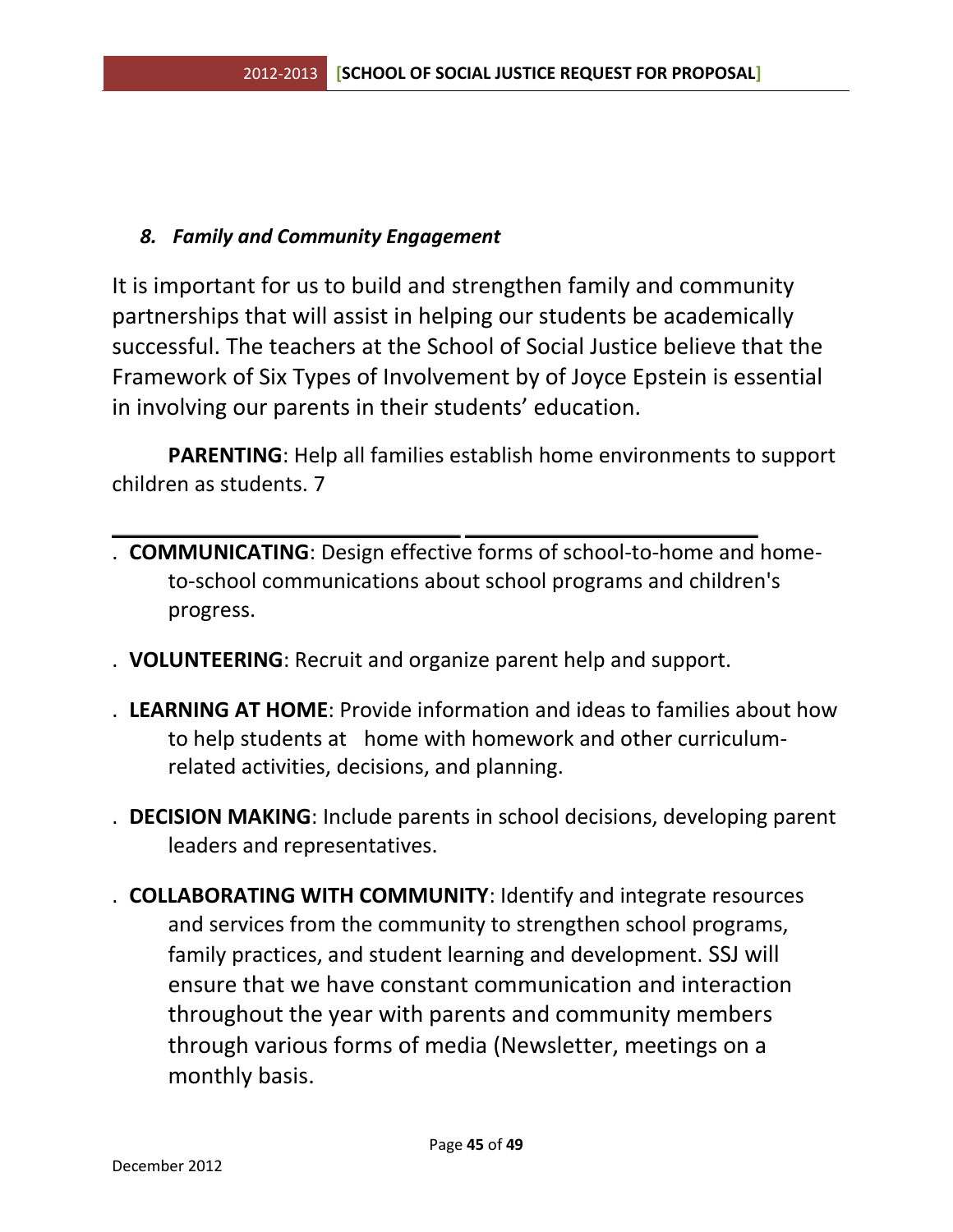### *8. Family and Community Engagement*

It is important for us to build and strengthen family and community partnerships that will assist in helping our students be academically successful. The teachers at the School of Social Justice believe that the Framework of Six Types of Involvement by of Joyce Epstein is essential in involving our parents in their students' education.

**PARENTING**: Help all families establish home environments to support children as students. 7

---

- **COMMUNICATING**: Design effective forms of school-to-home and home-to-school communications about school programs and children's progress.
- **VOLUNTEERING**: Recruit and organize parent help and support.
- **LEARNING AT HOME**: Provide information and ideas to families about how to help students at home with homework and other curriculum-related activities, decisions, and planning.
- **DECISION MAKING**: Include parents in school decisions, developing parent leaders and representatives.
- **COLLABORATING WITH COMMUNITY**: Identify and integrate resources and services from the community to strengthen school programs, family practices, and student learning and development. SSJ will ensure that we have constant communication and interaction throughout the year with parents and community members through various forms of media (Newsletter, meetings on a monthly basis.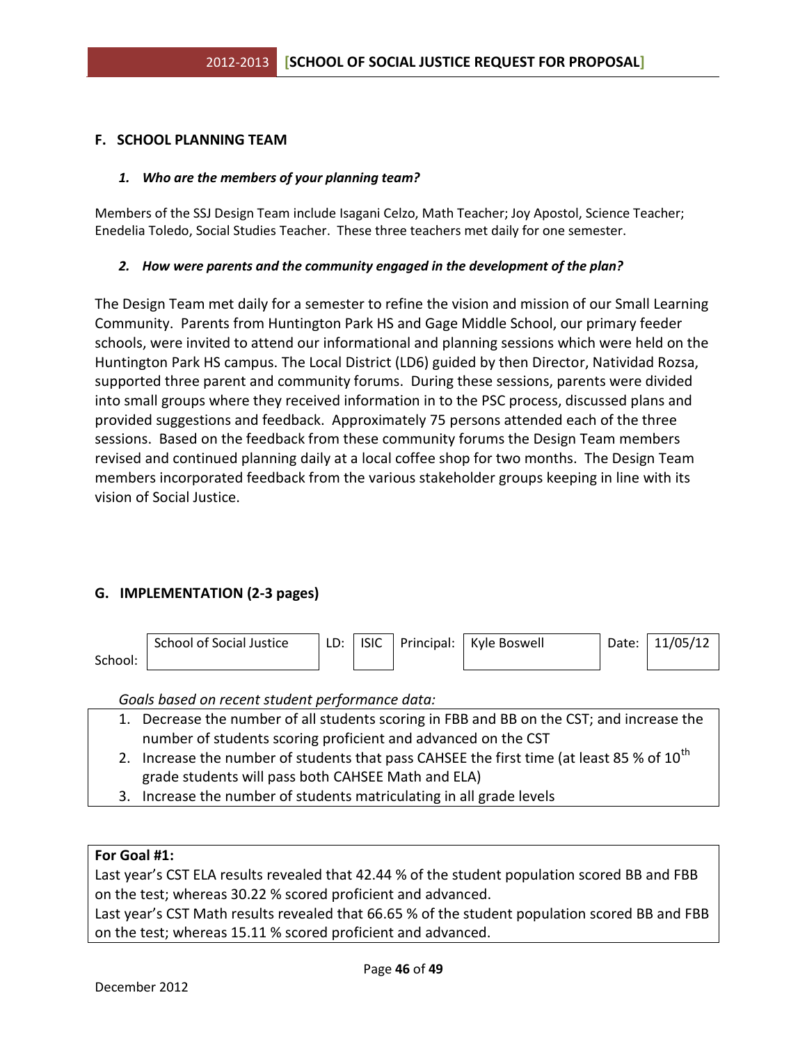## F. SCHOOL PLANNING TEAM

### *1. Who are the members of your planning team?*

Members of the SSJ Design Team include Isagani Celzo, Math Teacher; Joy Apostol, Science Teacher; Enedelia Toledo, Social Studies Teacher. These three teachers met daily for one semester.

### *2. How were parents and the community engaged in the development of the plan?*

The Design Team met daily for a semester to refine the vision and mission of our Small Learning Community. Parents from Huntington Park HS and Gage Middle School, our primary feeder schools, were invited to attend our informational and planning sessions which were held on the Huntington Park HS campus. The Local District (LD6) guided by then Director, Natividad Rozsa, supported three parent and community forums. During these sessions, parents were divided into small groups where they received information in to the PSC process, discussed plans and provided suggestions and feedback. Approximately 75 persons attended each of the three sessions. Based on the feedback from these community forums the Design Team members revised and continued planning daily at a local coffee shop for two months. The Design Team members incorporated feedback from the various stakeholder groups keeping in line with its vision of Social Justice.

## G. IMPLEMENTATION (2-3 pages)

| School: | School of Social Justice | LD: | ISIC | Principal: | Kyle Boswell | Date: | 11/05/12 |
|---|---|---|---|---|---|---|---|

*Goals based on recent student performance data:*

1. Decrease the number of all students scoring in FBB and BB on the CST; and increase the number of students scoring proficient and advanced on the CST
2. Increase the number of students that pass CAHSEE the first time (at least 85 % of 10th grade students will pass both CAHSEE Math and ELA)
3. Increase the number of students matriculating in all grade levels

**For Goal #1:**
Last year's CST ELA results revealed that 42.44 % of the student population scored BB and FBB on the test; whereas 30.22 % scored proficient and advanced.
Last year's CST Math results revealed that 66.65 % of the student population scored BB and FBB on the test; whereas 15.11 % scored proficient and advanced.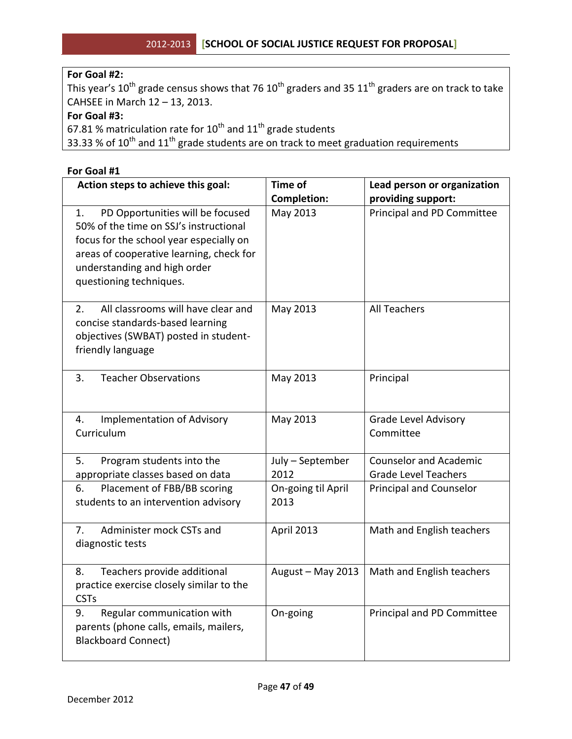**For Goal #2:**
This year's 10th grade census shows that 76 10th graders and 35 11th graders are on track to take CAHSEE in March 12 – 13, 2013.
**For Goal #3:**
67.81 % matriculation rate for 10th and 11th grade students
33.33 % of 10th and 11th grade students are on track to meet graduation requirements

**For Goal #1**

| Action steps to achieve this goal: | Time of Completion: | Lead person or organization providing support: |
|---|---|---|
| 1. PD Opportunities will be focused 50% of the time on SSJ's instructional focus for the school year especially on areas of cooperative learning, check for understanding and high order questioning techniques. | May 2013 | Principal and PD Committee |
| 2. All classrooms will have clear and concise standards-based learning objectives (SWBAT) posted in student-friendly language | May 2013 | All Teachers |
| 3. Teacher Observations | May 2013 | Principal |
| 4. Implementation of Advisory Curriculum | May 2013 | Grade Level Advisory Committee |
| 5. Program students into the appropriate classes based on data | July – September 2012 | Counselor and Academic Grade Level Teachers |
| 6. Placement of FBB/BB scoring students to an intervention advisory | On-going til April 2013 | Principal and Counselor |
| 7. Administer mock CSTs and diagnostic tests | April 2013 | Math and English teachers |
| 8. Teachers provide additional practice exercise closely similar to the CSTs | August – May 2013 | Math and English teachers |
| 9. Regular communication with parents (phone calls, emails, mailers, Blackboard Connect) | On-going | Principal and PD Committee |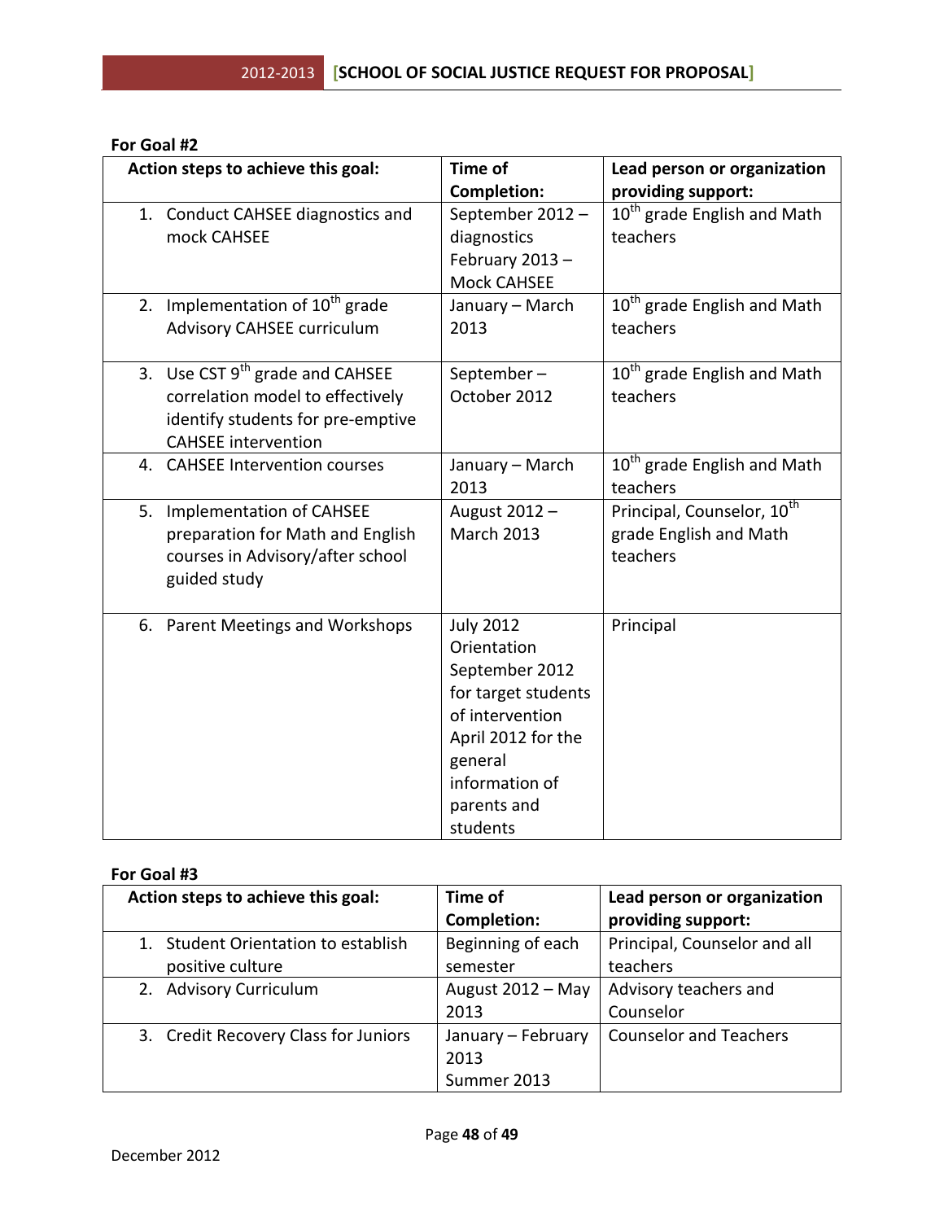**For Goal #2**

| Action steps to achieve this goal: | Time of Completion: | Lead person or organization providing support: |
|---|---|---|
| 1. Conduct CAHSEE diagnostics and mock CAHSEE | September 2012 – diagnostics February 2013 – Mock CAHSEE | 10th grade English and Math teachers |
| 2. Implementation of 10th grade Advisory CAHSEE curriculum | January – March 2013 | 10th grade English and Math teachers |
| 3. Use CST 9th grade and CAHSEE correlation model to effectively identify students for pre-emptive CAHSEE intervention | September – October 2012 | 10th grade English and Math teachers |
| 4. CAHSEE Intervention courses | January – March 2013 | 10th grade English and Math teachers |
| 5. Implementation of CAHSEE preparation for Math and English courses in Advisory/after school guided study | August 2012 – March 2013 | Principal, Counselor, 10th grade English and Math teachers |
| 6. Parent Meetings and Workshops | July 2012 Orientation September 2012 for target students of intervention April 2012 for the general information of parents and students | Principal |

**For Goal #3**

| Action steps to achieve this goal: | Time of Completion: | Lead person or organization providing support: |
|---|---|---|
| 1. Student Orientation to establish positive culture | Beginning of each semester | Principal, Counselor and all teachers |
| 2. Advisory Curriculum | August 2012 – May 2013 | Advisory teachers and Counselor |
| 3. Credit Recovery Class for Juniors | January – February 2013 Summer 2013 | Counselor and Teachers |

December 2012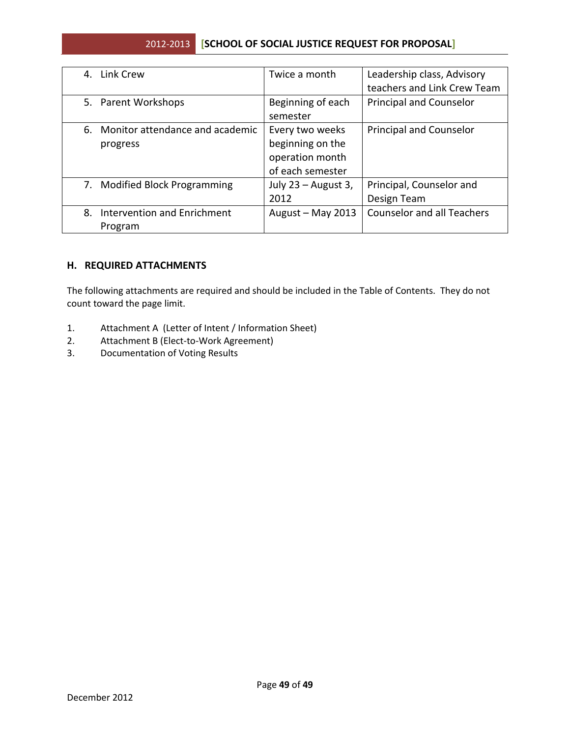| | | |
|---|---|---|
| 4. Link Crew | Twice a month | Leadership class, Advisory teachers and Link Crew Team |
| 5. Parent Workshops | Beginning of each semester | Principal and Counselor |
| 6. Monitor attendance and academic progress | Every two weeks beginning on the operation month of each semester | Principal and Counselor |
| 7. Modified Block Programming | July 23 – August 3, 2012 | Principal, Counselor and Design Team |
| 8. Intervention and Enrichment Program | August – May 2013 | Counselor and all Teachers |

### H. REQUIRED ATTACHMENTS

The following attachments are required and should be included in the Table of Contents. They do not count toward the page limit.

1. Attachment A (Letter of Intent / Information Sheet)
2. Attachment B (Elect-to-Work Agreement)
3. Documentation of Voting Results